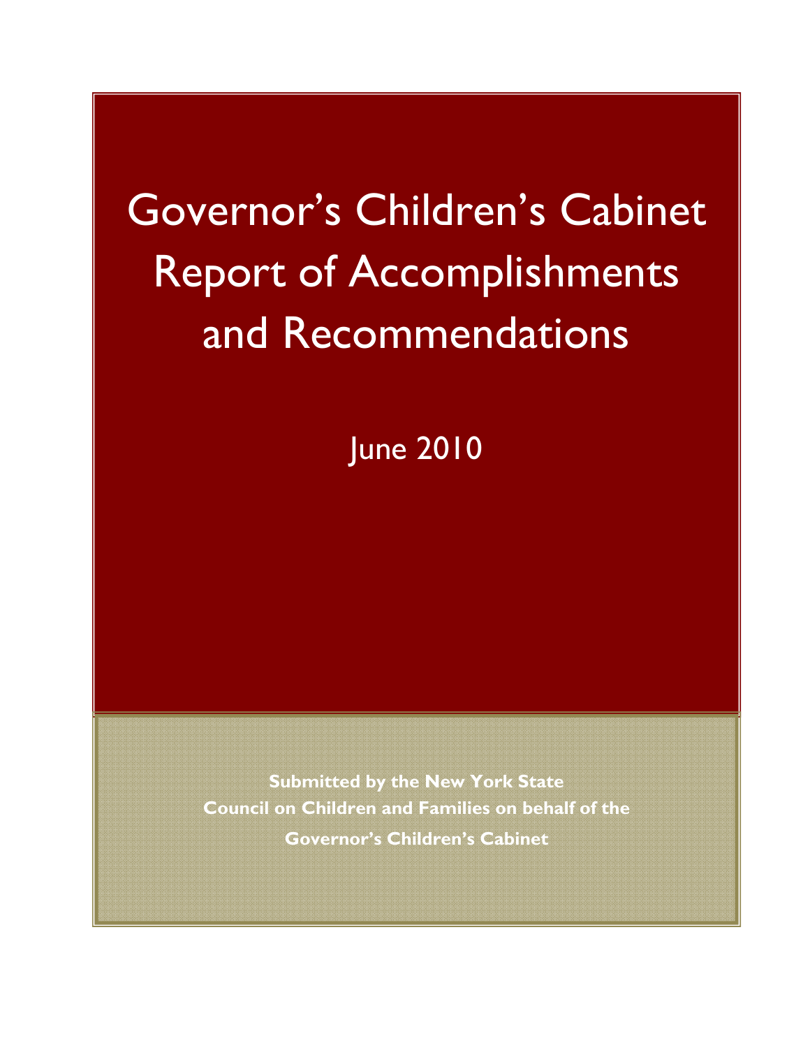# Governor's Children's Cabinet Report of Accomplishments and Recommendations

June 2010

**Submitted by the New York State Council on Children and Families on behalf of the Governor's Children's Cabinet**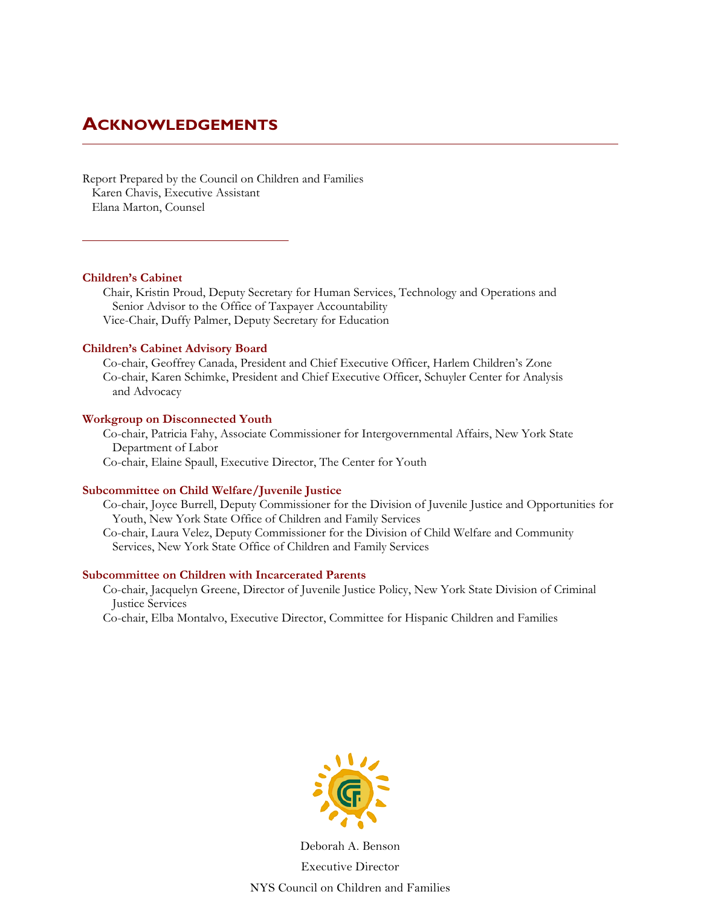# Acknowledgements

Report Prepared by the Council on Children and Families
Karen Chavis, Executive Assistant
Elana Marton, Counsel

---

**Children's Cabinet**

Chair, Kristin Proud, Deputy Secretary for Human Services, Technology and Operations and Senior Advisor to the Office of Taxpayer Accountability
Vice-Chair, Duffy Palmer, Deputy Secretary for Education

**Children's Cabinet Advisory Board**

Co-chair, Geoffrey Canada, President and Chief Executive Officer, Harlem Children's Zone
Co-chair, Karen Schimke, President and Chief Executive Officer, Schuyler Center for Analysis and Advocacy

**Workgroup on Disconnected Youth**

Co-chair, Patricia Fahy, Associate Commissioner for Intergovernmental Affairs, New York State Department of Labor
Co-chair, Elaine Spaull, Executive Director, The Center for Youth

**Subcommittee on Child Welfare/Juvenile Justice**

Co-chair, Joyce Burrell, Deputy Commissioner for the Division of Juvenile Justice and Opportunities for Youth, New York State Office of Children and Family Services
Co-chair, Laura Velez, Deputy Commissioner for the Division of Child Welfare and Community Services, New York State Office of Children and Family Services

**Subcommittee on Children with Incarcerated Parents**

Co-chair, Jacquelyn Greene, Director of Juvenile Justice Policy, New York State Division of Criminal Justice Services
Co-chair, Elba Montalvo, Executive Director, Committee for Hispanic Children and Families

Deborah A. Benson
Executive Director
NYS Council on Children and Families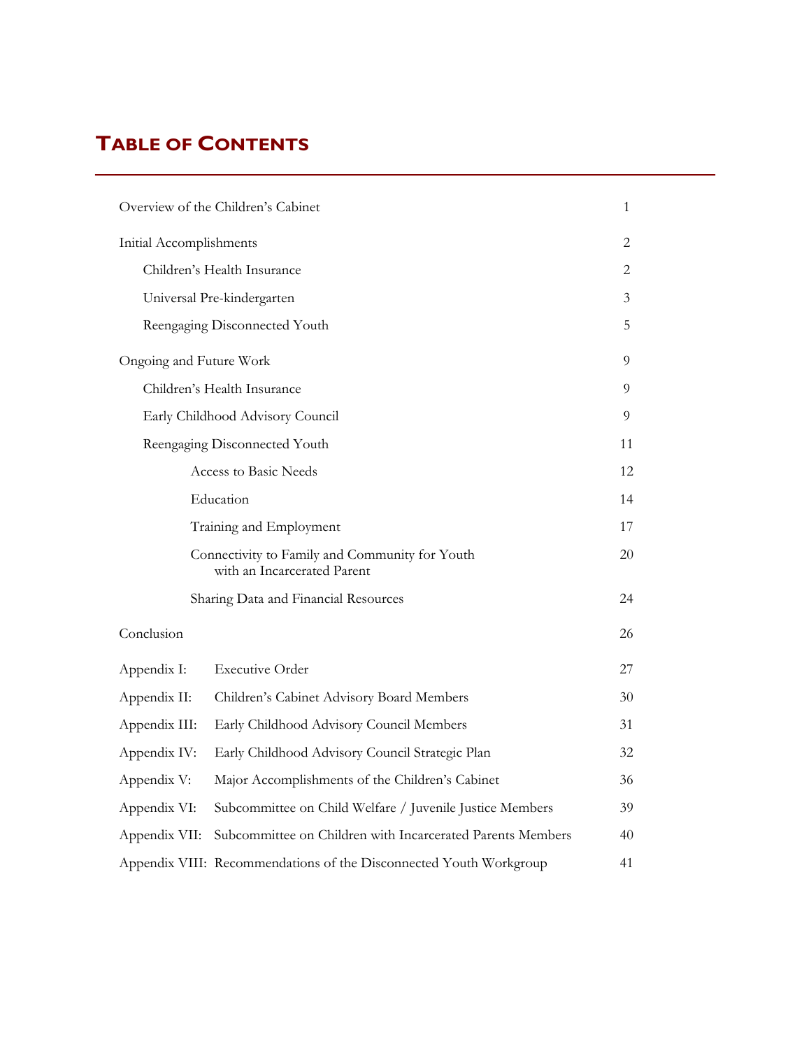# Table of Contents

| | |
|---|---|
| Overview of the Children's Cabinet | 1 |
| Initial Accomplishments | 2 |
| Children's Health Insurance | 2 |
| Universal Pre-kindergarten | 3 |
| Reengaging Disconnected Youth | 5 |
| Ongoing and Future Work | 9 |
| Children's Health Insurance | 9 |
| Early Childhood Advisory Council | 9 |
| Reengaging Disconnected Youth | 11 |
| Access to Basic Needs | 12 |
| Education | 14 |
| Training and Employment | 17 |
| Connectivity to Family and Community for Youth with an Incarcerated Parent | 20 |
| Sharing Data and Financial Resources | 24 |
| Conclusion | 26 |
| Appendix I: Executive Order | 27 |
| Appendix II: Children's Cabinet Advisory Board Members | 30 |
| Appendix III: Early Childhood Advisory Council Members | 31 |
| Appendix IV: Early Childhood Advisory Council Strategic Plan | 32 |
| Appendix V: Major Accomplishments of the Children's Cabinet | 36 |
| Appendix VI: Subcommittee on Child Welfare / Juvenile Justice Members | 39 |
| Appendix VII: Subcommittee on Children with Incarcerated Parents Members | 40 |
| Appendix VIII: Recommendations of the Disconnected Youth Workgroup | 41 |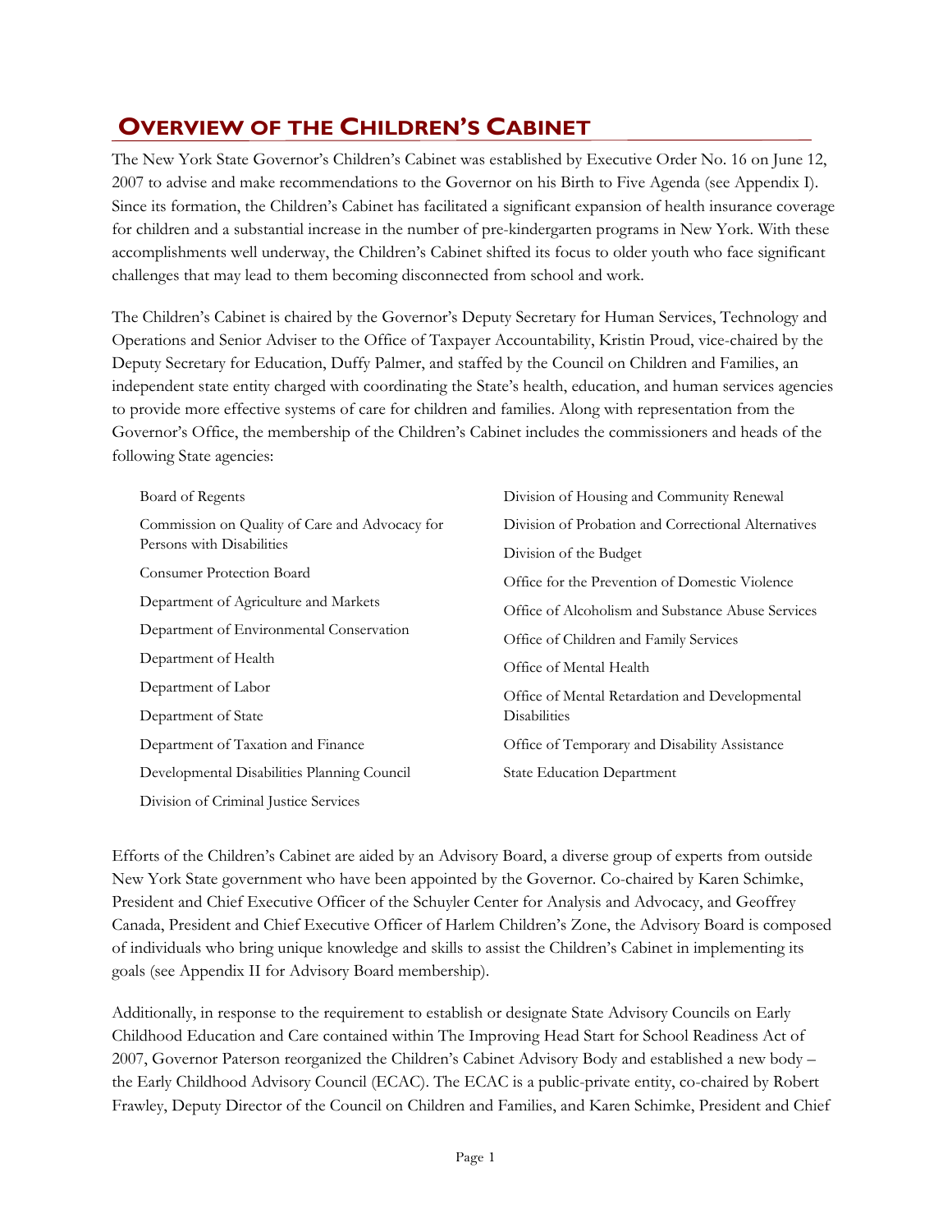# Overview of the Children's Cabinet

The New York State Governor's Children's Cabinet was established by Executive Order No. 16 on June 12, 2007 to advise and make recommendations to the Governor on his Birth to Five Agenda (see Appendix I). Since its formation, the Children's Cabinet has facilitated a significant expansion of health insurance coverage for children and a substantial increase in the number of pre-kindergarten programs in New York. With these accomplishments well underway, the Children's Cabinet shifted its focus to older youth who face significant challenges that may lead to them becoming disconnected from school and work.

The Children's Cabinet is chaired by the Governor's Deputy Secretary for Human Services, Technology and Operations and Senior Adviser to the Office of Taxpayer Accountability, Kristin Proud, vice-chaired by the Deputy Secretary for Education, Duffy Palmer, and staffed by the Council on Children and Families, an independent state entity charged with coordinating the State's health, education, and human services agencies to provide more effective systems of care for children and families. Along with representation from the Governor's Office, the membership of the Children's Cabinet includes the commissioners and heads of the following State agencies:

- Board of Regents
- Commission on Quality of Care and Advocacy for Persons with Disabilities
- Consumer Protection Board
- Department of Agriculture and Markets
- Department of Environmental Conservation
- Department of Health
- Department of Labor
- Department of State
- Department of Taxation and Finance
- Developmental Disabilities Planning Council
- Division of Criminal Justice Services
- Division of Housing and Community Renewal
- Division of Probation and Correctional Alternatives
- Division of the Budget
- Office for the Prevention of Domestic Violence
- Office of Alcoholism and Substance Abuse Services
- Office of Children and Family Services
- Office of Mental Health
- Office of Mental Retardation and Developmental Disabilities
- Office of Temporary and Disability Assistance
- State Education Department

Efforts of the Children's Cabinet are aided by an Advisory Board, a diverse group of experts from outside New York State government who have been appointed by the Governor. Co-chaired by Karen Schimke, President and Chief Executive Officer of the Schuyler Center for Analysis and Advocacy, and Geoffrey Canada, President and Chief Executive Officer of Harlem Children's Zone, the Advisory Board is composed of individuals who bring unique knowledge and skills to assist the Children's Cabinet in implementing its goals (see Appendix II for Advisory Board membership).

Additionally, in response to the requirement to establish or designate State Advisory Councils on Early Childhood Education and Care contained within The Improving Head Start for School Readiness Act of 2007, Governor Paterson reorganized the Children's Cabinet Advisory Body and established a new body – the Early Childhood Advisory Council (ECAC). The ECAC is a public-private entity, co-chaired by Robert Frawley, Deputy Director of the Council on Children and Families, and Karen Schimke, President and Chief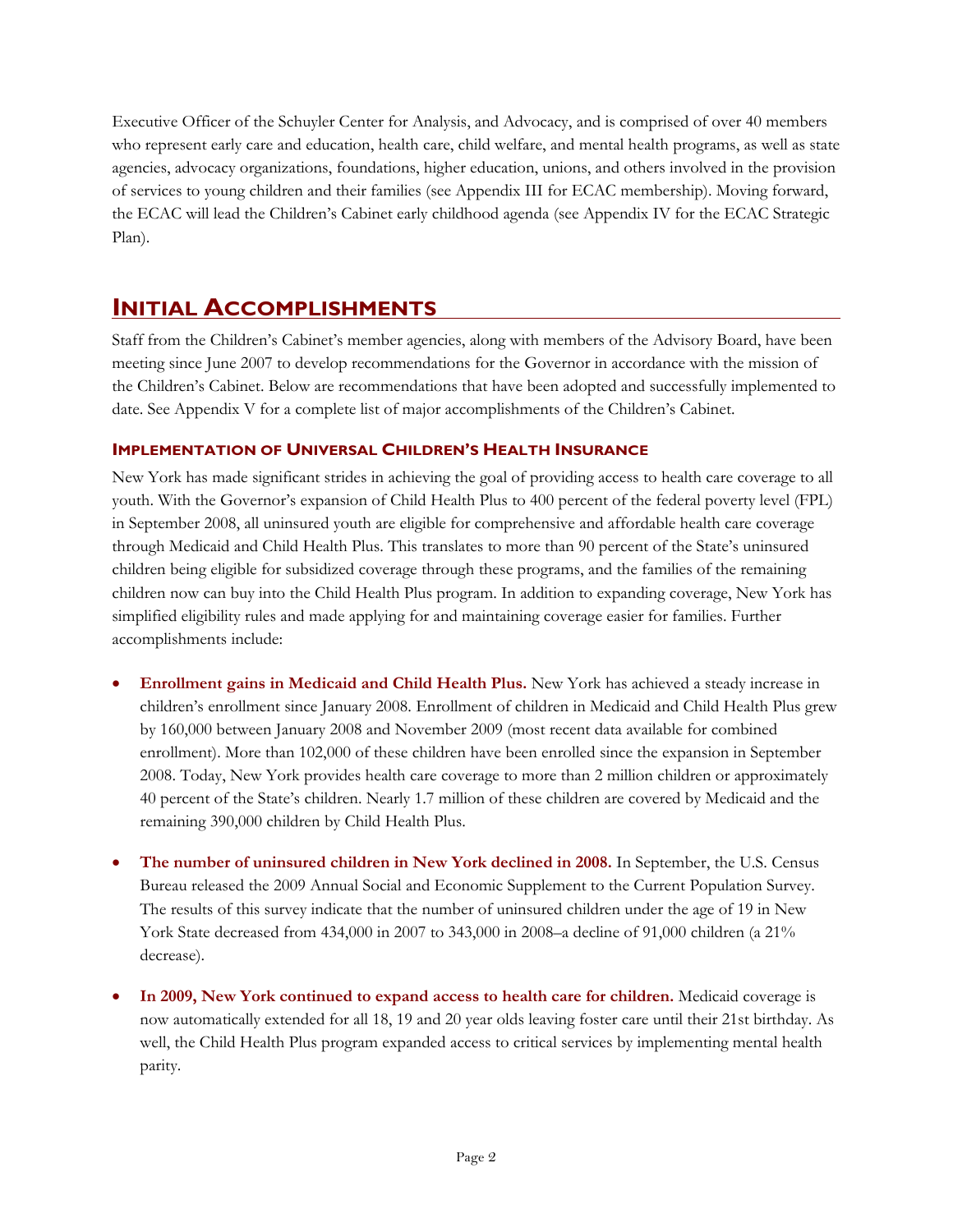Executive Officer of the Schuyler Center for Analysis, and Advocacy, and is comprised of over 40 members who represent early care and education, health care, child welfare, and mental health programs, as well as state agencies, advocacy organizations, foundations, higher education, unions, and others involved in the provision of services to young children and their families (see Appendix III for ECAC membership). Moving forward, the ECAC will lead the Children's Cabinet early childhood agenda (see Appendix IV for the ECAC Strategic Plan).

## Initial Accomplishments

Staff from the Children's Cabinet's member agencies, along with members of the Advisory Board, have been meeting since June 2007 to develop recommendations for the Governor in accordance with the mission of the Children's Cabinet. Below are recommendations that have been adopted and successfully implemented to date. See Appendix V for a complete list of major accomplishments of the Children's Cabinet.

### Implementation of Universal Children's Health Insurance

New York has made significant strides in achieving the goal of providing access to health care coverage to all youth. With the Governor's expansion of Child Health Plus to 400 percent of the federal poverty level (FPL) in September 2008, all uninsured youth are eligible for comprehensive and affordable health care coverage through Medicaid and Child Health Plus. This translates to more than 90 percent of the State's uninsured children being eligible for subsidized coverage through these programs, and the families of the remaining children now can buy into the Child Health Plus program. In addition to expanding coverage, New York has simplified eligibility rules and made applying for and maintaining coverage easier for families. Further accomplishments include:

- **Enrollment gains in Medicaid and Child Health Plus.** New York has achieved a steady increase in children's enrollment since January 2008. Enrollment of children in Medicaid and Child Health Plus grew by 160,000 between January 2008 and November 2009 (most recent data available for combined enrollment). More than 102,000 of these children have been enrolled since the expansion in September 2008. Today, New York provides health care coverage to more than 2 million children or approximately 40 percent of the State's children. Nearly 1.7 million of these children are covered by Medicaid and the remaining 390,000 children by Child Health Plus.

- **The number of uninsured children in New York declined in 2008.** In September, the U.S. Census Bureau released the 2009 Annual Social and Economic Supplement to the Current Population Survey. The results of this survey indicate that the number of uninsured children under the age of 19 in New York State decreased from 434,000 in 2007 to 343,000 in 2008–a decline of 91,000 children (a 21% decrease).

- **In 2009, New York continued to expand access to health care for children.** Medicaid coverage is now automatically extended for all 18, 19 and 20 year olds leaving foster care until their 21st birthday. As well, the Child Health Plus program expanded access to critical services by implementing mental health parity.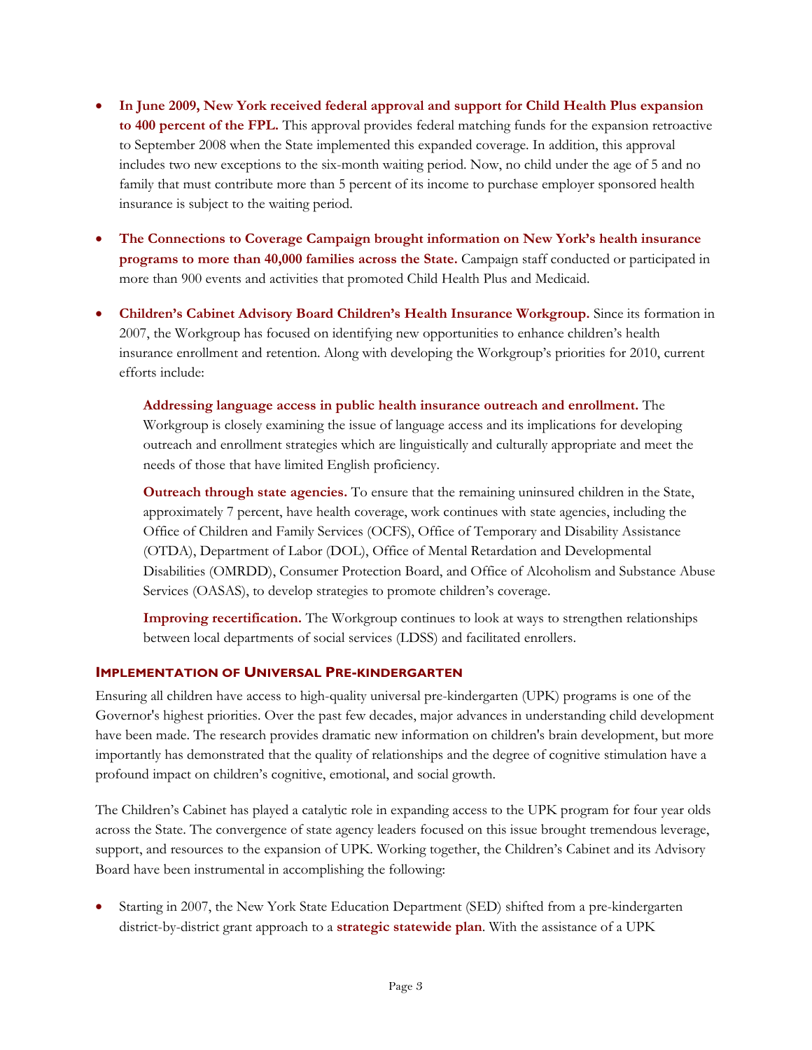- **In June 2009, New York received federal approval and support for Child Health Plus expansion to 400 percent of the FPL.** This approval provides federal matching funds for the expansion retroactive to September 2008 when the State implemented this expanded coverage. In addition, this approval includes two new exceptions to the six-month waiting period. Now, no child under the age of 5 and no family that must contribute more than 5 percent of its income to purchase employer sponsored health insurance is subject to the waiting period.

- **The Connections to Coverage Campaign brought information on New York's health insurance programs to more than 40,000 families across the State.** Campaign staff conducted or participated in more than 900 events and activities that promoted Child Health Plus and Medicaid.

- **Children's Cabinet Advisory Board Children's Health Insurance Workgroup.** Since its formation in 2007, the Workgroup has focused on identifying new opportunities to enhance children's health insurance enrollment and retention. Along with developing the Workgroup's priorities for 2010, current efforts include:

  **Addressing language access in public health insurance outreach and enrollment.** The Workgroup is closely examining the issue of language access and its implications for developing outreach and enrollment strategies which are linguistically and culturally appropriate and meet the needs of those that have limited English proficiency.

  **Outreach through state agencies.** To ensure that the remaining uninsured children in the State, approximately 7 percent, have health coverage, work continues with state agencies, including the Office of Children and Family Services (OCFS), Office of Temporary and Disability Assistance (OTDA), Department of Labor (DOL), Office of Mental Retardation and Developmental Disabilities (OMRDD), Consumer Protection Board, and Office of Alcoholism and Substance Abuse Services (OASAS), to develop strategies to promote children's coverage.

  **Improving recertification.** The Workgroup continues to look at ways to strengthen relationships between local departments of social services (LDSS) and facilitated enrollers.

### Implementation of Universal Pre-kindergarten

Ensuring all children have access to high-quality universal pre-kindergarten (UPK) programs is one of the Governor's highest priorities. Over the past few decades, major advances in understanding child development have been made. The research provides dramatic new information on children's brain development, but more importantly has demonstrated that the quality of relationships and the degree of cognitive stimulation have a profound impact on children's cognitive, emotional, and social growth.

The Children's Cabinet has played a catalytic role in expanding access to the UPK program for four year olds across the State. The convergence of state agency leaders focused on this issue brought tremendous leverage, support, and resources to the expansion of UPK. Working together, the Children's Cabinet and its Advisory Board have been instrumental in accomplishing the following:

- Starting in 2007, the New York State Education Department (SED) shifted from a pre-kindergarten district-by-district grant approach to a **strategic statewide plan**. With the assistance of a UPK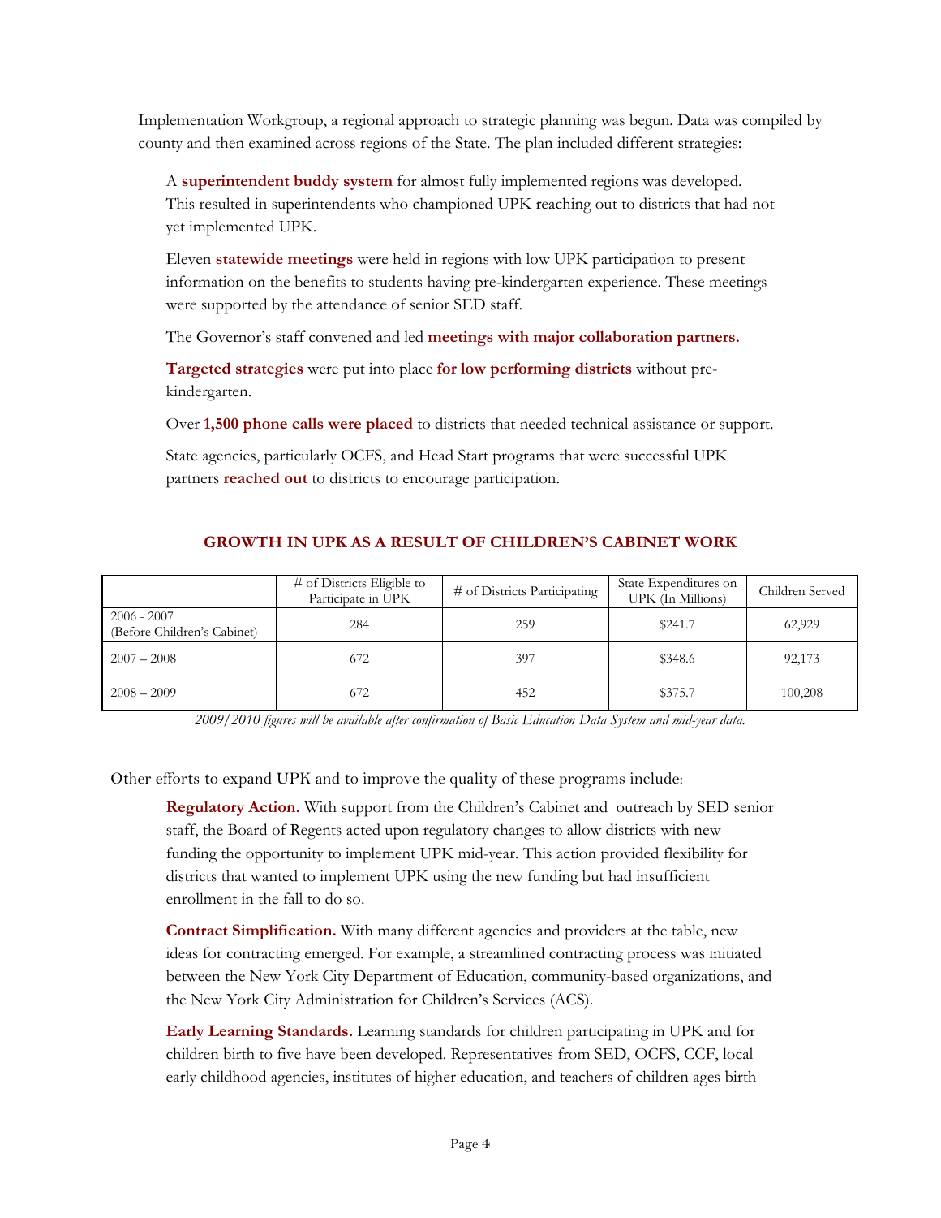Implementation Workgroup, a regional approach to strategic planning was begun. Data was compiled by county and then examined across regions of the State. The plan included different strategies:

A **superintendent buddy system** for almost fully implemented regions was developed. This resulted in superintendents who championed UPK reaching out to districts that had not yet implemented UPK.

Eleven **statewide meetings** were held in regions with low UPK participation to present information on the benefits to students having pre-kindergarten experience. These meetings were supported by the attendance of senior SED staff.

The Governor's staff convened and led **meetings with major collaboration partners.**

**Targeted strategies** were put into place **for low performing districts** without pre-kindergarten.

Over **1,500 phone calls were placed** to districts that needed technical assistance or support.

State agencies, particularly OCFS, and Head Start programs that were successful UPK partners **reached out** to districts to encourage participation.

## GROWTH IN UPK AS A RESULT OF CHILDREN'S CABINET WORK

| | # of Districts Eligible to Participate in UPK | # of Districts Participating | State Expenditures on UPK (In Millions) | Children Served |
|---|---|---|---|---|
| 2006 - 2007 (Before Children's Cabinet) | 284 | 259 | $241.7 | 62,929 |
| 2007 – 2008 | 672 | 397 | $348.6 | 92,173 |
| 2008 – 2009 | 672 | 452 | $375.7 | 100,208 |

*2009/2010 figures will be available after confirmation of Basic Education Data System and mid-year data.*

Other efforts to expand UPK and to improve the quality of these programs include:

**Regulatory Action.** With support from the Children's Cabinet and outreach by SED senior staff, the Board of Regents acted upon regulatory changes to allow districts with new funding the opportunity to implement UPK mid-year. This action provided flexibility for districts that wanted to implement UPK using the new funding but had insufficient enrollment in the fall to do so.

**Contract Simplification.** With many different agencies and providers at the table, new ideas for contracting emerged. For example, a streamlined contracting process was initiated between the New York City Department of Education, community-based organizations, and the New York City Administration for Children's Services (ACS).

**Early Learning Standards.** Learning standards for children participating in UPK and for children birth to five have been developed. Representatives from SED, OCFS, CCF, local early childhood agencies, institutes of higher education, and teachers of children ages birth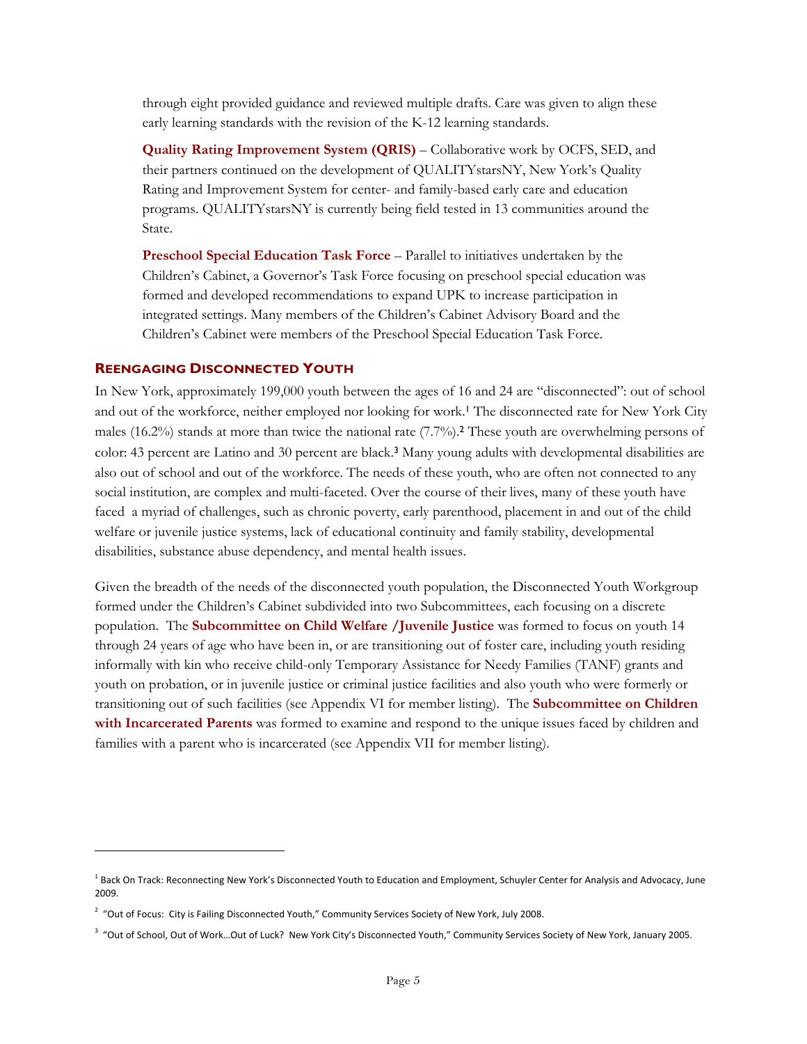through eight provided guidance and reviewed multiple drafts. Care was given to align these early learning standards with the revision of the K-12 learning standards.

**Quality Rating Improvement System (QRIS)** – Collaborative work by OCFS, SED, and their partners continued on the development of QUALITYstarsNY, New York's Quality Rating and Improvement System for center- and family-based early care and education programs. QUALITYstarsNY is currently being field tested in 13 communities around the State.

**Preschool Special Education Task Force** – Parallel to initiatives undertaken by the Children's Cabinet, a Governor's Task Force focusing on preschool special education was formed and developed recommendations to expand UPK to increase participation in integrated settings. Many members of the Children's Cabinet Advisory Board and the Children's Cabinet were members of the Preschool Special Education Task Force.

## REENGAGING DISCONNECTED YOUTH

In New York, approximately 199,000 youth between the ages of 16 and 24 are "disconnected": out of school and out of the workforce, neither employed nor looking for work.[1] The disconnected rate for New York City males (16.2%) stands at more than twice the national rate (7.7%).[2] These youth are overwhelming persons of color: 43 percent are Latino and 30 percent are black.[3] Many young adults with developmental disabilities are also out of school and out of the workforce. The needs of these youth, who are often not connected to any social institution, are complex and multi-faceted. Over the course of their lives, many of these youth have faced a myriad of challenges, such as chronic poverty, early parenthood, placement in and out of the child welfare or juvenile justice systems, lack of educational continuity and family stability, developmental disabilities, substance abuse dependency, and mental health issues.

Given the breadth of the needs of the disconnected youth population, the Disconnected Youth Workgroup formed under the Children's Cabinet subdivided into two Subcommittees, each focusing on a discrete population. The **Subcommittee on Child Welfare /Juvenile Justice** was formed to focus on youth 14 through 24 years of age who have been in, or are transitioning out of foster care, including youth residing informally with kin who receive child-only Temporary Assistance for Needy Families (TANF) grants and youth on probation, or in juvenile justice or criminal justice facilities and also youth who were formerly or transitioning out of such facilities (see Appendix VI for member listing). The **Subcommittee on Children with Incarcerated Parents** was formed to examine and respond to the unique issues faced by children and families with a parent who is incarcerated (see Appendix VII for member listing).

---

[1] Back On Track: Reconnecting New York's Disconnected Youth to Education and Employment, Schuyler Center for Analysis and Advocacy, June 2009.

[2] "Out of Focus: City is Failing Disconnected Youth," Community Services Society of New York, July 2008.

[3] "Out of School, Out of Work…Out of Luck? New York City's Disconnected Youth," Community Services Society of New York, January 2005.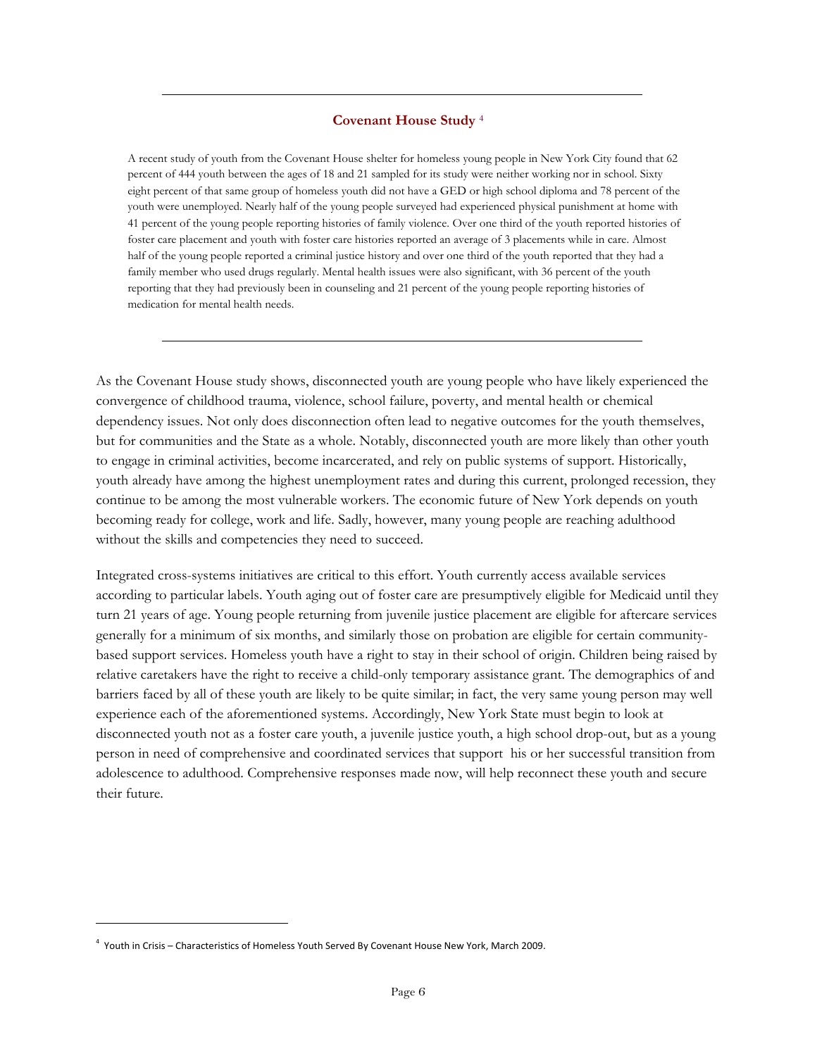---

### Covenant House Study [4]

A recent study of youth from the Covenant House shelter for homeless young people in New York City found that 62 percent of 444 youth between the ages of 18 and 21 sampled for its study were neither working nor in school. Sixty eight percent of that same group of homeless youth did not have a GED or high school diploma and 78 percent of the youth were unemployed. Nearly half of the young people surveyed had experienced physical punishment at home with 41 percent of the young people reporting histories of family violence. Over one third of the youth reported histories of foster care placement and youth with foster care histories reported an average of 3 placements while in care. Almost half of the young people reported a criminal justice history and over one third of the youth reported that they had a family member who used drugs regularly. Mental health issues were also significant, with 36 percent of the youth reporting that they had previously been in counseling and 21 percent of the young people reporting histories of medication for mental health needs.

---

As the Covenant House study shows, disconnected youth are young people who have likely experienced the convergence of childhood trauma, violence, school failure, poverty, and mental health or chemical dependency issues. Not only does disconnection often lead to negative outcomes for the youth themselves, but for communities and the State as a whole. Notably, disconnected youth are more likely than other youth to engage in criminal activities, become incarcerated, and rely on public systems of support. Historically, youth already have among the highest unemployment rates and during this current, prolonged recession, they continue to be among the most vulnerable workers. The economic future of New York depends on youth becoming ready for college, work and life. Sadly, however, many young people are reaching adulthood without the skills and competencies they need to succeed.

Integrated cross-systems initiatives are critical to this effort. Youth currently access available services according to particular labels. Youth aging out of foster care are presumptively eligible for Medicaid until they turn 21 years of age. Young people returning from juvenile justice placement are eligible for aftercare services generally for a minimum of six months, and similarly those on probation are eligible for certain community-based support services. Homeless youth have a right to stay in their school of origin. Children being raised by relative caretakers have the right to receive a child-only temporary assistance grant. The demographics of and barriers faced by all of these youth are likely to be quite similar; in fact, the very same young person may well experience each of the aforementioned systems. Accordingly, New York State must begin to look at disconnected youth not as a foster care youth, a juvenile justice youth, a high school drop-out, but as a young person in need of comprehensive and coordinated services that support his or her successful transition from adolescence to adulthood. Comprehensive responses made now, will help reconnect these youth and secure their future.

[4] Youth in Crisis – Characteristics of Homeless Youth Served By Covenant House New York, March 2009.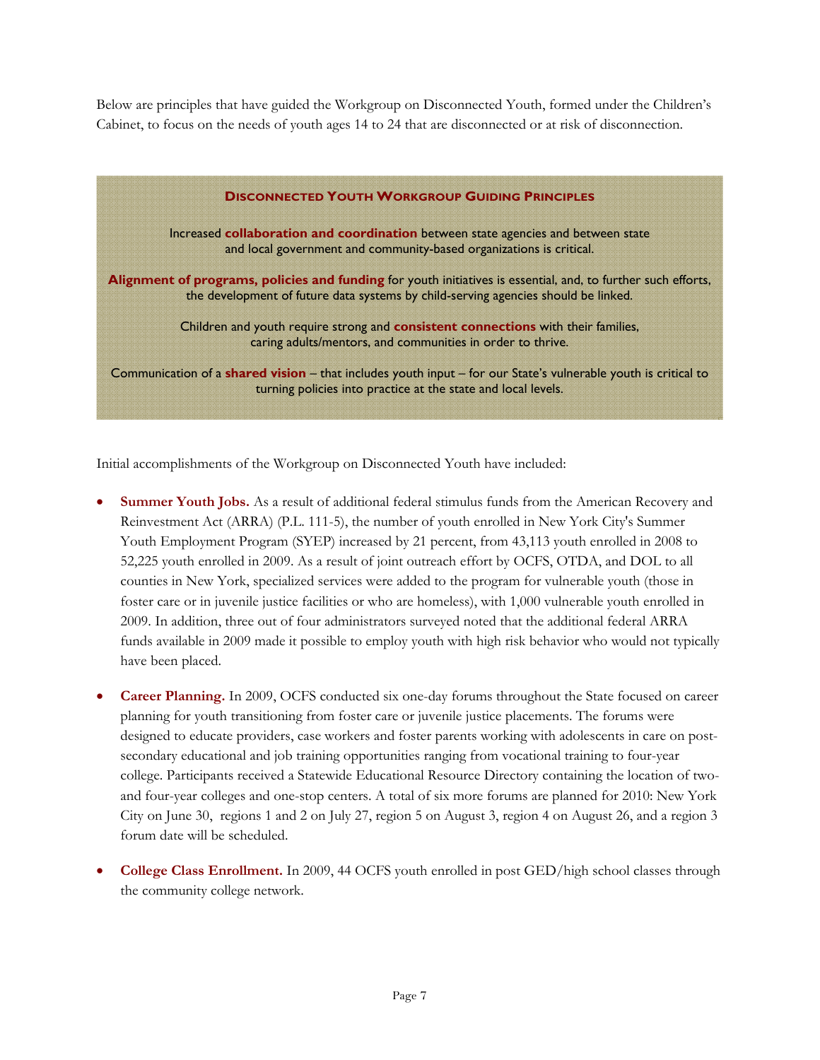Below are principles that have guided the Workgroup on Disconnected Youth, formed under the Children's Cabinet, to focus on the needs of youth ages 14 to 24 that are disconnected or at risk of disconnection.

### Disconnected Youth Workgroup Guiding Principles

Increased **collaboration and coordination** between state agencies and between state and local government and community-based organizations is critical.

**Alignment of programs, policies and funding** for youth initiatives is essential, and, to further such efforts, the development of future data systems by child-serving agencies should be linked.

Children and youth require strong and **consistent connections** with their families, caring adults/mentors, and communities in order to thrive.

Communication of a **shared vision** – that includes youth input – for our State's vulnerable youth is critical to turning policies into practice at the state and local levels.

Initial accomplishments of the Workgroup on Disconnected Youth have included:

- **Summer Youth Jobs.** As a result of additional federal stimulus funds from the American Recovery and Reinvestment Act (ARRA) (P.L. 111-5), the number of youth enrolled in New York City's Summer Youth Employment Program (SYEP) increased by 21 percent, from 43,113 youth enrolled in 2008 to 52,225 youth enrolled in 2009. As a result of joint outreach effort by OCFS, OTDA, and DOL to all counties in New York, specialized services were added to the program for vulnerable youth (those in foster care or in juvenile justice facilities or who are homeless), with 1,000 vulnerable youth enrolled in 2009. In addition, three out of four administrators surveyed noted that the additional federal ARRA funds available in 2009 made it possible to employ youth with high risk behavior who would not typically have been placed.

- **Career Planning.** In 2009, OCFS conducted six one-day forums throughout the State focused on career planning for youth transitioning from foster care or juvenile justice placements. The forums were designed to educate providers, case workers and foster parents working with adolescents in care on post-secondary educational and job training opportunities ranging from vocational training to four-year college. Participants received a Statewide Educational Resource Directory containing the location of two- and four-year colleges and one-stop centers. A total of six more forums are planned for 2010: New York City on June 30, regions 1 and 2 on July 27, region 5 on August 3, region 4 on August 26, and a region 3 forum date will be scheduled.

- **College Class Enrollment.** In 2009, 44 OCFS youth enrolled in post GED/high school classes through the community college network.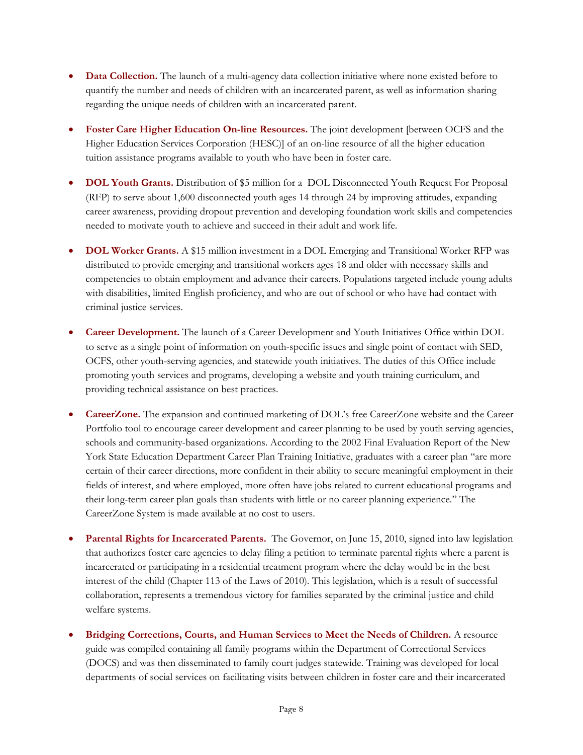- **Data Collection.** The launch of a multi-agency data collection initiative where none existed before to quantify the number and needs of children with an incarcerated parent, as well as information sharing regarding the unique needs of children with an incarcerated parent.

- **Foster Care Higher Education On-line Resources.** The joint development [between OCFS and the Higher Education Services Corporation (HESC)] of an on-line resource of all the higher education tuition assistance programs available to youth who have been in foster care.

- **DOL Youth Grants.** Distribution of $5 million for a DOL Disconnected Youth Request For Proposal (RFP) to serve about 1,600 disconnected youth ages 14 through 24 by improving attitudes, expanding career awareness, providing dropout prevention and developing foundation work skills and competencies needed to motivate youth to achieve and succeed in their adult and work life.

- **DOL Worker Grants.** A $15 million investment in a DOL Emerging and Transitional Worker RFP was distributed to provide emerging and transitional workers ages 18 and older with necessary skills and competencies to obtain employment and advance their careers. Populations targeted include young adults with disabilities, limited English proficiency, and who are out of school or who have had contact with criminal justice services.

- **Career Development.** The launch of a Career Development and Youth Initiatives Office within DOL to serve as a single point of information on youth-specific issues and single point of contact with SED, OCFS, other youth-serving agencies, and statewide youth initiatives. The duties of this Office include promoting youth services and programs, developing a website and youth training curriculum, and providing technical assistance on best practices.

- **CareerZone.** The expansion and continued marketing of DOL's free CareerZone website and the Career Portfolio tool to encourage career development and career planning to be used by youth serving agencies, schools and community-based organizations. According to the 2002 Final Evaluation Report of the New York State Education Department Career Plan Training Initiative, graduates with a career plan "are more certain of their career directions, more confident in their ability to secure meaningful employment in their fields of interest, and where employed, more often have jobs related to current educational programs and their long-term career plan goals than students with little or no career planning experience." The CareerZone System is made available at no cost to users.

- **Parental Rights for Incarcerated Parents.** The Governor, on June 15, 2010, signed into law legislation that authorizes foster care agencies to delay filing a petition to terminate parental rights where a parent is incarcerated or participating in a residential treatment program where the delay would be in the best interest of the child (Chapter 113 of the Laws of 2010). This legislation, which is a result of successful collaboration, represents a tremendous victory for families separated by the criminal justice and child welfare systems.

- **Bridging Corrections, Courts, and Human Services to Meet the Needs of Children.** A resource guide was compiled containing all family programs within the Department of Correctional Services (DOCS) and was then disseminated to family court judges statewide. Training was developed for local departments of social services on facilitating visits between children in foster care and their incarcerated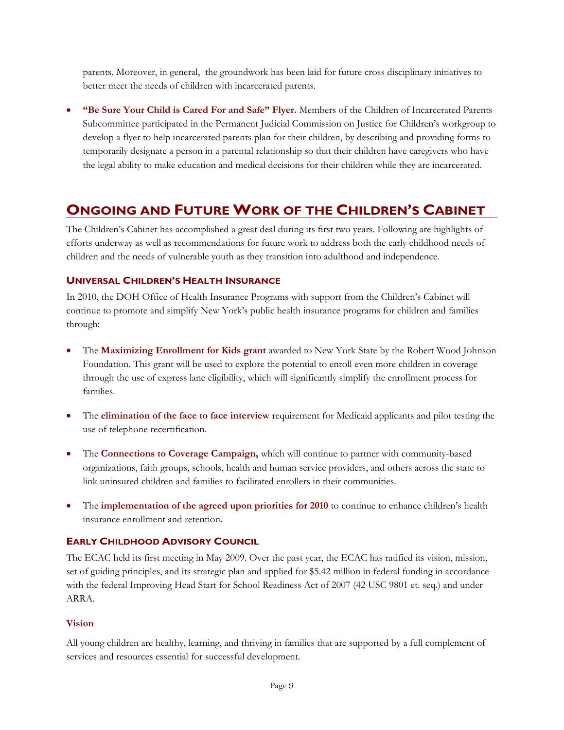parents. Moreover, in general, the groundwork has been laid for future cross disciplinary initiatives to better meet the needs of children with incarcerated parents.

- **"Be Sure Your Child is Cared For and Safe" Flyer.** Members of the Children of Incarcerated Parents Subcommittee participated in the Permanent Judicial Commission on Justice for Children's workgroup to develop a flyer to help incarcerated parents plan for their children, by describing and providing forms to temporarily designate a person in a parental relationship so that their children have caregivers who have the legal ability to make education and medical decisions for their children while they are incarcerated.

## ONGOING AND FUTURE WORK OF THE CHILDREN'S CABINET

The Children's Cabinet has accomplished a great deal during its first two years. Following are highlights of efforts underway as well as recommendations for future work to address both the early childhood needs of children and the needs of vulnerable youth as they transition into adulthood and independence.

### UNIVERSAL CHILDREN'S HEALTH INSURANCE

In 2010, the DOH Office of Health Insurance Programs with support from the Children's Cabinet will continue to promote and simplify New York's public health insurance programs for children and families through:

- The **Maximizing Enrollment for Kids grant** awarded to New York State by the Robert Wood Johnson Foundation. This grant will be used to explore the potential to enroll even more children in coverage through the use of express lane eligibility, which will significantly simplify the enrollment process for families.

- The **elimination of the face to face interview** requirement for Medicaid applicants and pilot testing the use of telephone recertification.

- The **Connections to Coverage Campaign,** which will continue to partner with community-based organizations, faith groups, schools, health and human service providers, and others across the state to link uninsured children and families to facilitated enrollers in their communities.

- The **implementation of the agreed upon priorities for 2010** to continue to enhance children's health insurance enrollment and retention.

### EARLY CHILDHOOD ADVISORY COUNCIL

The ECAC held its first meeting in May 2009. Over the past year, the ECAC has ratified its vision, mission, set of guiding principles, and its strategic plan and applied for $5.42 million in federal funding in accordance with the federal Improving Head Start for School Readiness Act of 2007 (42 USC 9801 et. seq.) and under ARRA.

#### Vision

All young children are healthy, learning, and thriving in families that are supported by a full complement of services and resources essential for successful development.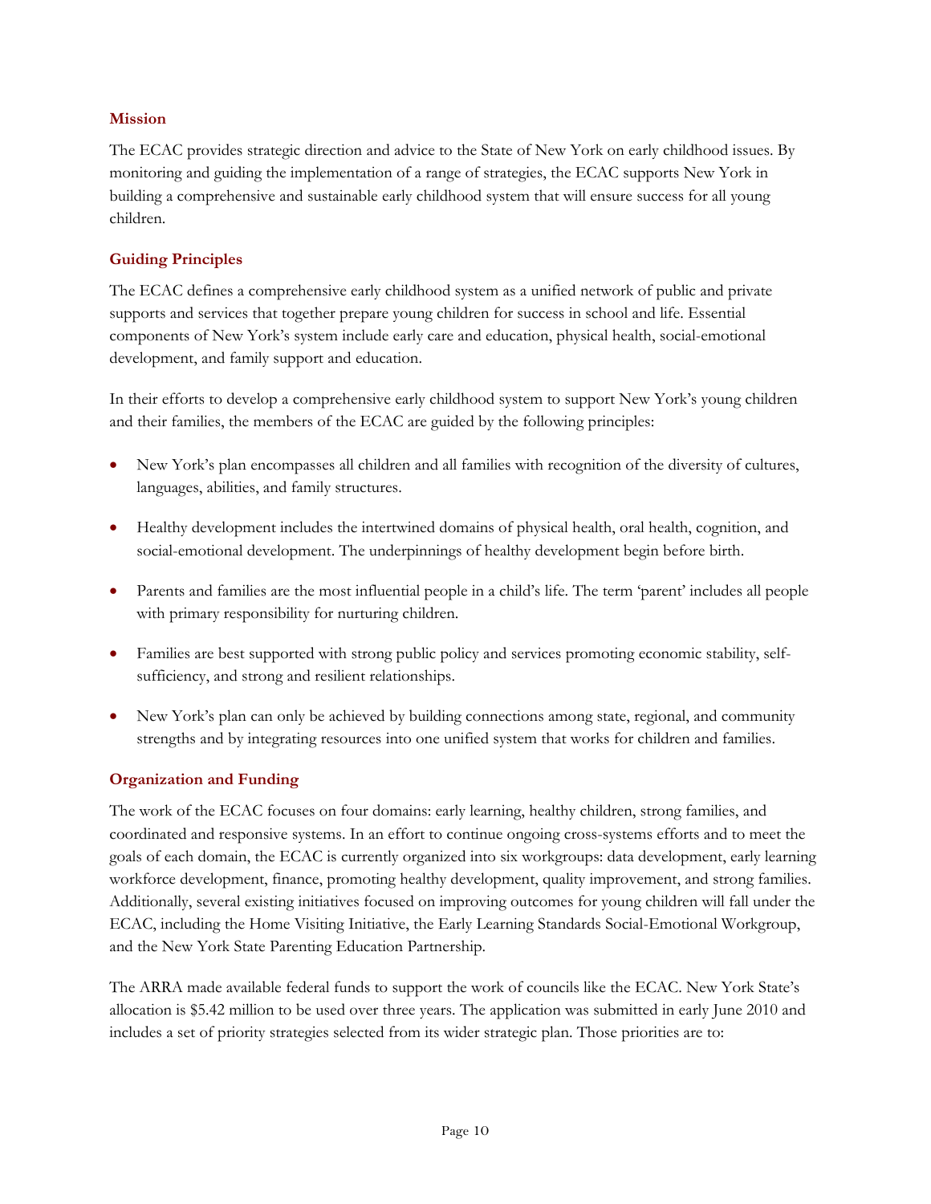### Mission

The ECAC provides strategic direction and advice to the State of New York on early childhood issues. By monitoring and guiding the implementation of a range of strategies, the ECAC supports New York in building a comprehensive and sustainable early childhood system that will ensure success for all young children.

### Guiding Principles

The ECAC defines a comprehensive early childhood system as a unified network of public and private supports and services that together prepare young children for success in school and life. Essential components of New York's system include early care and education, physical health, social-emotional development, and family support and education.

In their efforts to develop a comprehensive early childhood system to support New York's young children and their families, the members of the ECAC are guided by the following principles:

- New York's plan encompasses all children and all families with recognition of the diversity of cultures, languages, abilities, and family structures.
- Healthy development includes the intertwined domains of physical health, oral health, cognition, and social-emotional development. The underpinnings of healthy development begin before birth.
- Parents and families are the most influential people in a child's life. The term 'parent' includes all people with primary responsibility for nurturing children.
- Families are best supported with strong public policy and services promoting economic stability, self-sufficiency, and strong and resilient relationships.
- New York's plan can only be achieved by building connections among state, regional, and community strengths and by integrating resources into one unified system that works for children and families.

### Organization and Funding

The work of the ECAC focuses on four domains: early learning, healthy children, strong families, and coordinated and responsive systems. In an effort to continue ongoing cross-systems efforts and to meet the goals of each domain, the ECAC is currently organized into six workgroups: data development, early learning workforce development, finance, promoting healthy development, quality improvement, and strong families. Additionally, several existing initiatives focused on improving outcomes for young children will fall under the ECAC, including the Home Visiting Initiative, the Early Learning Standards Social-Emotional Workgroup, and the New York State Parenting Education Partnership.

The ARRA made available federal funds to support the work of councils like the ECAC. New York State's allocation is $5.42 million to be used over three years. The application was submitted in early June 2010 and includes a set of priority strategies selected from its wider strategic plan. Those priorities are to: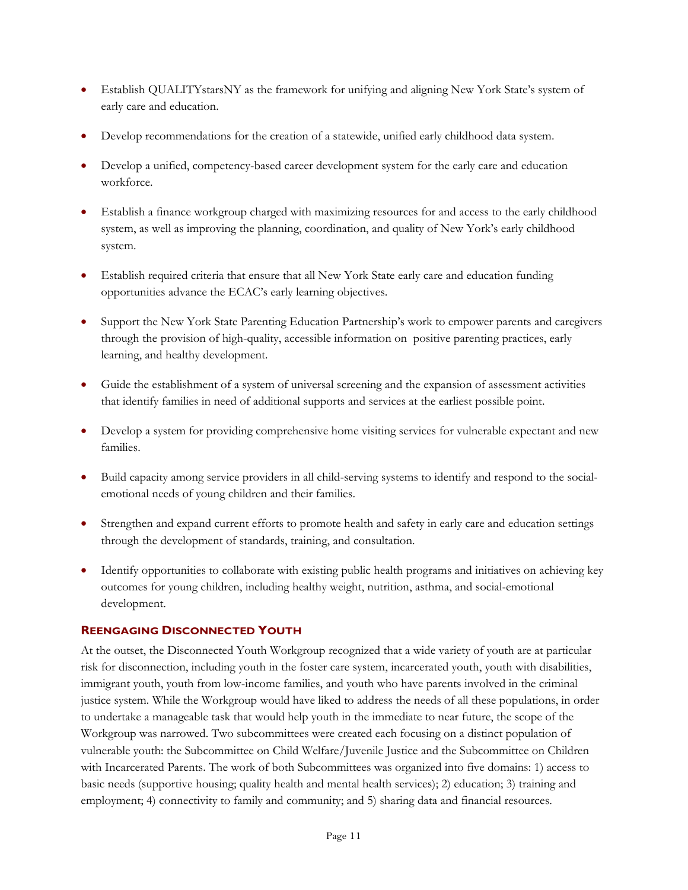- Establish QUALITYstarsNY as the framework for unifying and aligning New York State's system of early care and education.
- Develop recommendations for the creation of a statewide, unified early childhood data system.
- Develop a unified, competency-based career development system for the early care and education workforce.
- Establish a finance workgroup charged with maximizing resources for and access to the early childhood system, as well as improving the planning, coordination, and quality of New York's early childhood system.
- Establish required criteria that ensure that all New York State early care and education funding opportunities advance the ECAC's early learning objectives.
- Support the New York State Parenting Education Partnership's work to empower parents and caregivers through the provision of high-quality, accessible information on positive parenting practices, early learning, and healthy development.
- Guide the establishment of a system of universal screening and the expansion of assessment activities that identify families in need of additional supports and services at the earliest possible point.
- Develop a system for providing comprehensive home visiting services for vulnerable expectant and new families.
- Build capacity among service providers in all child-serving systems to identify and respond to the social-emotional needs of young children and their families.
- Strengthen and expand current efforts to promote health and safety in early care and education settings through the development of standards, training, and consultation.
- Identify opportunities to collaborate with existing public health programs and initiatives on achieving key outcomes for young children, including healthy weight, nutrition, asthma, and social-emotional development.

### Reengaging Disconnected Youth

At the outset, the Disconnected Youth Workgroup recognized that a wide variety of youth are at particular risk for disconnection, including youth in the foster care system, incarcerated youth, youth with disabilities, immigrant youth, youth from low-income families, and youth who have parents involved in the criminal justice system. While the Workgroup would have liked to address the needs of all these populations, in order to undertake a manageable task that would help youth in the immediate to near future, the scope of the Workgroup was narrowed. Two subcommittees were created each focusing on a distinct population of vulnerable youth: the Subcommittee on Child Welfare/Juvenile Justice and the Subcommittee on Children with Incarcerated Parents. The work of both Subcommittees was organized into five domains: 1) access to basic needs (supportive housing; quality health and mental health services); 2) education; 3) training and employment; 4) connectivity to family and community; and 5) sharing data and financial resources.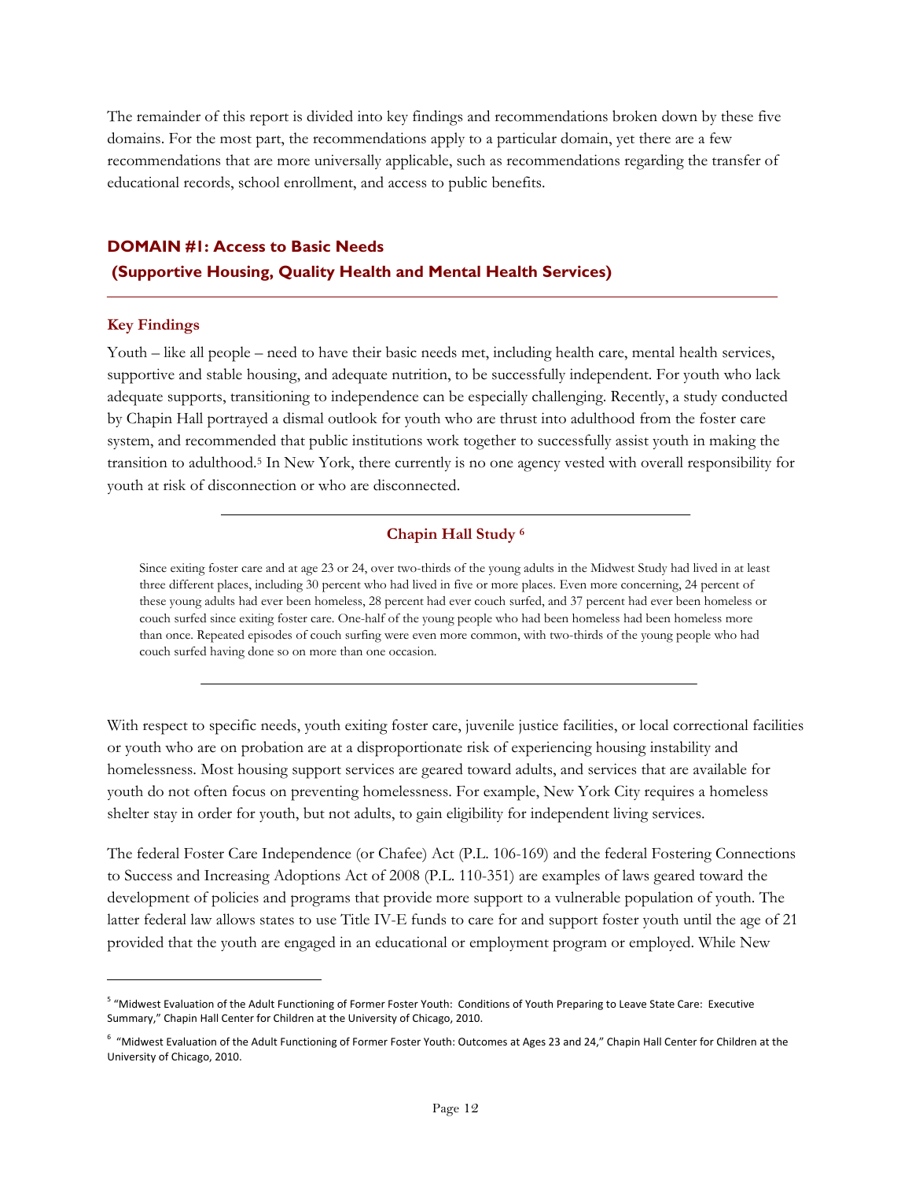The remainder of this report is divided into key findings and recommendations broken down by these five domains. For the most part, the recommendations apply to a particular domain, yet there are a few recommendations that are more universally applicable, such as recommendations regarding the transfer of educational records, school enrollment, and access to public benefits.

## DOMAIN #1: Access to Basic Needs (Supportive Housing, Quality Health and Mental Health Services)

### Key Findings

Youth – like all people – need to have their basic needs met, including health care, mental health services, supportive and stable housing, and adequate nutrition, to be successfully independent. For youth who lack adequate supports, transitioning to independence can be especially challenging. Recently, a study conducted by Chapin Hall portrayed a dismal outlook for youth who are thrust into adulthood from the foster care system, and recommended that public institutions work together to successfully assist youth in making the transition to adulthood.[5] In New York, there currently is no one agency vested with overall responsibility for youth at risk of disconnection or who are disconnected.

---

**Chapin Hall Study [6]**

Since exiting foster care and at age 23 or 24, over two-thirds of the young adults in the Midwest Study had lived in at least three different places, including 30 percent who had lived in five or more places. Even more concerning, 24 percent of these young adults had ever been homeless, 28 percent had ever couch surfed, and 37 percent had ever been homeless or couch surfed since exiting foster care. One-half of the young people who had been homeless had been homeless more than once. Repeated episodes of couch surfing were even more common, with two-thirds of the young people who had couch surfed having done so on more than one occasion.

---

With respect to specific needs, youth exiting foster care, juvenile justice facilities, or local correctional facilities or youth who are on probation are at a disproportionate risk of experiencing housing instability and homelessness. Most housing support services are geared toward adults, and services that are available for youth do not often focus on preventing homelessness. For example, New York City requires a homeless shelter stay in order for youth, but not adults, to gain eligibility for independent living services.

The federal Foster Care Independence (or Chafee) Act (P.L. 106-169) and the federal Fostering Connections to Success and Increasing Adoptions Act of 2008 (P.L. 110-351) are examples of laws geared toward the development of policies and programs that provide more support to a vulnerable population of youth. The latter federal law allows states to use Title IV-E funds to care for and support foster youth until the age of 21 provided that the youth are engaged in an educational or employment program or employed. While New

---

[5] "Midwest Evaluation of the Adult Functioning of Former Foster Youth: Conditions of Youth Preparing to Leave State Care: Executive Summary," Chapin Hall Center for Children at the University of Chicago, 2010.

[6] "Midwest Evaluation of the Adult Functioning of Former Foster Youth: Outcomes at Ages 23 and 24," Chapin Hall Center for Children at the University of Chicago, 2010.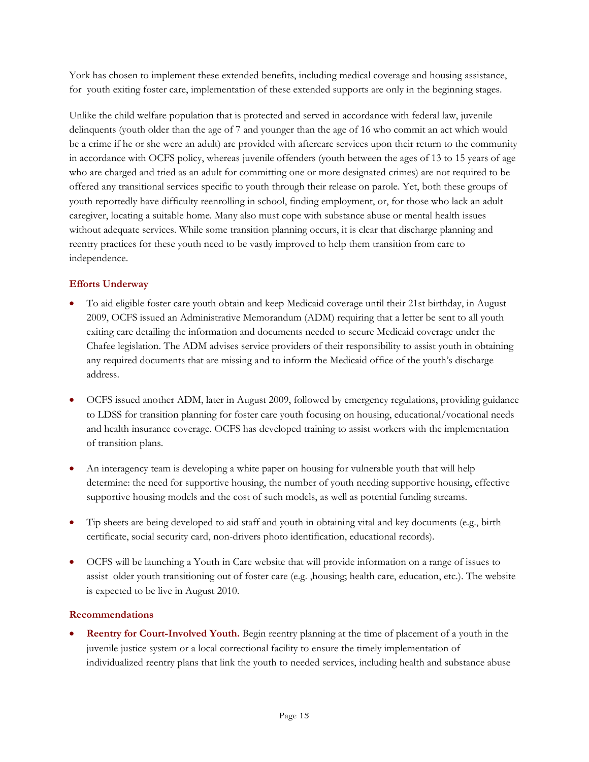York has chosen to implement these extended benefits, including medical coverage and housing assistance, for youth exiting foster care, implementation of these extended supports are only in the beginning stages.

Unlike the child welfare population that is protected and served in accordance with federal law, juvenile delinquents (youth older than the age of 7 and younger than the age of 16 who commit an act which would be a crime if he or she were an adult) are provided with aftercare services upon their return to the community in accordance with OCFS policy, whereas juvenile offenders (youth between the ages of 13 to 15 years of age who are charged and tried as an adult for committing one or more designated crimes) are not required to be offered any transitional services specific to youth through their release on parole. Yet, both these groups of youth reportedly have difficulty reenrolling in school, finding employment, or, for those who lack an adult caregiver, locating a suitable home. Many also must cope with substance abuse or mental health issues without adequate services. While some transition planning occurs, it is clear that discharge planning and reentry practices for these youth need to be vastly improved to help them transition from care to independence.

### Efforts Underway

- To aid eligible foster care youth obtain and keep Medicaid coverage until their 21st birthday, in August 2009, OCFS issued an Administrative Memorandum (ADM) requiring that a letter be sent to all youth exiting care detailing the information and documents needed to secure Medicaid coverage under the Chafee legislation. The ADM advises service providers of their responsibility to assist youth in obtaining any required documents that are missing and to inform the Medicaid office of the youth's discharge address.

- OCFS issued another ADM, later in August 2009, followed by emergency regulations, providing guidance to LDSS for transition planning for foster care youth focusing on housing, educational/vocational needs and health insurance coverage. OCFS has developed training to assist workers with the implementation of transition plans.

- An interagency team is developing a white paper on housing for vulnerable youth that will help determine: the need for supportive housing, the number of youth needing supportive housing, effective supportive housing models and the cost of such models, as well as potential funding streams.

- Tip sheets are being developed to aid staff and youth in obtaining vital and key documents (e.g., birth certificate, social security card, non-drivers photo identification, educational records).

- OCFS will be launching a Youth in Care website that will provide information on a range of issues to assist older youth transitioning out of foster care (e.g. ,housing; health care, education, etc.). The website is expected to be live in August 2010.

### Recommendations

- **Reentry for Court-Involved Youth.** Begin reentry planning at the time of placement of a youth in the juvenile justice system or a local correctional facility to ensure the timely implementation of individualized reentry plans that link the youth to needed services, including health and substance abuse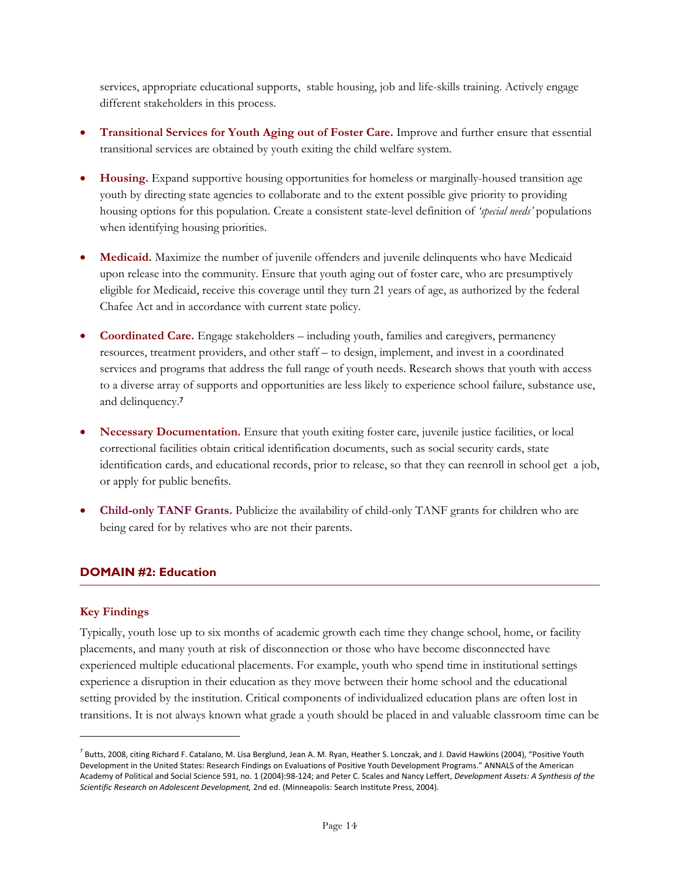services, appropriate educational supports, stable housing, job and life-skills training. Actively engage different stakeholders in this process.

- **Transitional Services for Youth Aging out of Foster Care.** Improve and further ensure that essential transitional services are obtained by youth exiting the child welfare system.
- **Housing.** Expand supportive housing opportunities for homeless or marginally-housed transition age youth by directing state agencies to collaborate and to the extent possible give priority to providing housing options for this population. Create a consistent state-level definition of *'special needs'* populations when identifying housing priorities.
- **Medicaid.** Maximize the number of juvenile offenders and juvenile delinquents who have Medicaid upon release into the community. Ensure that youth aging out of foster care, who are presumptively eligible for Medicaid, receive this coverage until they turn 21 years of age, as authorized by the federal Chafee Act and in accordance with current state policy.
- **Coordinated Care.** Engage stakeholders – including youth, families and caregivers, permanency resources, treatment providers, and other staff – to design, implement, and invest in a coordinated services and programs that address the full range of youth needs. Research shows that youth with access to a diverse array of supports and opportunities are less likely to experience school failure, substance use, and delinquency.[7]
- **Necessary Documentation.** Ensure that youth exiting foster care, juvenile justice facilities, or local correctional facilities obtain critical identification documents, such as social security cards, state identification cards, and educational records, prior to release, so that they can reenroll in school get a job, or apply for public benefits.
- **Child-only TANF Grants.** Publicize the availability of child-only TANF grants for children who are being cared for by relatives who are not their parents.

## DOMAIN #2: Education

### Key Findings

Typically, youth lose up to six months of academic growth each time they change school, home, or facility placements, and many youth at risk of disconnection or those who have become disconnected have experienced multiple educational placements. For example, youth who spend time in institutional settings experience a disruption in their education as they move between their home school and the educational setting provided by the institution. Critical components of individualized education plans are often lost in transitions. It is not always known what grade a youth should be placed in and valuable classroom time can be

---

[7] Butts, 2008, citing Richard F. Catalano, M. Lisa Berglund, Jean A. M. Ryan, Heather S. Lonczak, and J. David Hawkins (2004), "Positive Youth Development in the United States: Research Findings on Evaluations of Positive Youth Development Programs." ANNALS of the American Academy of Political and Social Science 591, no. 1 (2004):98-124; and Peter C. Scales and Nancy Leffert, *Development Assets: A Synthesis of the Scientific Research on Adolescent Development,* 2nd ed. (Minneapolis: Search Institute Press, 2004).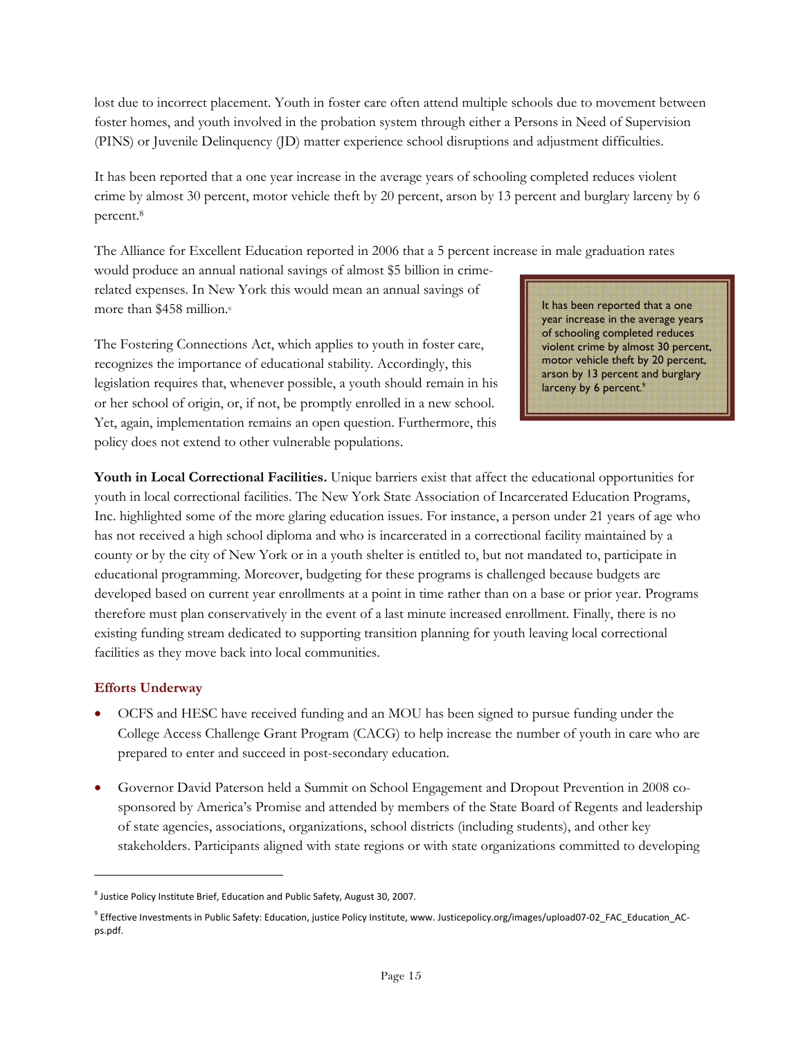lost due to incorrect placement. Youth in foster care often attend multiple schools due to movement between foster homes, and youth involved in the probation system through either a Persons in Need of Supervision (PINS) or Juvenile Delinquency (JD) matter experience school disruptions and adjustment difficulties.

It has been reported that a one year increase in the average years of schooling completed reduces violent crime by almost 30 percent, motor vehicle theft by 20 percent, arson by 13 percent and burglary larceny by 6 percent.[8]

The Alliance for Excellent Education reported in 2006 that a 5 percent increase in male graduation rates would produce an annual national savings of almost $5 billion in crime-related expenses. In New York this would mean an annual savings of more than $458 million.[9]

> It has been reported that a one year increase in the average years of schooling completed reduces violent crime by almost 30 percent, motor vehicle theft by 20 percent, arson by 13 percent and burglary larceny by 6 percent.[9]

The Fostering Connections Act, which applies to youth in foster care, recognizes the importance of educational stability. Accordingly, this legislation requires that, whenever possible, a youth should remain in his or her school of origin, or, if not, be promptly enrolled in a new school. Yet, again, implementation remains an open question. Furthermore, this policy does not extend to other vulnerable populations.

**Youth in Local Correctional Facilities.** Unique barriers exist that affect the educational opportunities for youth in local correctional facilities. The New York State Association of Incarcerated Education Programs, Inc. highlighted some of the more glaring education issues. For instance, a person under 21 years of age who has not received a high school diploma and who is incarcerated in a correctional facility maintained by a county or by the city of New York or in a youth shelter is entitled to, but not mandated to, participate in educational programming. Moreover, budgeting for these programs is challenged because budgets are developed based on current year enrollments at a point in time rather than on a base or prior year. Programs therefore must plan conservatively in the event of a last minute increased enrollment. Finally, there is no existing funding stream dedicated to supporting transition planning for youth leaving local correctional facilities as they move back into local communities.

### Efforts Underway

- OCFS and HESC have received funding and an MOU has been signed to pursue funding under the College Access Challenge Grant Program (CACG) to help increase the number of youth in care who are prepared to enter and succeed in post-secondary education.

- Governor David Paterson held a Summit on School Engagement and Dropout Prevention in 2008 co-sponsored by America's Promise and attended by members of the State Board of Regents and leadership of state agencies, associations, organizations, school districts (including students), and other key stakeholders. Participants aligned with state regions or with state organizations committed to developing

---

[8] Justice Policy Institute Brief, Education and Public Safety, August 30, 2007.

[9] Effective Investments in Public Safety: Education, justice Policy Institute, www. Justicepolicy.org/images/upload07-02_FAC_Education_AC-ps.pdf.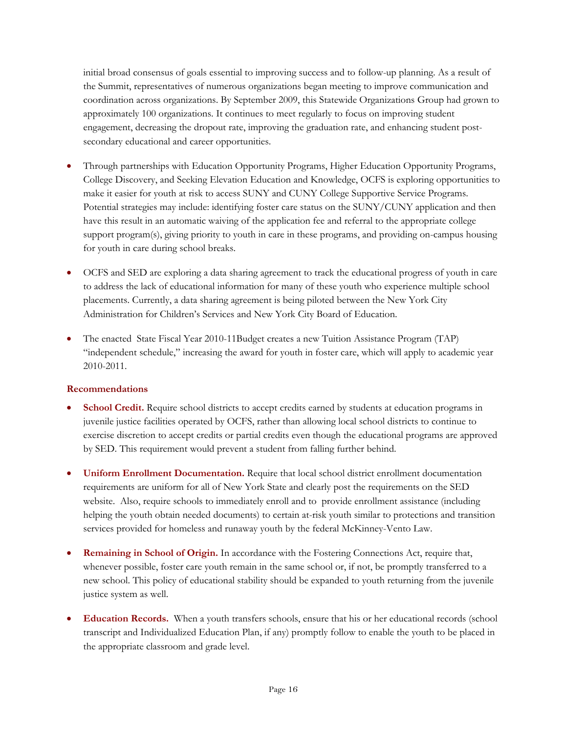initial broad consensus of goals essential to improving success and to follow-up planning. As a result of the Summit, representatives of numerous organizations began meeting to improve communication and coordination across organizations. By September 2009, this Statewide Organizations Group had grown to approximately 100 organizations. It continues to meet regularly to focus on improving student engagement, decreasing the dropout rate, improving the graduation rate, and enhancing student post-secondary educational and career opportunities.

- Through partnerships with Education Opportunity Programs, Higher Education Opportunity Programs, College Discovery, and Seeking Elevation Education and Knowledge, OCFS is exploring opportunities to make it easier for youth at risk to access SUNY and CUNY College Supportive Service Programs. Potential strategies may include: identifying foster care status on the SUNY/CUNY application and then have this result in an automatic waiving of the application fee and referral to the appropriate college support program(s), giving priority to youth in care in these programs, and providing on-campus housing for youth in care during school breaks.

- OCFS and SED are exploring a data sharing agreement to track the educational progress of youth in care to address the lack of educational information for many of these youth who experience multiple school placements. Currently, a data sharing agreement is being piloted between the New York City Administration for Children's Services and New York City Board of Education.

- The enacted State Fiscal Year 2010-11Budget creates a new Tuition Assistance Program (TAP) "independent schedule," increasing the award for youth in foster care, which will apply to academic year 2010-2011.

### Recommendations

- **School Credit.** Require school districts to accept credits earned by students at education programs in juvenile justice facilities operated by OCFS, rather than allowing local school districts to continue to exercise discretion to accept credits or partial credits even though the educational programs are approved by SED. This requirement would prevent a student from falling further behind.

- **Uniform Enrollment Documentation.** Require that local school district enrollment documentation requirements are uniform for all of New York State and clearly post the requirements on the SED website. Also, require schools to immediately enroll and to provide enrollment assistance (including helping the youth obtain needed documents) to certain at-risk youth similar to protections and transition services provided for homeless and runaway youth by the federal McKinney-Vento Law.

- **Remaining in School of Origin.** In accordance with the Fostering Connections Act, require that, whenever possible, foster care youth remain in the same school or, if not, be promptly transferred to a new school. This policy of educational stability should be expanded to youth returning from the juvenile justice system as well.

- **Education Records.** When a youth transfers schools, ensure that his or her educational records (school transcript and Individualized Education Plan, if any) promptly follow to enable the youth to be placed in the appropriate classroom and grade level.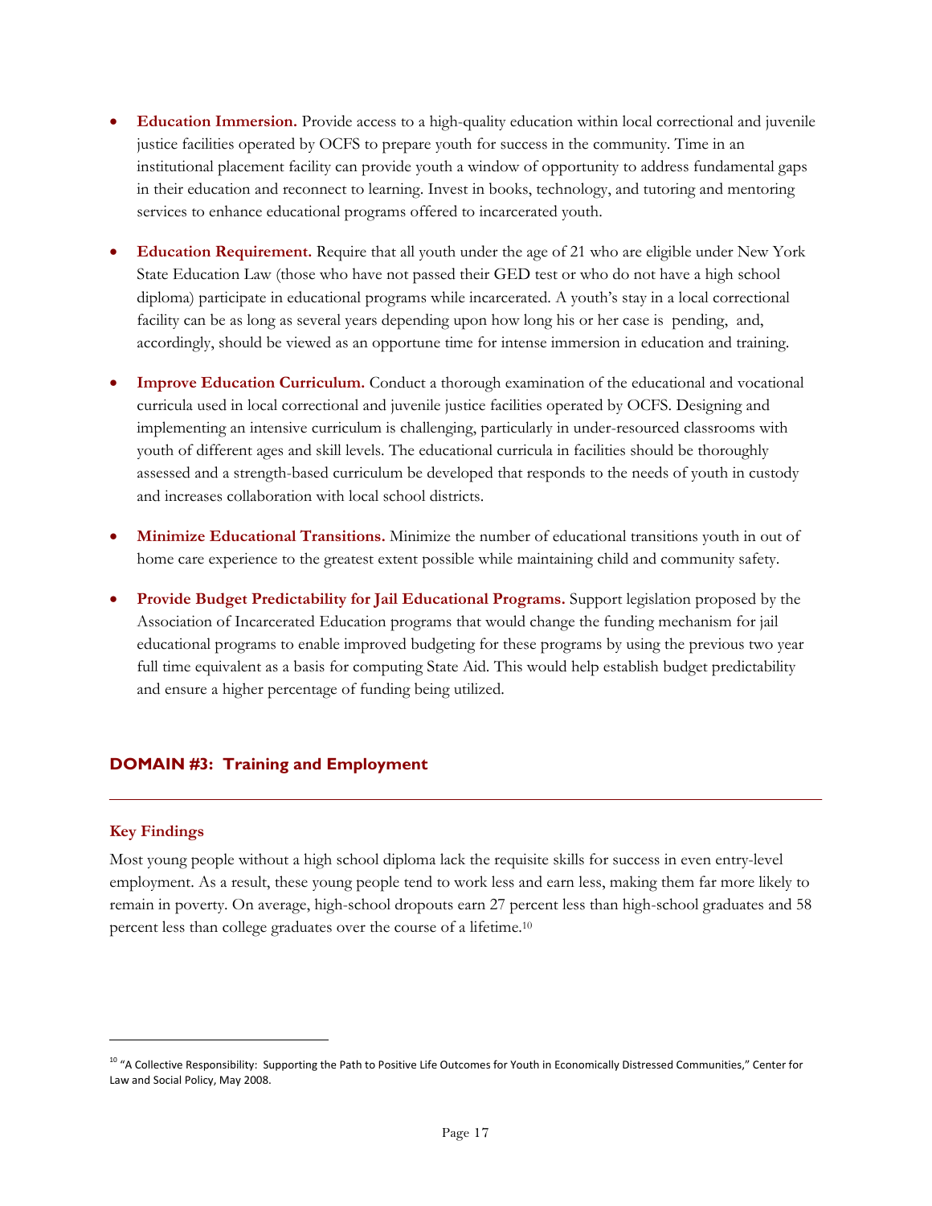- **Education Immersion.** Provide access to a high-quality education within local correctional and juvenile justice facilities operated by OCFS to prepare youth for success in the community. Time in an institutional placement facility can provide youth a window of opportunity to address fundamental gaps in their education and reconnect to learning. Invest in books, technology, and tutoring and mentoring services to enhance educational programs offered to incarcerated youth.

- **Education Requirement.** Require that all youth under the age of 21 who are eligible under New York State Education Law (those who have not passed their GED test or who do not have a high school diploma) participate in educational programs while incarcerated. A youth's stay in a local correctional facility can be as long as several years depending upon how long his or her case is pending, and, accordingly, should be viewed as an opportune time for intense immersion in education and training.

- **Improve Education Curriculum.** Conduct a thorough examination of the educational and vocational curricula used in local correctional and juvenile justice facilities operated by OCFS. Designing and implementing an intensive curriculum is challenging, particularly in under-resourced classrooms with youth of different ages and skill levels. The educational curricula in facilities should be thoroughly assessed and a strength-based curriculum be developed that responds to the needs of youth in custody and increases collaboration with local school districts.

- **Minimize Educational Transitions.** Minimize the number of educational transitions youth in out of home care experience to the greatest extent possible while maintaining child and community safety.

- **Provide Budget Predictability for Jail Educational Programs.** Support legislation proposed by the Association of Incarcerated Education programs that would change the funding mechanism for jail educational programs to enable improved budgeting for these programs by using the previous two year full time equivalent as a basis for computing State Aid. This would help establish budget predictability and ensure a higher percentage of funding being utilized.

## DOMAIN #3: Training and Employment

### Key Findings

Most young people without a high school diploma lack the requisite skills for success in even entry-level employment. As a result, these young people tend to work less and earn less, making them far more likely to remain in poverty. On average, high-school dropouts earn 27 percent less than high-school graduates and 58 percent less than college graduates over the course of a lifetime.[10]

---

[10] "A Collective Responsibility: Supporting the Path to Positive Life Outcomes for Youth in Economically Distressed Communities," Center for Law and Social Policy, May 2008.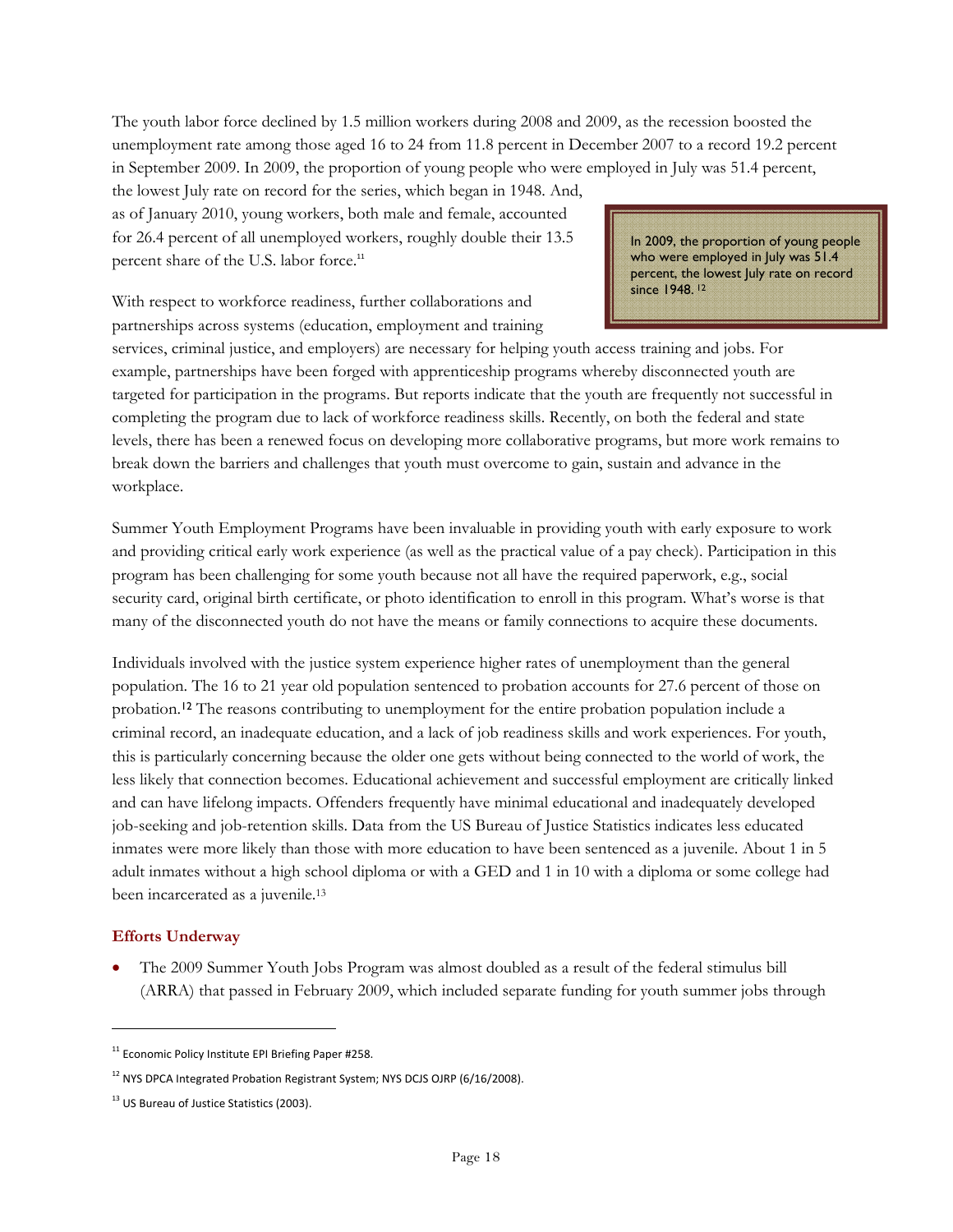The youth labor force declined by 1.5 million workers during 2008 and 2009, as the recession boosted the unemployment rate among those aged 16 to 24 from 11.8 percent in December 2007 to a record 19.2 percent in September 2009. In 2009, the proportion of young people who were employed in July was 51.4 percent, the lowest July rate on record for the series, which began in 1948. And, as of January 2010, young workers, both male and female, accounted for 26.4 percent of all unemployed workers, roughly double their 13.5 percent share of the U.S. labor force.[11]

> In 2009, the proportion of young people who were employed in July was 51.4 percent, the lowest July rate on record since 1948. [12]

With respect to workforce readiness, further collaborations and partnerships across systems (education, employment and training services, criminal justice, and employers) are necessary for helping youth access training and jobs. For example, partnerships have been forged with apprenticeship programs whereby disconnected youth are targeted for participation in the programs. But reports indicate that the youth are frequently not successful in completing the program due to lack of workforce readiness skills. Recently, on both the federal and state levels, there has been a renewed focus on developing more collaborative programs, but more work remains to break down the barriers and challenges that youth must overcome to gain, sustain and advance in the workplace.

Summer Youth Employment Programs have been invaluable in providing youth with early exposure to work and providing critical early work experience (as well as the practical value of a pay check). Participation in this program has been challenging for some youth because not all have the required paperwork, e.g., social security card, original birth certificate, or photo identification to enroll in this program. What's worse is that many of the disconnected youth do not have the means or family connections to acquire these documents.

Individuals involved with the justice system experience higher rates of unemployment than the general population. The 16 to 21 year old population sentenced to probation accounts for 27.6 percent of those on probation.[12] The reasons contributing to unemployment for the entire probation population include a criminal record, an inadequate education, and a lack of job readiness skills and work experiences. For youth, this is particularly concerning because the older one gets without being connected to the world of work, the less likely that connection becomes. Educational achievement and successful employment are critically linked and can have lifelong impacts. Offenders frequently have minimal educational and inadequately developed job-seeking and job-retention skills. Data from the US Bureau of Justice Statistics indicates less educated inmates were more likely than those with more education to have been sentenced as a juvenile. About 1 in 5 adult inmates without a high school diploma or with a GED and 1 in 10 with a diploma or some college had been incarcerated as a juvenile.[13]

### Efforts Underway

- The 2009 Summer Youth Jobs Program was almost doubled as a result of the federal stimulus bill (ARRA) that passed in February 2009, which included separate funding for youth summer jobs through

---

[11] Economic Policy Institute EPI Briefing Paper #258.

[12] NYS DPCA Integrated Probation Registrant System; NYS DCJS OJRP (6/16/2008).

[13] US Bureau of Justice Statistics (2003).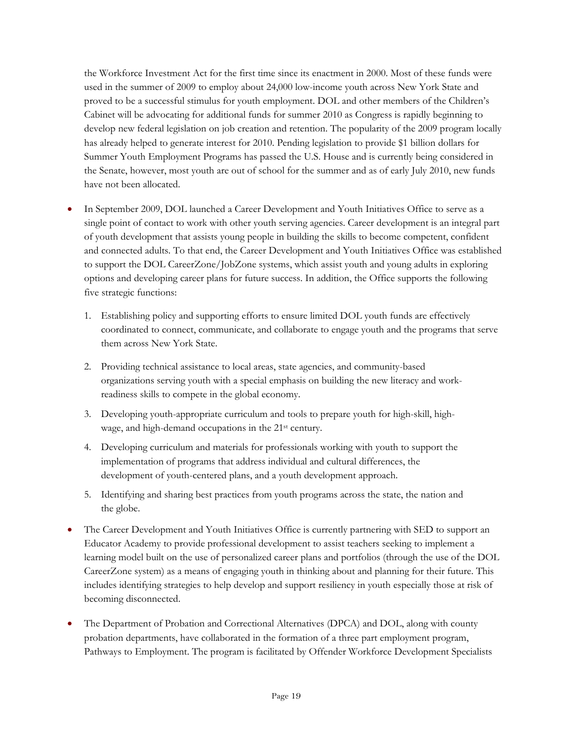the Workforce Investment Act for the first time since its enactment in 2000. Most of these funds were used in the summer of 2009 to employ about 24,000 low-income youth across New York State and proved to be a successful stimulus for youth employment. DOL and other members of the Children's Cabinet will be advocating for additional funds for summer 2010 as Congress is rapidly beginning to develop new federal legislation on job creation and retention. The popularity of the 2009 program locally has already helped to generate interest for 2010. Pending legislation to provide $1 billion dollars for Summer Youth Employment Programs has passed the U.S. House and is currently being considered in the Senate, however, most youth are out of school for the summer and as of early July 2010, new funds have not been allocated.

- In September 2009, DOL launched a Career Development and Youth Initiatives Office to serve as a single point of contact to work with other youth serving agencies. Career development is an integral part of youth development that assists young people in building the skills to become competent, confident and connected adults. To that end, the Career Development and Youth Initiatives Office was established to support the DOL CareerZone/JobZone systems, which assist youth and young adults in exploring options and developing career plans for future success. In addition, the Office supports the following five strategic functions:

    1. Establishing policy and supporting efforts to ensure limited DOL youth funds are effectively coordinated to connect, communicate, and collaborate to engage youth and the programs that serve them across New York State.
    2. Providing technical assistance to local areas, state agencies, and community-based organizations serving youth with a special emphasis on building the new literacy and work-readiness skills to compete in the global economy.
    3. Developing youth-appropriate curriculum and tools to prepare youth for high-skill, high-wage, and high-demand occupations in the 21st century.
    4. Developing curriculum and materials for professionals working with youth to support the implementation of programs that address individual and cultural differences, the development of youth-centered plans, and a youth development approach.
    5. Identifying and sharing best practices from youth programs across the state, the nation and the globe.

- The Career Development and Youth Initiatives Office is currently partnering with SED to support an Educator Academy to provide professional development to assist teachers seeking to implement a learning model built on the use of personalized career plans and portfolios (through the use of the DOL CareerZone system) as a means of engaging youth in thinking about and planning for their future. This includes identifying strategies to help develop and support resiliency in youth especially those at risk of becoming disconnected.

- The Department of Probation and Correctional Alternatives (DPCA) and DOL, along with county probation departments, have collaborated in the formation of a three part employment program, Pathways to Employment. The program is facilitated by Offender Workforce Development Specialists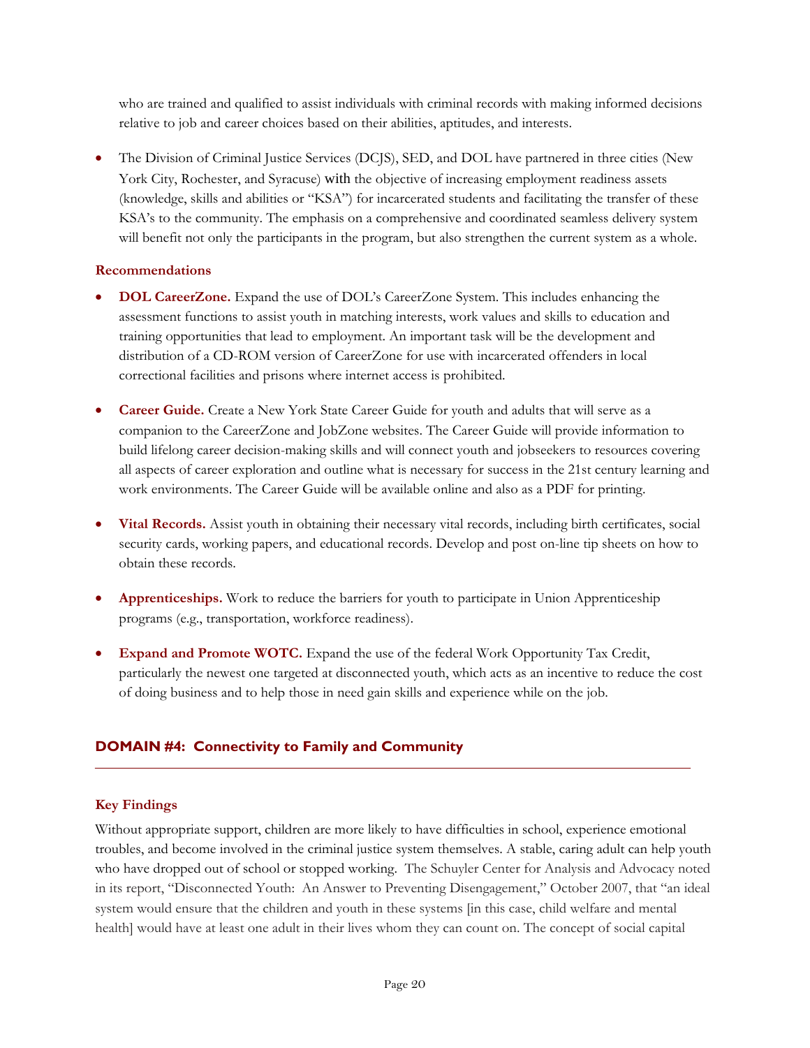who are trained and qualified to assist individuals with criminal records with making informed decisions relative to job and career choices based on their abilities, aptitudes, and interests.

- The Division of Criminal Justice Services (DCJS), SED, and DOL have partnered in three cities (New York City, Rochester, and Syracuse) with the objective of increasing employment readiness assets (knowledge, skills and abilities or "KSA") for incarcerated students and facilitating the transfer of these KSA's to the community. The emphasis on a comprehensive and coordinated seamless delivery system will benefit not only the participants in the program, but also strengthen the current system as a whole.

### Recommendations

- **DOL CareerZone.** Expand the use of DOL's CareerZone System. This includes enhancing the assessment functions to assist youth in matching interests, work values and skills to education and training opportunities that lead to employment. An important task will be the development and distribution of a CD-ROM version of CareerZone for use with incarcerated offenders in local correctional facilities and prisons where internet access is prohibited.

- **Career Guide.** Create a New York State Career Guide for youth and adults that will serve as a companion to the CareerZone and JobZone websites. The Career Guide will provide information to build lifelong career decision-making skills and will connect youth and jobseekers to resources covering all aspects of career exploration and outline what is necessary for success in the 21st century learning and work environments. The Career Guide will be available online and also as a PDF for printing.

- **Vital Records.** Assist youth in obtaining their necessary vital records, including birth certificates, social security cards, working papers, and educational records. Develop and post on-line tip sheets on how to obtain these records.

- **Apprenticeships.** Work to reduce the barriers for youth to participate in Union Apprenticeship programs (e.g., transportation, workforce readiness).

- **Expand and Promote WOTC.** Expand the use of the federal Work Opportunity Tax Credit, particularly the newest one targeted at disconnected youth, which acts as an incentive to reduce the cost of doing business and to help those in need gain skills and experience while on the job.

## DOMAIN #4: Connectivity to Family and Community

### Key Findings

Without appropriate support, children are more likely to have difficulties in school, experience emotional troubles, and become involved in the criminal justice system themselves. A stable, caring adult can help youth who have dropped out of school or stopped working. The Schuyler Center for Analysis and Advocacy noted in its report, "Disconnected Youth: An Answer to Preventing Disengagement," October 2007, that "an ideal system would ensure that the children and youth in these systems [in this case, child welfare and mental health] would have at least one adult in their lives whom they can count on. The concept of social capital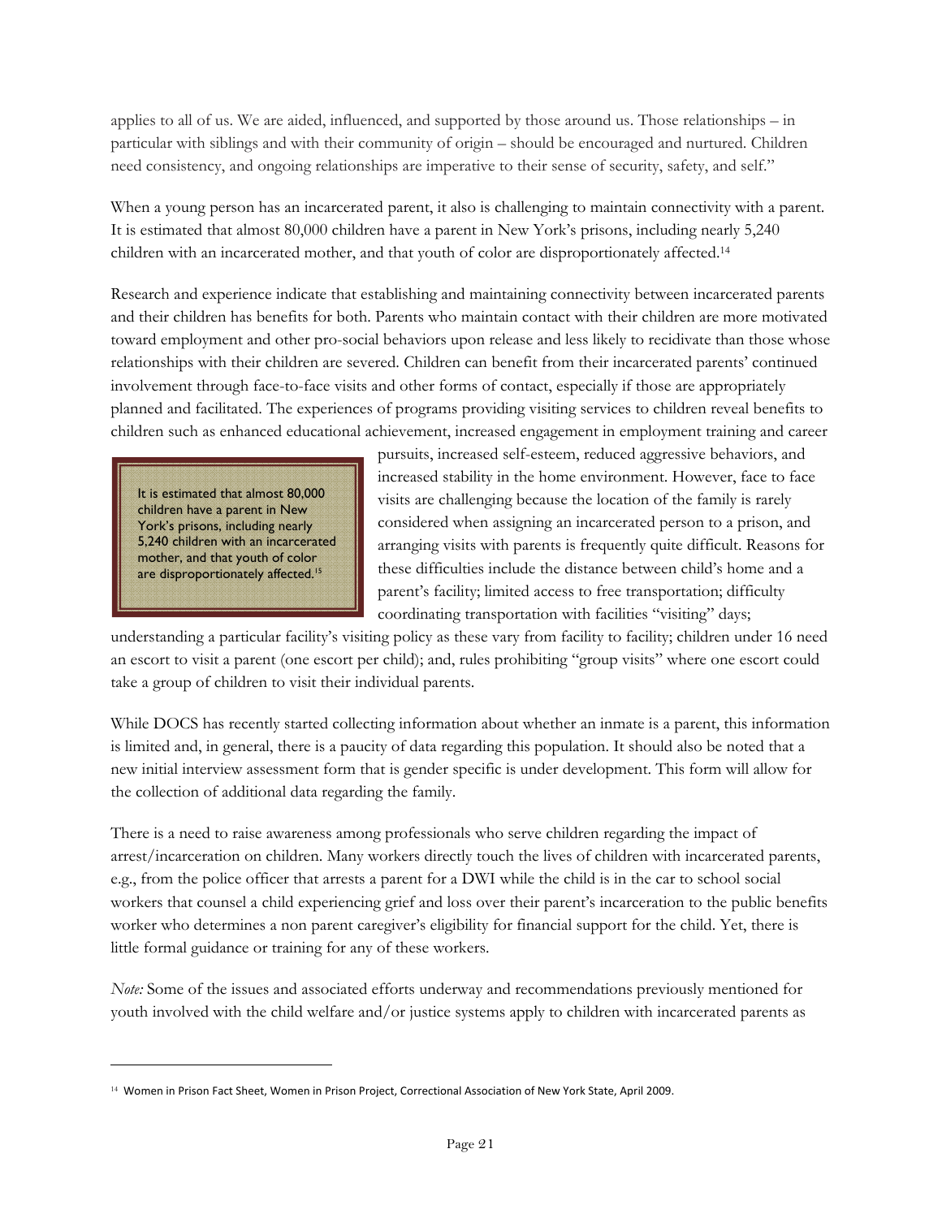applies to all of us. We are aided, influenced, and supported by those around us. Those relationships – in particular with siblings and with their community of origin – should be encouraged and nurtured. Children need consistency, and ongoing relationships are imperative to their sense of security, safety, and self."

When a young person has an incarcerated parent, it also is challenging to maintain connectivity with a parent. It is estimated that almost 80,000 children have a parent in New York's prisons, including nearly 5,240 children with an incarcerated mother, and that youth of color are disproportionately affected.[14]

Research and experience indicate that establishing and maintaining connectivity between incarcerated parents and their children has benefits for both. Parents who maintain contact with their children are more motivated toward employment and other pro-social behaviors upon release and less likely to recidivate than those whose relationships with their children are severed. Children can benefit from their incarcerated parents' continued involvement through face-to-face visits and other forms of contact, especially if those are appropriately planned and facilitated. The experiences of programs providing visiting services to children reveal benefits to children such as enhanced educational achievement, increased engagement in employment training and career pursuits, increased self-esteem, reduced aggressive behaviors, and increased stability in the home environment. However, face to face visits are challenging because the location of the family is rarely considered when assigning an incarcerated person to a prison, and arranging visits with parents is frequently quite difficult. Reasons for these difficulties include the distance between child's home and a parent's facility; limited access to free transportation; difficulty coordinating transportation with facilities "visiting" days; understanding a particular facility's visiting policy as these vary from facility to facility; children under 16 need an escort to visit a parent (one escort per child); and, rules prohibiting "group visits" where one escort could take a group of children to visit their individual parents.

> It is estimated that almost 80,000 children have a parent in New York's prisons, including nearly 5,240 children with an incarcerated mother, and that youth of color are disproportionately affected.[15]

While DOCS has recently started collecting information about whether an inmate is a parent, this information is limited and, in general, there is a paucity of data regarding this population. It should also be noted that a new initial interview assessment form that is gender specific is under development. This form will allow for the collection of additional data regarding the family.

There is a need to raise awareness among professionals who serve children regarding the impact of arrest/incarceration on children. Many workers directly touch the lives of children with incarcerated parents, e.g., from the police officer that arrests a parent for a DWI while the child is in the car to school social workers that counsel a child experiencing grief and loss over their parent's incarceration to the public benefits worker who determines a non parent caregiver's eligibility for financial support for the child. Yet, there is little formal guidance or training for any of these workers.

*Note:* Some of the issues and associated efforts underway and recommendations previously mentioned for youth involved with the child welfare and/or justice systems apply to children with incarcerated parents as

---

[14] Women in Prison Fact Sheet, Women in Prison Project, Correctional Association of New York State, April 2009.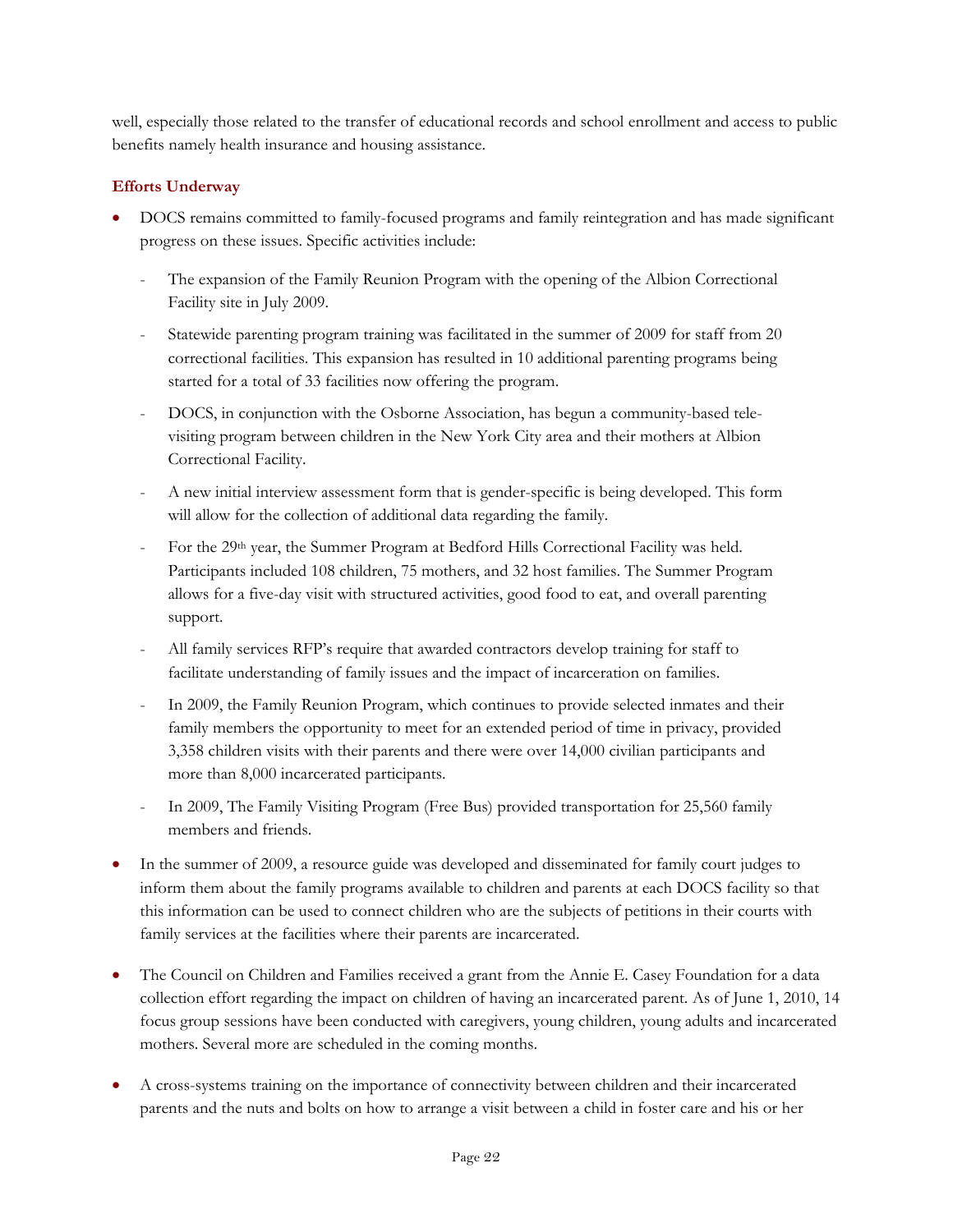well, especially those related to the transfer of educational records and school enrollment and access to public benefits namely health insurance and housing assistance.

### Efforts Underway

- DOCS remains committed to family-focused programs and family reintegration and has made significant progress on these issues. Specific activities include:
  - The expansion of the Family Reunion Program with the opening of the Albion Correctional Facility site in July 2009.
  - Statewide parenting program training was facilitated in the summer of 2009 for staff from 20 correctional facilities. This expansion has resulted in 10 additional parenting programs being started for a total of 33 facilities now offering the program.
  - DOCS, in conjunction with the Osborne Association, has begun a community-based tele-visiting program between children in the New York City area and their mothers at Albion Correctional Facility.
  - A new initial interview assessment form that is gender-specific is being developed. This form will allow for the collection of additional data regarding the family.
  - For the 29th year, the Summer Program at Bedford Hills Correctional Facility was held. Participants included 108 children, 75 mothers, and 32 host families. The Summer Program allows for a five-day visit with structured activities, good food to eat, and overall parenting support.
  - All family services RFP's require that awarded contractors develop training for staff to facilitate understanding of family issues and the impact of incarceration on families.
  - In 2009, the Family Reunion Program, which continues to provide selected inmates and their family members the opportunity to meet for an extended period of time in privacy, provided 3,358 children visits with their parents and there were over 14,000 civilian participants and more than 8,000 incarcerated participants.
  - In 2009, The Family Visiting Program (Free Bus) provided transportation for 25,560 family members and friends.
- In the summer of 2009, a resource guide was developed and disseminated for family court judges to inform them about the family programs available to children and parents at each DOCS facility so that this information can be used to connect children who are the subjects of petitions in their courts with family services at the facilities where their parents are incarcerated.
- The Council on Children and Families received a grant from the Annie E. Casey Foundation for a data collection effort regarding the impact on children of having an incarcerated parent. As of June 1, 2010, 14 focus group sessions have been conducted with caregivers, young children, young adults and incarcerated mothers. Several more are scheduled in the coming months.
- A cross-systems training on the importance of connectivity between children and their incarcerated parents and the nuts and bolts on how to arrange a visit between a child in foster care and his or her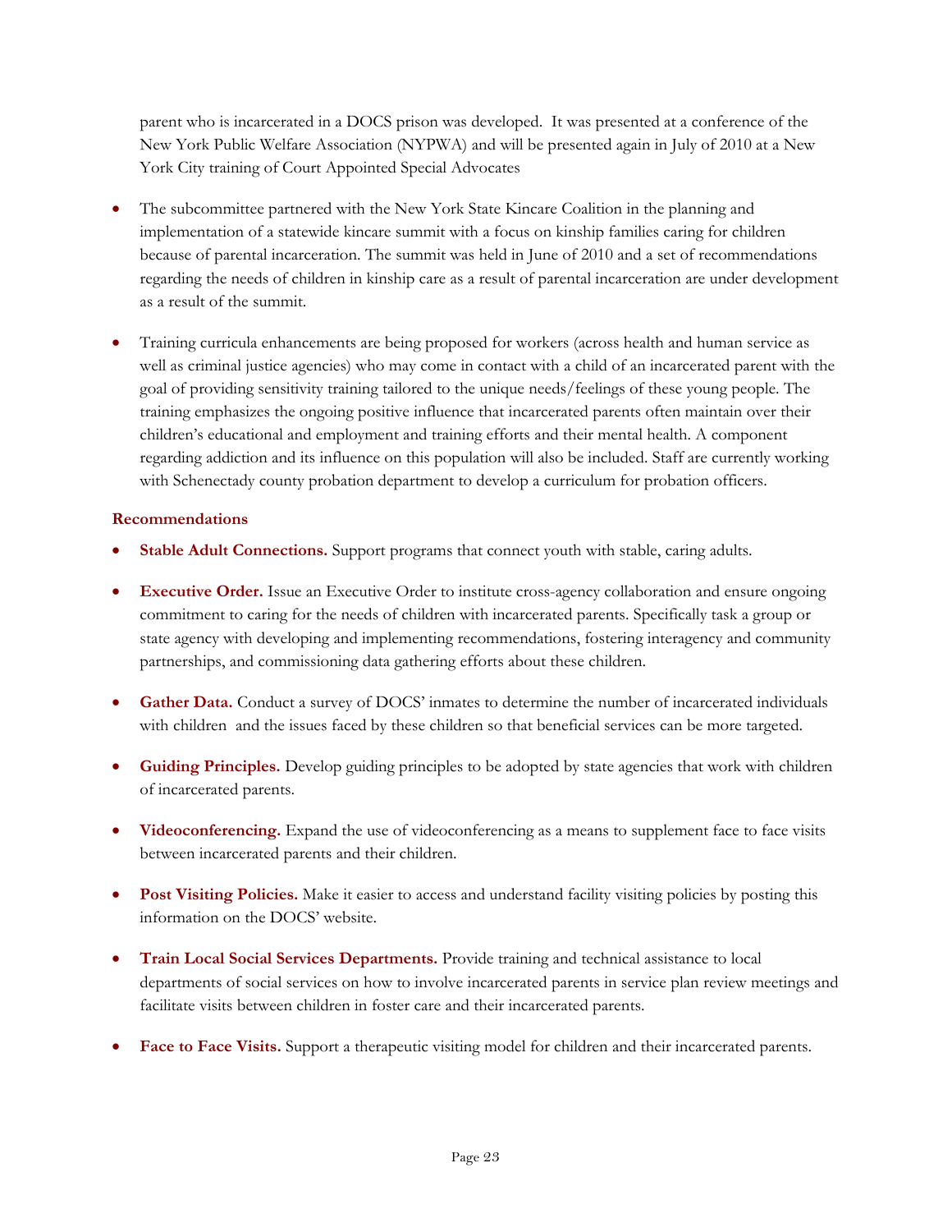parent who is incarcerated in a DOCS prison was developed. It was presented at a conference of the New York Public Welfare Association (NYPWA) and will be presented again in July of 2010 at a New York City training of Court Appointed Special Advocates

- The subcommittee partnered with the New York State Kincare Coalition in the planning and implementation of a statewide kincare summit with a focus on kinship families caring for children because of parental incarceration. The summit was held in June of 2010 and a set of recommendations regarding the needs of children in kinship care as a result of parental incarceration are under development as a result of the summit.

- Training curricula enhancements are being proposed for workers (across health and human service as well as criminal justice agencies) who may come in contact with a child of an incarcerated parent with the goal of providing sensitivity training tailored to the unique needs/feelings of these young people. The training emphasizes the ongoing positive influence that incarcerated parents often maintain over their children's educational and employment and training efforts and their mental health. A component regarding addiction and its influence on this population will also be included. Staff are currently working with Schenectady county probation department to develop a curriculum for probation officers.

### Recommendations

- **Stable Adult Connections.** Support programs that connect youth with stable, caring adults.

- **Executive Order.** Issue an Executive Order to institute cross-agency collaboration and ensure ongoing commitment to caring for the needs of children with incarcerated parents. Specifically task a group or state agency with developing and implementing recommendations, fostering interagency and community partnerships, and commissioning data gathering efforts about these children.

- **Gather Data.** Conduct a survey of DOCS' inmates to determine the number of incarcerated individuals with children and the issues faced by these children so that beneficial services can be more targeted.

- **Guiding Principles.** Develop guiding principles to be adopted by state agencies that work with children of incarcerated parents.

- **Videoconferencing.** Expand the use of videoconferencing as a means to supplement face to face visits between incarcerated parents and their children.

- **Post Visiting Policies.** Make it easier to access and understand facility visiting policies by posting this information on the DOCS' website.

- **Train Local Social Services Departments.** Provide training and technical assistance to local departments of social services on how to involve incarcerated parents in service plan review meetings and facilitate visits between children in foster care and their incarcerated parents.

- **Face to Face Visits.** Support a therapeutic visiting model for children and their incarcerated parents.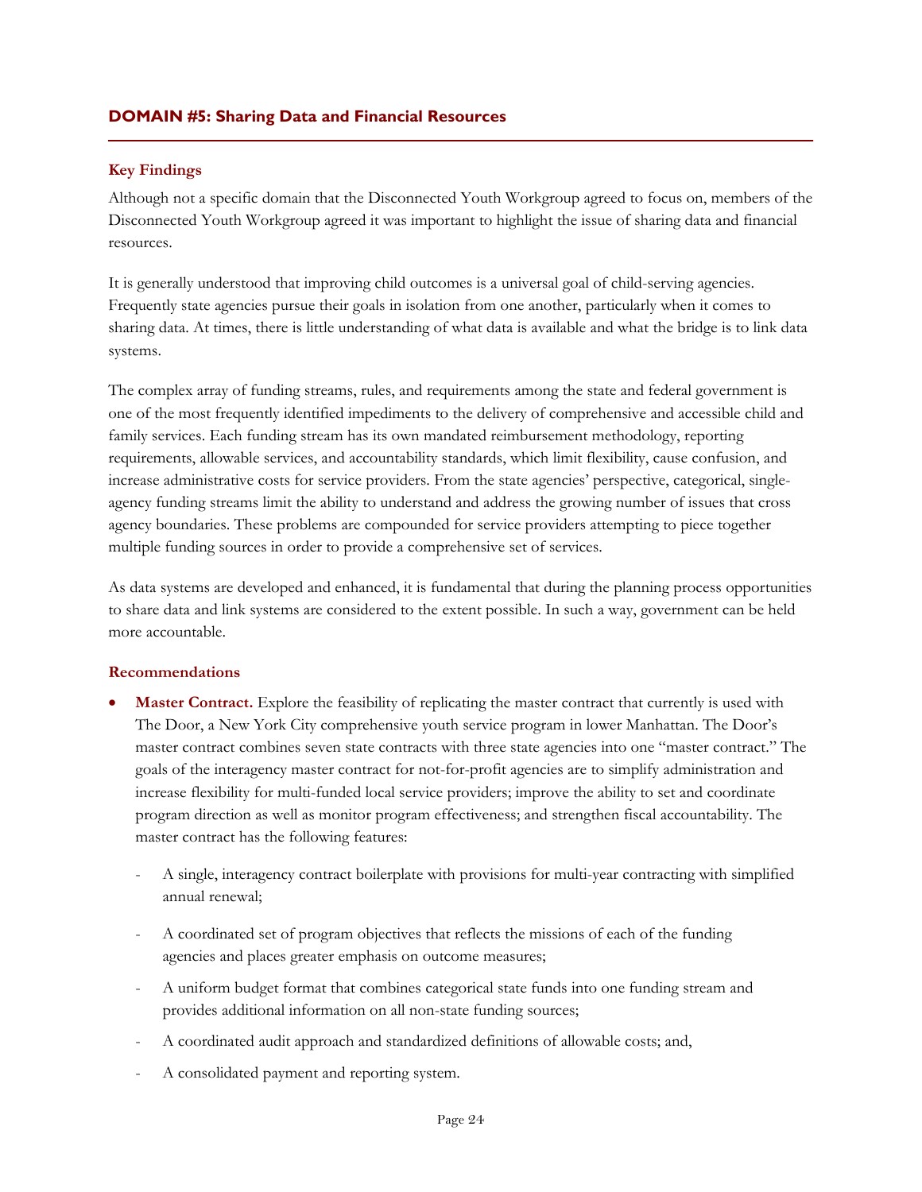## DOMAIN #5: Sharing Data and Financial Resources

### Key Findings

Although not a specific domain that the Disconnected Youth Workgroup agreed to focus on, members of the Disconnected Youth Workgroup agreed it was important to highlight the issue of sharing data and financial resources.

It is generally understood that improving child outcomes is a universal goal of child-serving agencies. Frequently state agencies pursue their goals in isolation from one another, particularly when it comes to sharing data. At times, there is little understanding of what data is available and what the bridge is to link data systems.

The complex array of funding streams, rules, and requirements among the state and federal government is one of the most frequently identified impediments to the delivery of comprehensive and accessible child and family services. Each funding stream has its own mandated reimbursement methodology, reporting requirements, allowable services, and accountability standards, which limit flexibility, cause confusion, and increase administrative costs for service providers. From the state agencies' perspective, categorical, single-agency funding streams limit the ability to understand and address the growing number of issues that cross agency boundaries. These problems are compounded for service providers attempting to piece together multiple funding sources in order to provide a comprehensive set of services.

As data systems are developed and enhanced, it is fundamental that during the planning process opportunities to share data and link systems are considered to the extent possible. In such a way, government can be held more accountable.

### Recommendations

- **Master Contract.** Explore the feasibility of replicating the master contract that currently is used with The Door, a New York City comprehensive youth service program in lower Manhattan. The Door's master contract combines seven state contracts with three state agencies into one "master contract." The goals of the interagency master contract for not-for-profit agencies are to simplify administration and increase flexibility for multi-funded local service providers; improve the ability to set and coordinate program direction as well as monitor program effectiveness; and strengthen fiscal accountability. The master contract has the following features:
  - A single, interagency contract boilerplate with provisions for multi-year contracting with simplified annual renewal;
  - A coordinated set of program objectives that reflects the missions of each of the funding agencies and places greater emphasis on outcome measures;
  - A uniform budget format that combines categorical state funds into one funding stream and provides additional information on all non-state funding sources;
  - A coordinated audit approach and standardized definitions of allowable costs; and,
  - A consolidated payment and reporting system.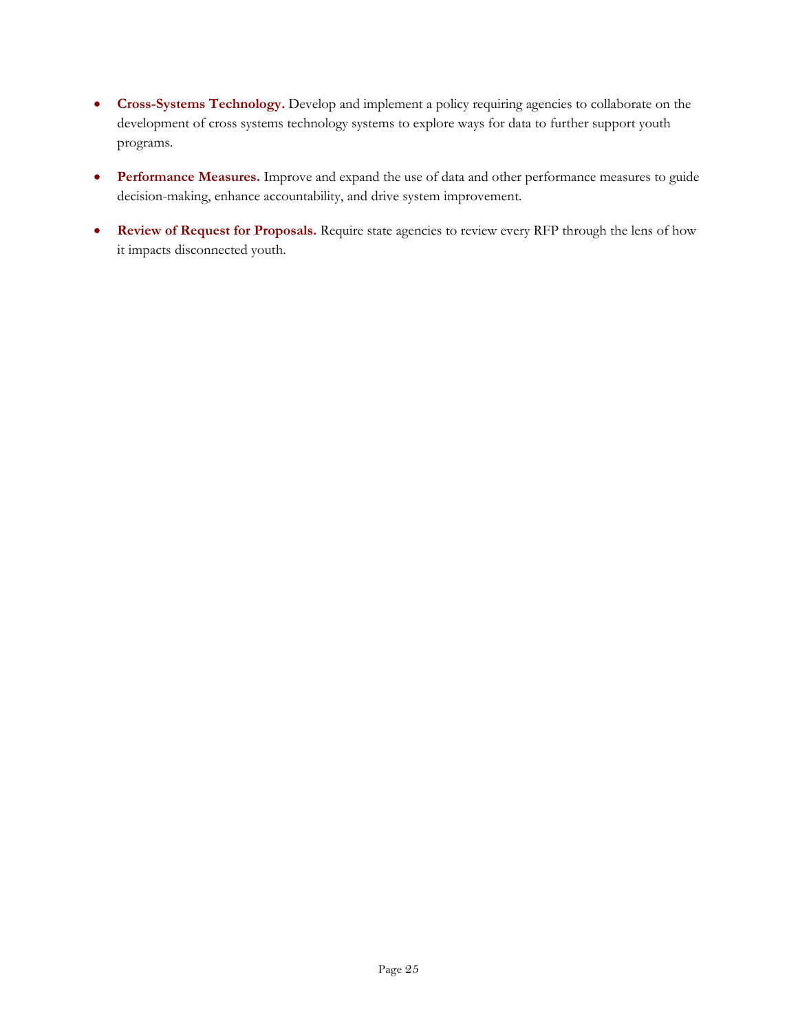- **Cross-Systems Technology.** Develop and implement a policy requiring agencies to collaborate on the development of cross systems technology systems to explore ways for data to further support youth programs.

- **Performance Measures.** Improve and expand the use of data and other performance measures to guide decision-making, enhance accountability, and drive system improvement.

- **Review of Request for Proposals.** Require state agencies to review every RFP through the lens of how it impacts disconnected youth.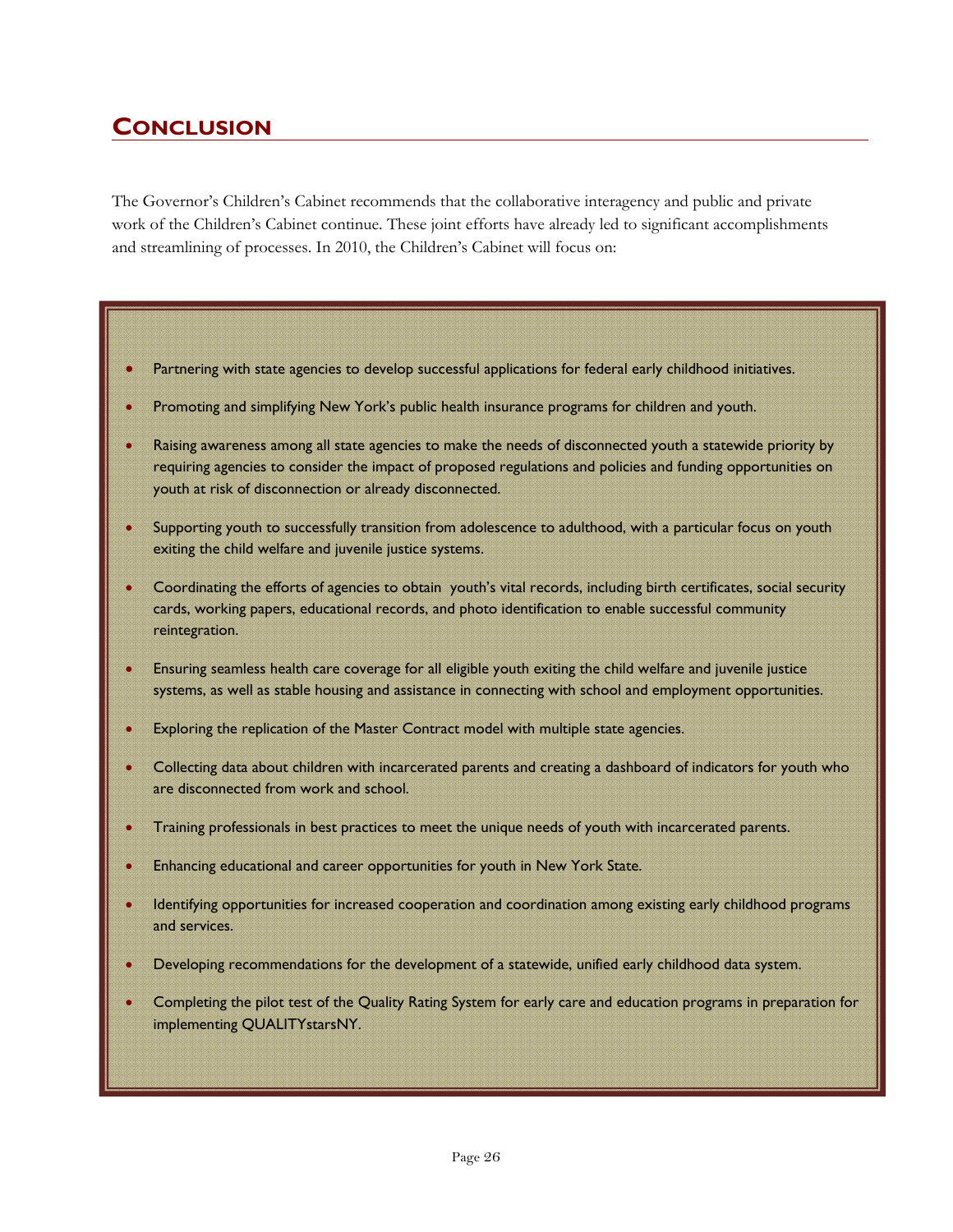## CONCLUSION

The Governor's Children's Cabinet recommends that the collaborative interagency and public and private work of the Children's Cabinet continue. These joint efforts have already led to significant accomplishments and streamlining of processes. In 2010, the Children's Cabinet will focus on:

- Partnering with state agencies to develop successful applications for federal early childhood initiatives.
- Promoting and simplifying New York's public health insurance programs for children and youth.
- Raising awareness among all state agencies to make the needs of disconnected youth a statewide priority by requiring agencies to consider the impact of proposed regulations and policies and funding opportunities on youth at risk of disconnection or already disconnected.
- Supporting youth to successfully transition from adolescence to adulthood, with a particular focus on youth exiting the child welfare and juvenile justice systems.
- Coordinating the efforts of agencies to obtain youth's vital records, including birth certificates, social security cards, working papers, educational records, and photo identification to enable successful community reintegration.
- Ensuring seamless health care coverage for all eligible youth exiting the child welfare and juvenile justice systems, as well as stable housing and assistance in connecting with school and employment opportunities.
- Exploring the replication of the Master Contract model with multiple state agencies.
- Collecting data about children with incarcerated parents and creating a dashboard of indicators for youth who are disconnected from work and school.
- Training professionals in best practices to meet the unique needs of youth with incarcerated parents.
- Enhancing educational and career opportunities for youth in New York State.
- Identifying opportunities for increased cooperation and coordination among existing early childhood programs and services.
- Developing recommendations for the development of a statewide, unified early childhood data system.
- Completing the pilot test of the Quality Rating System for early care and education programs in preparation for implementing QUALITYstarsNY.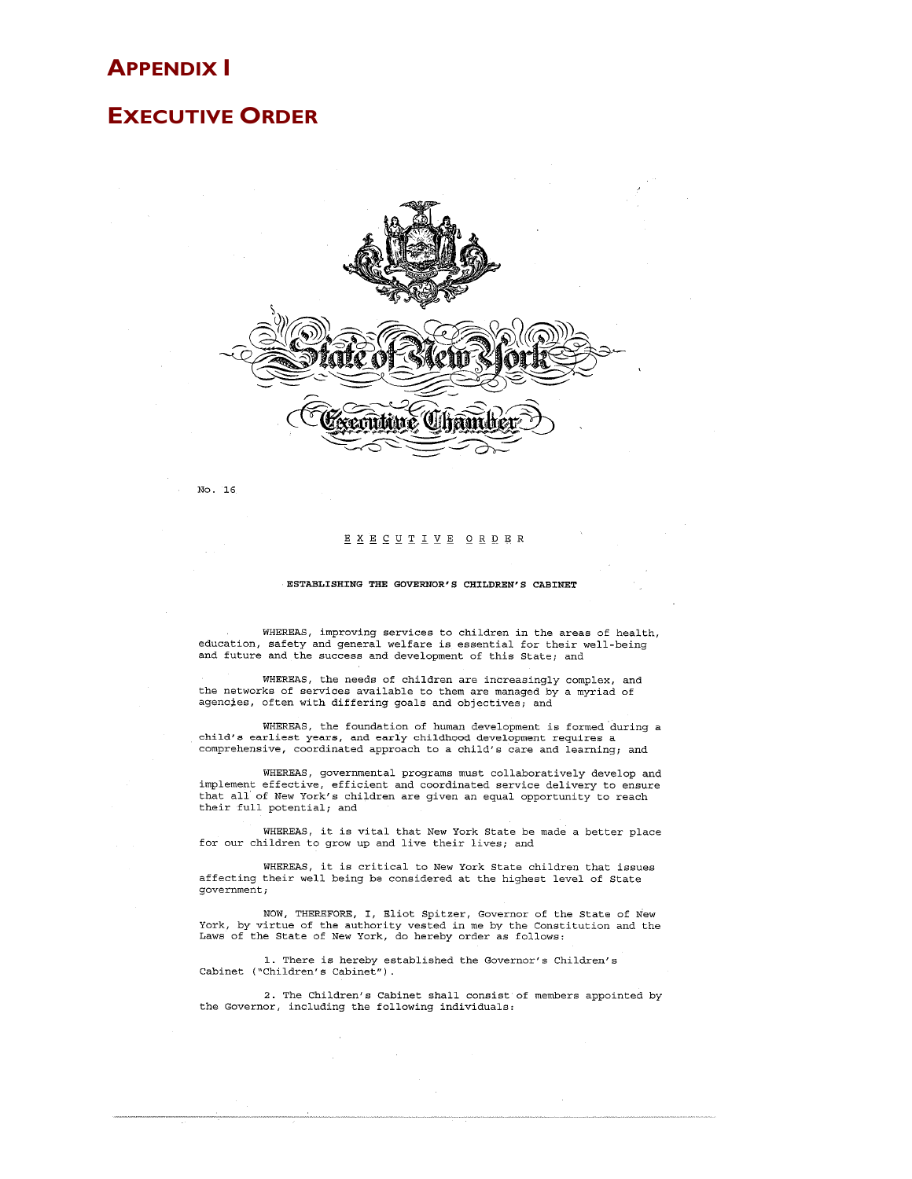# APPENDIX I

# EXECUTIVE ORDER

State of New York

Executive Chamber

No. 16

E X E C U T I V E   O R D E R

**ESTABLISHING THE GOVERNOR'S CHILDREN'S CABINET**

WHEREAS, improving services to children in the areas of health, education, safety and general welfare is essential for their well-being and future and the success and development of this State; and

WHEREAS, the needs of children are increasingly complex, and the networks of services available to them are managed by a myriad of agencies, often with differing goals and objectives; and

WHEREAS, the foundation of human development is formed during a child's earliest years, and early childhood development requires a comprehensive, coordinated approach to a child's care and learning; and

WHEREAS, governmental programs must collaboratively develop and implement effective, efficient and coordinated service delivery to ensure that all of New York's children are given an equal opportunity to reach their full potential; and

WHEREAS, it is vital that New York State be made a better place for our children to grow up and live their lives; and

WHEREAS, it is critical to New York State children that issues affecting their well being be considered at the highest level of State government;

NOW, THEREFORE, I, Eliot Spitzer, Governor of the State of New York, by virtue of the authority vested in me by the Constitution and the Laws of the State of New York, do hereby order as follows:

1. There is hereby established the Governor's Children's Cabinet ("Children's Cabinet").

2. The Children's Cabinet shall consist of members appointed by the Governor, including the following individuals: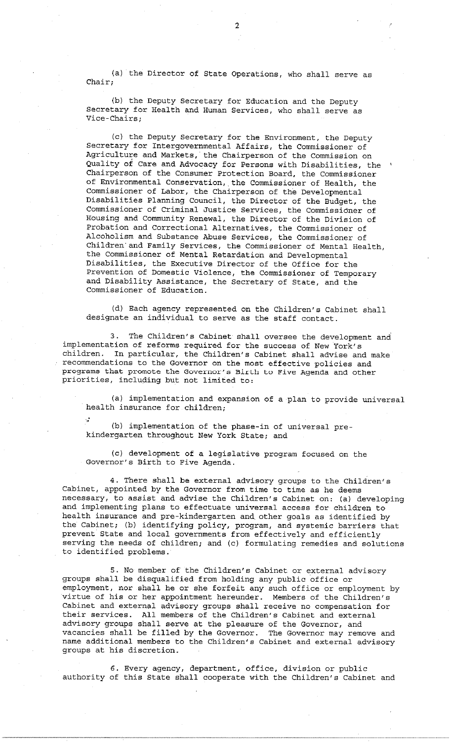(a) the Director of State Operations, who shall serve as Chair;

(b) the Deputy Secretary for Education and the Deputy Secretary for Health and Human Services, who shall serve as Vice-Chairs;

(c) the Deputy Secretary for the Environment, the Deputy Secretary for Intergovernmental Affairs, the Commissioner of Agriculture and Markets, the Chairperson of the Commission on Quality of Care and Advocacy for Persons with Disabilities, the Chairperson of the Consumer Protection Board, the Commissioner of Environmental Conservation, the Commissioner of Health, the Commissioner of Labor, the Chairperson of the Developmental Disabilities Planning Council, the Director of the Budget, the Commissioner of Criminal Justice Services, the Commissioner of Housing and Community Renewal, the Director of the Division of Probation and Correctional Alternatives, the Commissioner of Alcoholism and Substance Abuse Services, the Commissioner of Children and Family Services, the Commissioner of Mental Health, the Commissioner of Mental Retardation and Developmental Disabilities, the Executive Director of the Office for the Prevention of Domestic Violence, the Commissioner of Temporary and Disability Assistance, the Secretary of State, and the Commissioner of Education.

(d) Each agency represented on the Children's Cabinet shall designate an individual to serve as the staff contact.

3. The Children's Cabinet shall oversee the development and implementation of reforms required for the success of New York's children. In particular, the Children's Cabinet shall advise and make recommendations to the Governor on the most effective policies and programs that promote the Governor's Birth to Five Agenda and other priorities, including but not limited to:

(a) implementation and expansion of a plan to provide universal health insurance for children;

(b) implementation of the phase-in of universal pre-kindergarten throughout New York State; and

(c) development of a legislative program focused on the Governor's Birth to Five Agenda.

4. There shall be external advisory groups to the Children's Cabinet, appointed by the Governor from time to time as he deems necessary, to assist and advise the Children's Cabinet on: (a) developing and implementing plans to effectuate universal access for children to health insurance and pre-kindergarten and other goals as identified by the Cabinet; (b) identifying policy, program, and systemic barriers that prevent State and local governments from effectively and efficiently serving the needs of children; and (c) formulating remedies and solutions to identified problems.

5. No member of the Children's Cabinet or external advisory groups shall be disqualified from holding any public office or employment, nor shall he or she forfeit any such office or employment by virtue of his or her appointment hereunder. Members of the Children's Cabinet and external advisory groups shall receive no compensation for their services. All members of the Children's Cabinet and external advisory groups shall serve at the pleasure of the Governor, and vacancies shall be filled by the Governor. The Governor may remove and name additional members to the Children's Cabinet and external advisory groups at his discretion.

6. Every agency, department, office, division or public authority of this State shall cooperate with the Children's Cabinet and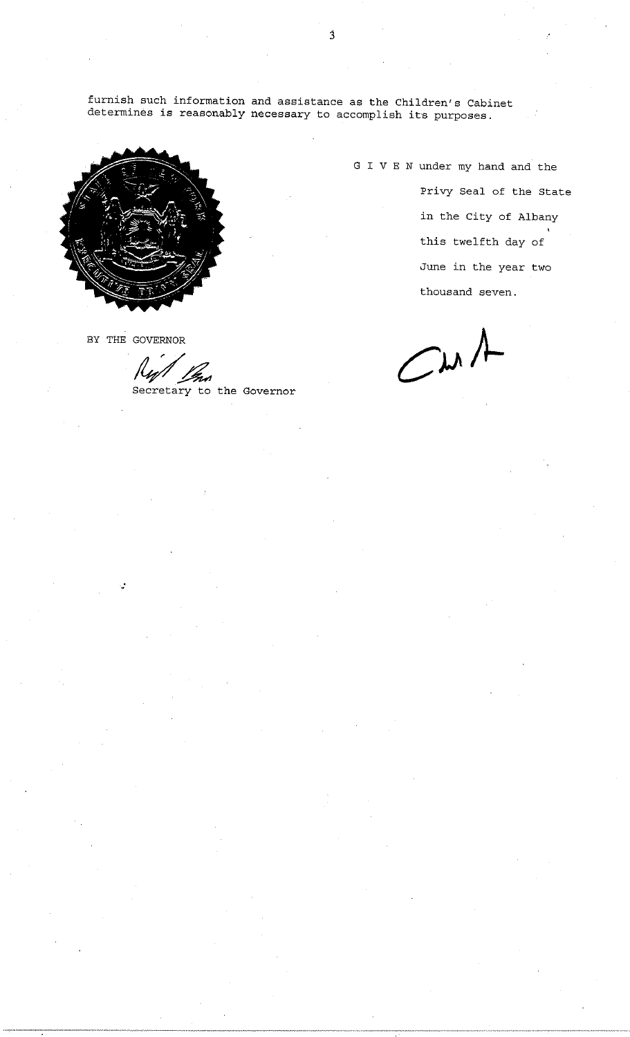furnish such information and assistance as the Children's Cabinet determines is reasonably necessary to accomplish its purposes.

G I V E N under my hand and the Privy Seal of the State in the City of Albany this twelfth day of June in the year two thousand seven.

BY THE GOVERNOR

Secretary to the Governor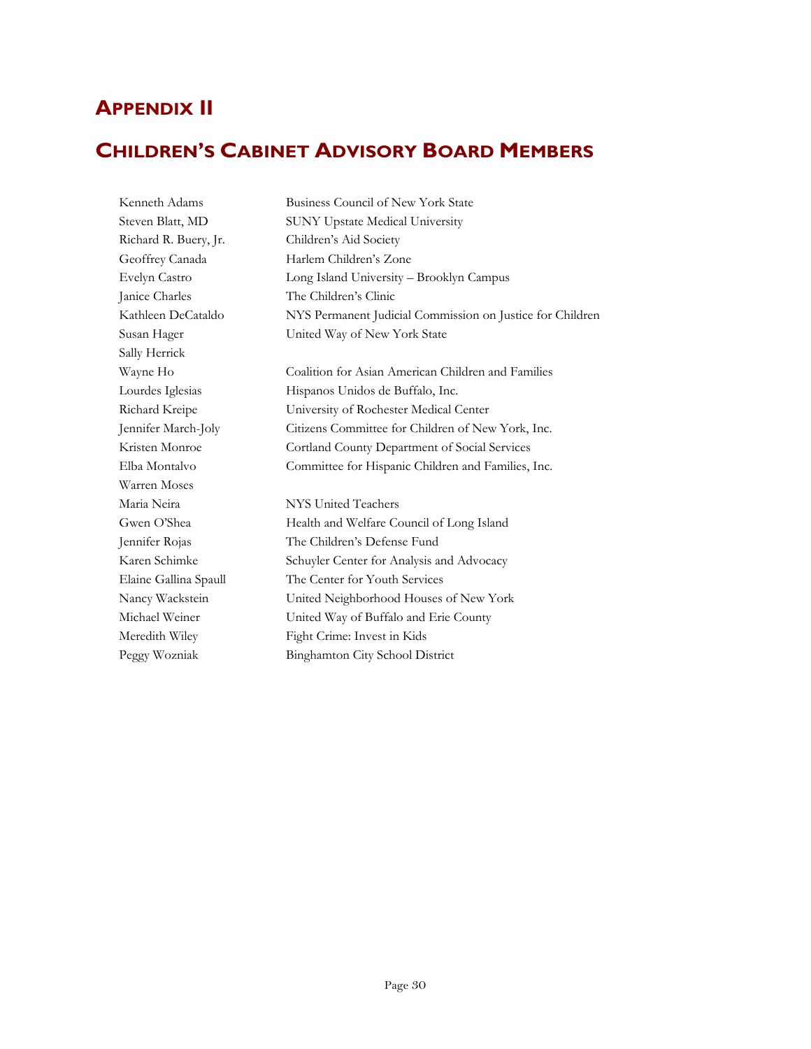# APPENDIX II

# CHILDREN'S CABINET ADVISORY BOARD MEMBERS

| | |
|---|---|
| Kenneth Adams | Business Council of New York State |
| Steven Blatt, MD | SUNY Upstate Medical University |
| Richard R. Buery, Jr. | Children's Aid Society |
| Geoffrey Canada | Harlem Children's Zone |
| Evelyn Castro | Long Island University – Brooklyn Campus |
| Janice Charles | The Children's Clinic |
| Kathleen DeCataldo | NYS Permanent Judicial Commission on Justice for Children |
| Susan Hager | United Way of New York State |
| Sally Herrick | |
| Wayne Ho | Coalition for Asian American Children and Families |
| Lourdes Iglesias | Hispanos Unidos de Buffalo, Inc. |
| Richard Kreipe | University of Rochester Medical Center |
| Jennifer March-Joly | Citizens Committee for Children of New York, Inc. |
| Kristen Monroe | Cortland County Department of Social Services |
| Elba Montalvo | Committee for Hispanic Children and Families, Inc. |
| Warren Moses | |
| Maria Neira | NYS United Teachers |
| Gwen O'Shea | Health and Welfare Council of Long Island |
| Jennifer Rojas | The Children's Defense Fund |
| Karen Schimke | Schuyler Center for Analysis and Advocacy |
| Elaine Gallina Spaull | The Center for Youth Services |
| Nancy Wackstein | United Neighborhood Houses of New York |
| Michael Weiner | United Way of Buffalo and Erie County |
| Meredith Wiley | Fight Crime: Invest in Kids |
| Peggy Wozniak | Binghamton City School District |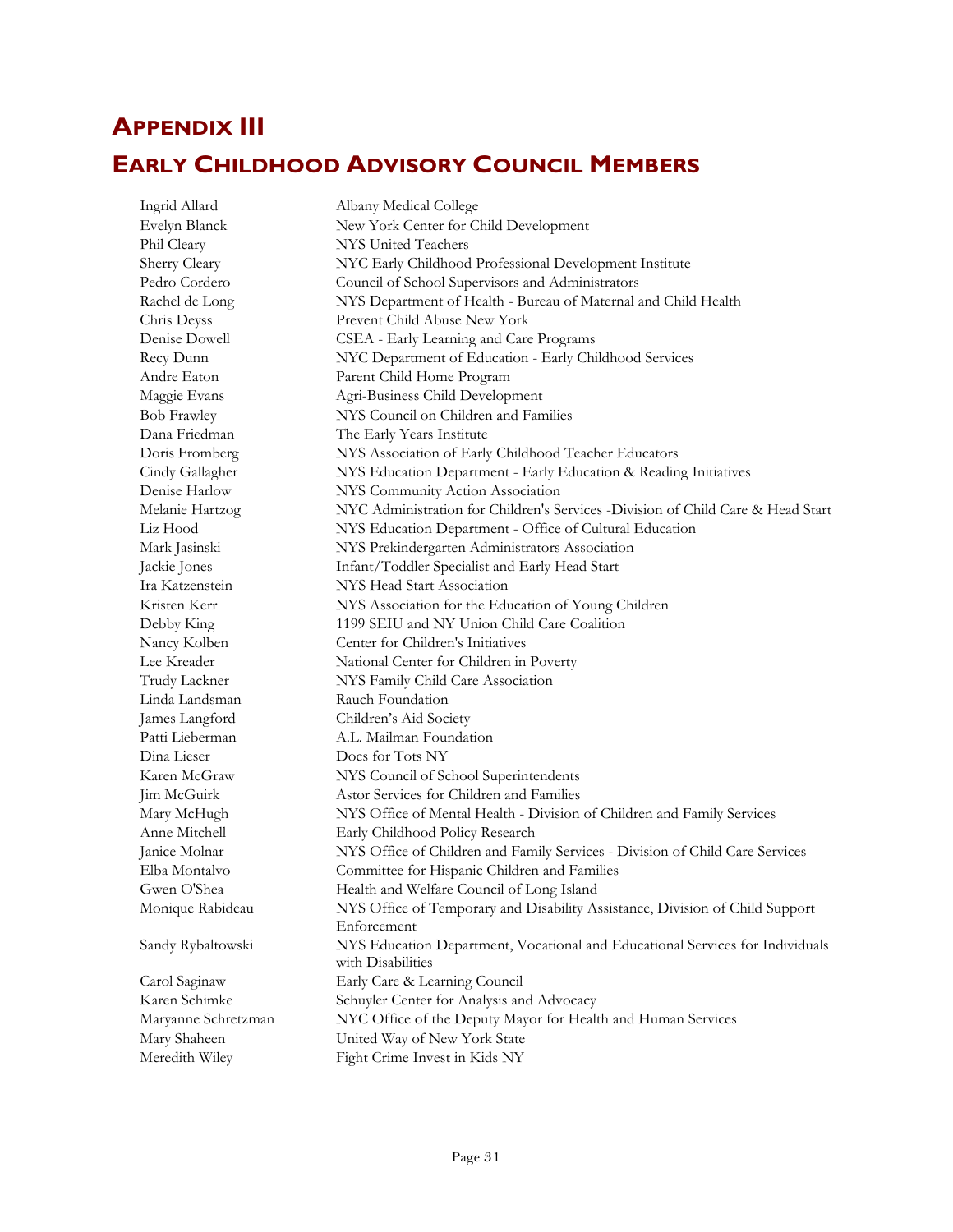# APPENDIX III

# EARLY CHILDHOOD ADVISORY COUNCIL MEMBERS

| | |
|---|---|
| Ingrid Allard | Albany Medical College |
| Evelyn Blanck | New York Center for Child Development |
| Phil Cleary | NYS United Teachers |
| Sherry Cleary | NYC Early Childhood Professional Development Institute |
| Pedro Cordero | Council of School Supervisors and Administrators |
| Rachel de Long | NYS Department of Health - Bureau of Maternal and Child Health |
| Chris Deyss | Prevent Child Abuse New York |
| Denise Dowell | CSEA - Early Learning and Care Programs |
| Recy Dunn | NYC Department of Education - Early Childhood Services |
| Andre Eaton | Parent Child Home Program |
| Maggie Evans | Agri-Business Child Development |
| Bob Frawley | NYS Council on Children and Families |
| Dana Friedman | The Early Years Institute |
| Doris Fromberg | NYS Association of Early Childhood Teacher Educators |
| Cindy Gallagher | NYS Education Department - Early Education & Reading Initiatives |
| Denise Harlow | NYS Community Action Association |
| Melanie Hartzog | NYC Administration for Children's Services -Division of Child Care & Head Start |
| Liz Hood | NYS Education Department - Office of Cultural Education |
| Mark Jasinski | NYS Prekindergarten Administrators Association |
| Jackie Jones | Infant/Toddler Specialist and Early Head Start |
| Ira Katzenstein | NYS Head Start Association |
| Kristen Kerr | NYS Association for the Education of Young Children |
| Debby King | 1199 SEIU and NY Union Child Care Coalition |
| Nancy Kolben | Center for Children's Initiatives |
| Lee Kreader | National Center for Children in Poverty |
| Trudy Lackner | NYS Family Child Care Association |
| Linda Landsman | Rauch Foundation |
| James Langford | Children's Aid Society |
| Patti Lieberman | A.L. Mailman Foundation |
| Dina Lieser | Docs for Tots NY |
| Karen McGraw | NYS Council of School Superintendents |
| Jim McGuirk | Astor Services for Children and Families |
| Mary McHugh | NYS Office of Mental Health - Division of Children and Family Services |
| Anne Mitchell | Early Childhood Policy Research |
| Janice Molnar | NYS Office of Children and Family Services - Division of Child Care Services |
| Elba Montalvo | Committee for Hispanic Children and Families |
| Gwen O'Shea | Health and Welfare Council of Long Island |
| Monique Rabideau | NYS Office of Temporary and Disability Assistance, Division of Child Support Enforcement |
| Sandy Rybaltowski | NYS Education Department, Vocational and Educational Services for Individuals with Disabilities |
| Carol Saginaw | Early Care & Learning Council |
| Karen Schimke | Schuyler Center for Analysis and Advocacy |
| Maryanne Schretzman | NYC Office of the Deputy Mayor for Health and Human Services |
| Mary Shaheen | United Way of New York State |
| Meredith Wiley | Fight Crime Invest in Kids NY |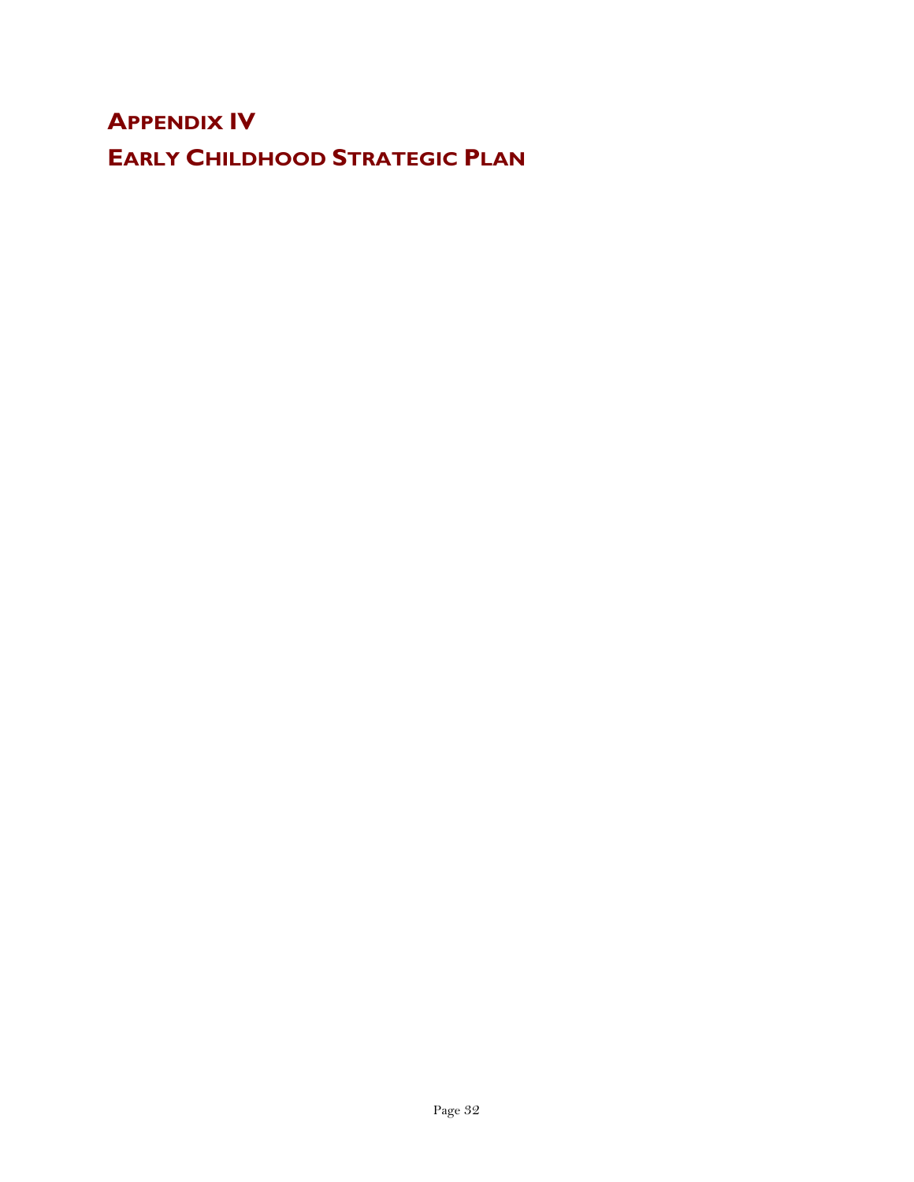# Appendix IV
# Early Childhood Strategic Plan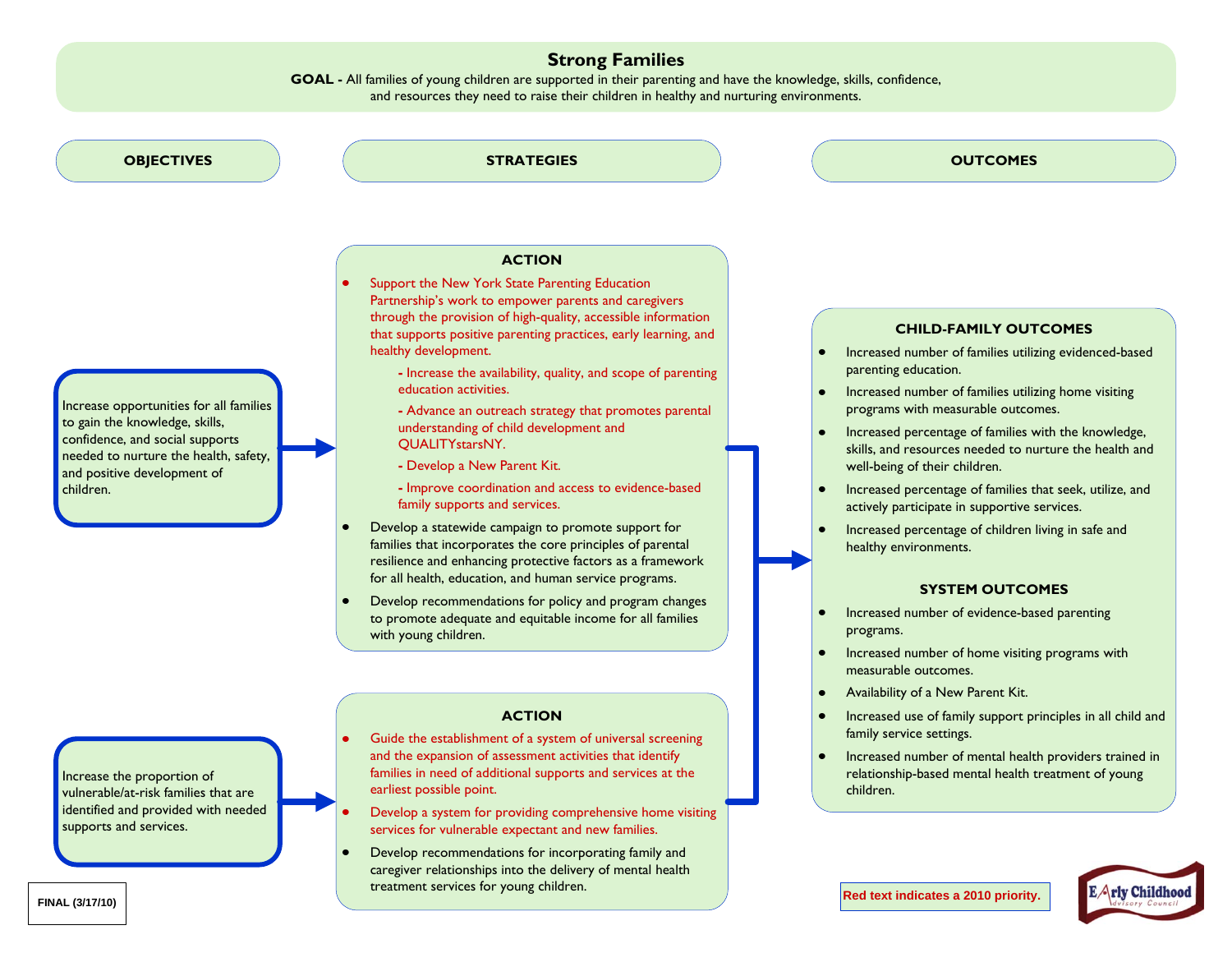# Strong Families

**GOAL -** All families of young children are supported in their parenting and have the knowledge, skills, confidence, and resources they need to raise their children in healthy and nurturing environments.

## OBJECTIVES

Increase opportunities for all families to gain the knowledge, skills, confidence, and social supports needed to nurture the health, safety, and positive development of children.

Increase the proportion of vulnerable/at-risk families that are identified and provided with needed supports and services.

## STRATEGIES

### ACTION

- Support the New York State Parenting Education Partnership's work to empower parents and caregivers through the provision of high-quality, accessible information that supports positive parenting practices, early learning, and healthy development.
  - Increase the availability, quality, and scope of parenting education activities.
  - Advance an outreach strategy that promotes parental understanding of child development and QUALITYstarsNY.
  - Develop a New Parent Kit.
  - Improve coordination and access to evidence-based family supports and services.
- Develop a statewide campaign to promote support for families that incorporates the core principles of parental resilience and enhancing protective factors as a framework for all health, education, and human service programs.
- Develop recommendations for policy and program changes to promote adequate and equitable income for all families with young children.

### ACTION

- Guide the establishment of a system of universal screening and the expansion of assessment activities that identify families in need of additional supports and services at the earliest possible point.
- Develop a system for providing comprehensive home visiting services for vulnerable expectant and new families.
- Develop recommendations for incorporating family and caregiver relationships into the delivery of mental health treatment services for young children.

## OUTCOMES

### CHILD-FAMILY OUTCOMES

- Increased number of families utilizing evidenced-based parenting education.
- Increased number of families utilizing home visiting programs with measurable outcomes.
- Increased percentage of families with the knowledge, skills, and resources needed to nurture the health and well-being of their children.
- Increased percentage of families that seek, utilize, and actively participate in supportive services.
- Increased percentage of children living in safe and healthy environments.

### SYSTEM OUTCOMES

- Increased number of evidence-based parenting programs.
- Increased number of home visiting programs with measurable outcomes.
- Availability of a New Parent Kit.
- Increased use of family support principles in all child and family service settings.
- Increased number of mental health providers trained in relationship-based mental health treatment of young children.

**Red text indicates a 2010 priority.**

FINAL (3/17/10)

Early Childhood Advisory Council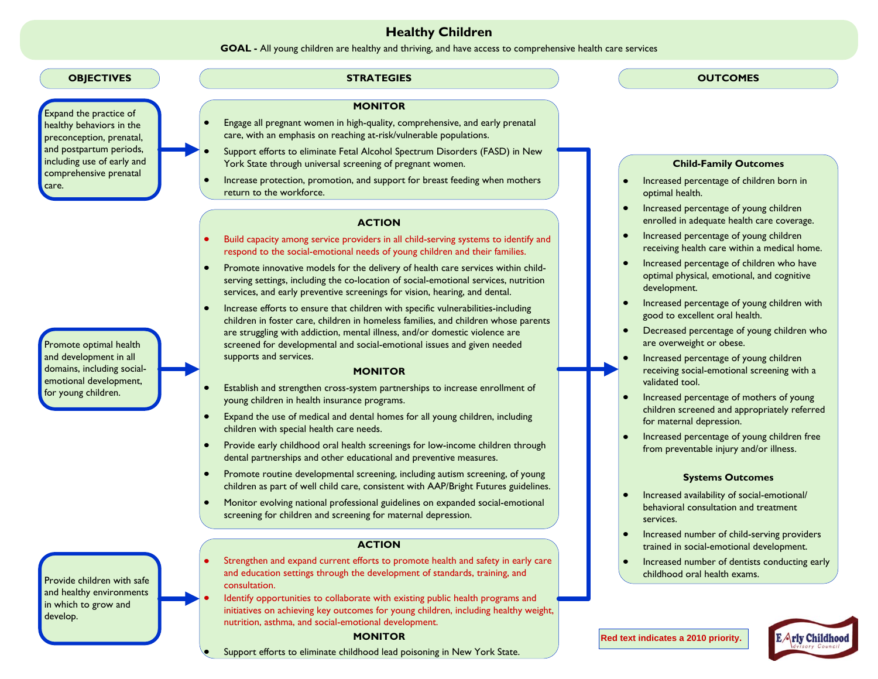# Healthy Children

**GOAL -** All young children are healthy and thriving, and have access to comprehensive health care services

## OBJECTIVES

1. Expand the practice of healthy behaviors in the preconception, prenatal, and postpartum periods, including use of early and comprehensive prenatal care.
2. Promote optimal health and development in all domains, including social-emotional development, for young children.
3. Provide children with safe and healthy environments in which to grow and develop.

## STRATEGIES

### Objective 1: Expand the practice of healthy behaviors in the preconception, prenatal, and postpartum periods, including use of early and comprehensive prenatal care.

**MONITOR**

- Engage all pregnant women in high-quality, comprehensive, and early prenatal care, with an emphasis on reaching at-risk/vulnerable populations.
- Support efforts to eliminate Fetal Alcohol Spectrum Disorders (FASD) in New York State through universal screening of pregnant women.
- Increase protection, promotion, and support for breast feeding when mothers return to the workforce.

### Objective 2: Promote optimal health and development in all domains, including social-emotional development, for young children.

**ACTION**

- Build capacity among service providers in all child-serving systems to identify and respond to the social-emotional needs of young children and their families.
- Promote innovative models for the delivery of health care services within child-serving settings, including the co-location of social-emotional services, nutrition services, and early preventive screenings for vision, hearing, and dental.
- Increase efforts to ensure that children with specific vulnerabilities-including children in foster care, children in homeless families, and children whose parents are struggling with addiction, mental illness, and/or domestic violence are screened for developmental and social-emotional issues and given needed supports and services.

**MONITOR**

- Establish and strengthen cross-system partnerships to increase enrollment of young children in health insurance programs.
- Expand the use of medical and dental homes for all young children, including children with special health care needs.
- Provide early childhood oral health screenings for low-income children through dental partnerships and other educational and preventive measures.
- Promote routine developmental screening, including autism screening, of young children as part of well child care, consistent with AAP/Bright Futures guidelines.
- Monitor evolving national professional guidelines on expanded social-emotional screening for children and screening for maternal depression.

### Objective 3: Provide children with safe and healthy environments in which to grow and develop.

**ACTION**

- Strengthen and expand current efforts to promote health and safety in early care and education settings through the development of standards, training, and consultation.
- Identify opportunities to collaborate with existing public health programs and initiatives on achieving key outcomes for young children, including healthy weight, nutrition, asthma, and social-emotional development.

**MONITOR**

- Support efforts to eliminate childhood lead poisoning in New York State.

## OUTCOMES

### Child-Family Outcomes

- Increased percentage of children born in optimal health.
- Increased percentage of young children enrolled in adequate health care coverage.
- Increased percentage of young children receiving health care within a medical home.
- Increased percentage of children who have optimal physical, emotional, and cognitive development.
- Increased percentage of young children with good to excellent oral health.
- Decreased percentage of young children who are overweight or obese.
- Increased percentage of young children receiving social-emotional screening with a validated tool.
- Increased percentage of mothers of young children screened and appropriately referred for maternal depression.
- Increased percentage of young children free from preventable injury and/or illness.

### Systems Outcomes

- Increased availability of social-emotional/ behavioral consultation and treatment services.
- Increased number of child-serving providers trained in social-emotional development.
- Increased number of dentists conducting early childhood oral health exams.

Red text indicates a 2010 priority.

Early Childhood Advisory Council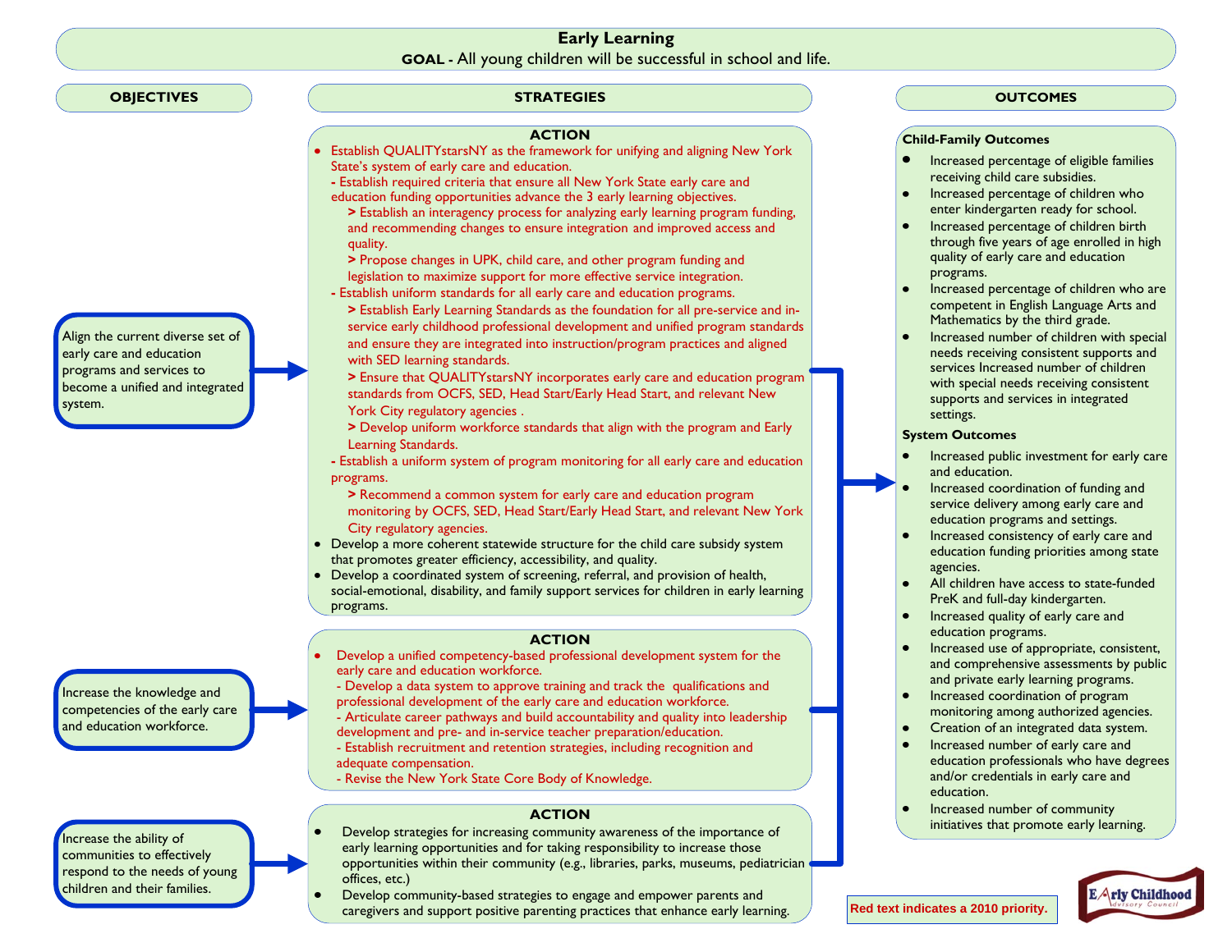# Early Learning

**GOAL -** All young children will be successful in school and life.

## OBJECTIVES

- Align the current diverse set of early care and education programs and services to become a unified and integrated system.
- Increase the knowledge and competencies of the early care and education workforce.
- Increase the ability of communities to effectively respond to the needs of young children and their families.

## STRATEGIES

### ACTION (Align the current diverse set of early care and education programs and services to become a unified and integrated system)

- Establish QUALITYstarsNY as the framework for unifying and aligning New York State's system of early care and education.
  - Establish required criteria that ensure all New York State early care and education funding opportunities advance the 3 early learning objectives.
    - > Establish an interagency process for analyzing early learning program funding, and recommending changes to ensure integration and improved access and quality.
    - > Propose changes in UPK, child care, and other program funding and legislation to maximize support for more effective service integration.
  - Establish uniform standards for all early care and education programs.
    - > Establish Early Learning Standards as the foundation for all pre-service and in-service early childhood professional development and unified program standards and ensure they are integrated into instruction/program practices and aligned with SED learning standards.
    - > Ensure that QUALITYstarsNY incorporates early care and education program standards from OCFS, SED, Head Start/Early Head Start, and relevant New York City regulatory agencies .
    - > Develop uniform workforce standards that align with the program and Early Learning Standards.
  - Establish a uniform system of program monitoring for all early care and education programs.
    - > Recommend a common system for early care and education program monitoring by OCFS, SED, Head Start/Early Head Start, and relevant New York City regulatory agencies.
- Develop a more coherent statewide structure for the child care subsidy system that promotes greater efficiency, accessibility, and quality.
- Develop a coordinated system of screening, referral, and provision of health, social-emotional, disability, and family support services for children in early learning programs.

### ACTION (Increase the knowledge and competencies of the early care and education workforce)

- Develop a unified competency-based professional development system for the early care and education workforce.
  - Develop a data system to approve training and track the qualifications and professional development of the early care and education workforce.
  - Articulate career pathways and build accountability and quality into leadership development and pre- and in-service teacher preparation/education.
  - Establish recruitment and retention strategies, including recognition and adequate compensation.
  - Revise the New York State Core Body of Knowledge.

### ACTION (Increase the ability of communities to effectively respond to the needs of young children and their families)

- Develop strategies for increasing community awareness of the importance of early learning opportunities and for taking responsibility to increase those opportunities within their community (e.g., libraries, parks, museums, pediatrician offices, etc.)
- Develop community-based strategies to engage and empower parents and caregivers and support positive parenting practices that enhance early learning.

## OUTCOMES

### Child-Family Outcomes

- Increased percentage of eligible families receiving child care subsidies.
- Increased percentage of children who enter kindergarten ready for school.
- Increased percentage of children birth through five years of age enrolled in high quality of early care and education programs.
- Increased percentage of children who are competent in English Language Arts and Mathematics by the third grade.
- Increased number of children with special needs receiving consistent supports and services Increased number of children with special needs receiving consistent supports and services in integrated settings.

### System Outcomes

- Increased public investment for early care and education.
- Increased coordination of funding and service delivery among early care and education programs and settings.
- Increased consistency of early care and education funding priorities among state agencies.
- All children have access to state-funded PreK and full-day kindergarten.
- Increased quality of early care and education programs.
- Increased use of appropriate, consistent, and comprehensive assessments by public and private early learning programs.
- Increased coordination of program monitoring among authorized agencies.
- Creation of an integrated data system.
- Increased number of early care and education professionals who have degrees and/or credentials in early care and education.
- Increased number of community initiatives that promote early learning.

**Red text indicates a 2010 priority.**

Early Childhood Advisory Council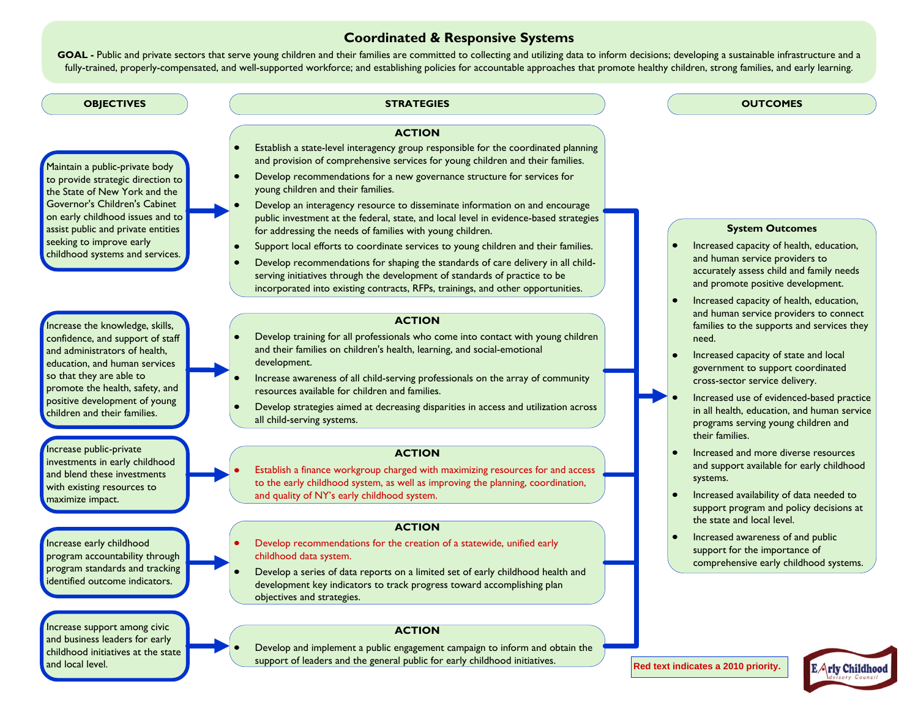# Coordinated & Responsive Systems

**GOAL -** Public and private sectors that serve young children and their families are committed to collecting and utilizing data to inform decisions; developing a sustainable infrastructure and a fully-trained, properly-compensated, and well-supported workforce; and establishing policies for accountable approaches that promote healthy children, strong families, and early learning.

## OBJECTIVES

### Objective 1

Maintain a public-private body to provide strategic direction to the State of New York and the Governor's Children's Cabinet on early childhood issues and to assist public and private entities seeking to improve early childhood systems and services.

**STRATEGIES – ACTION**

- Establish a state-level interagency group responsible for the coordinated planning and provision of comprehensive services for young children and their families.
- Develop recommendations for a new governance structure for services for young children and their families.
- Develop an interagency resource to disseminate information on and encourage public investment at the federal, state, and local level in evidence-based strategies for addressing the needs of families with young children.
- Support local efforts to coordinate services to young children and their families.
- Develop recommendations for shaping the standards of care delivery in all child-serving initiatives through the development of standards of practice to be incorporated into existing contracts, RFPs, trainings, and other opportunities.

### Objective 2

Increase the knowledge, skills, confidence, and support of staff and administrators of health, education, and human services so that they are able to promote the health, safety, and positive development of young children and their families.

**STRATEGIES – ACTION**

- Develop training for all professionals who come into contact with young children and their families on children's health, learning, and social-emotional development.
- Increase awareness of all child-serving professionals on the array of community resources available for children and families.
- Develop strategies aimed at decreasing disparities in access and utilization across all child-serving systems.

### Objective 3

Increase public-private investments in early childhood and blend these investments with existing resources to maximize impact.

**STRATEGIES – ACTION**

- Establish a finance workgroup charged with maximizing resources for and access to the early childhood system, as well as improving the planning, coordination, and quality of NY's early childhood system. *(2010 priority)*

### Objective 4

Increase early childhood program accountability through program standards and tracking identified outcome indicators.

**STRATEGIES – ACTION**

- Develop recommendations for the creation of a statewide, unified early childhood data system. *(2010 priority)*
- Develop a series of data reports on a limited set of early childhood health and development key indicators to track progress toward accomplishing plan objectives and strategies.

### Objective 5

Increase support among civic and business leaders for early childhood initiatives at the state and local level.

**STRATEGIES – ACTION**

- Develop and implement a public engagement campaign to inform and obtain the support of leaders and the general public for early childhood initiatives.

## OUTCOMES

### System Outcomes

- Increased capacity of health, education, and human service providers to accurately assess child and family needs and promote positive development.
- Increased capacity of health, education, and human service providers to connect families to the supports and services they need.
- Increased capacity of state and local government to support coordinated cross-sector service delivery.
- Increased use of evidenced-based practice in all health, education, and human service programs serving young children and their families.
- Increased and more diverse resources and support available for early childhood systems.
- Increased availability of data needed to support program and policy decisions at the state and local level.
- Increased awareness of and public support for the importance of comprehensive early childhood systems.

**Red text indicates a 2010 priority.**

Early Childhood Advisory Council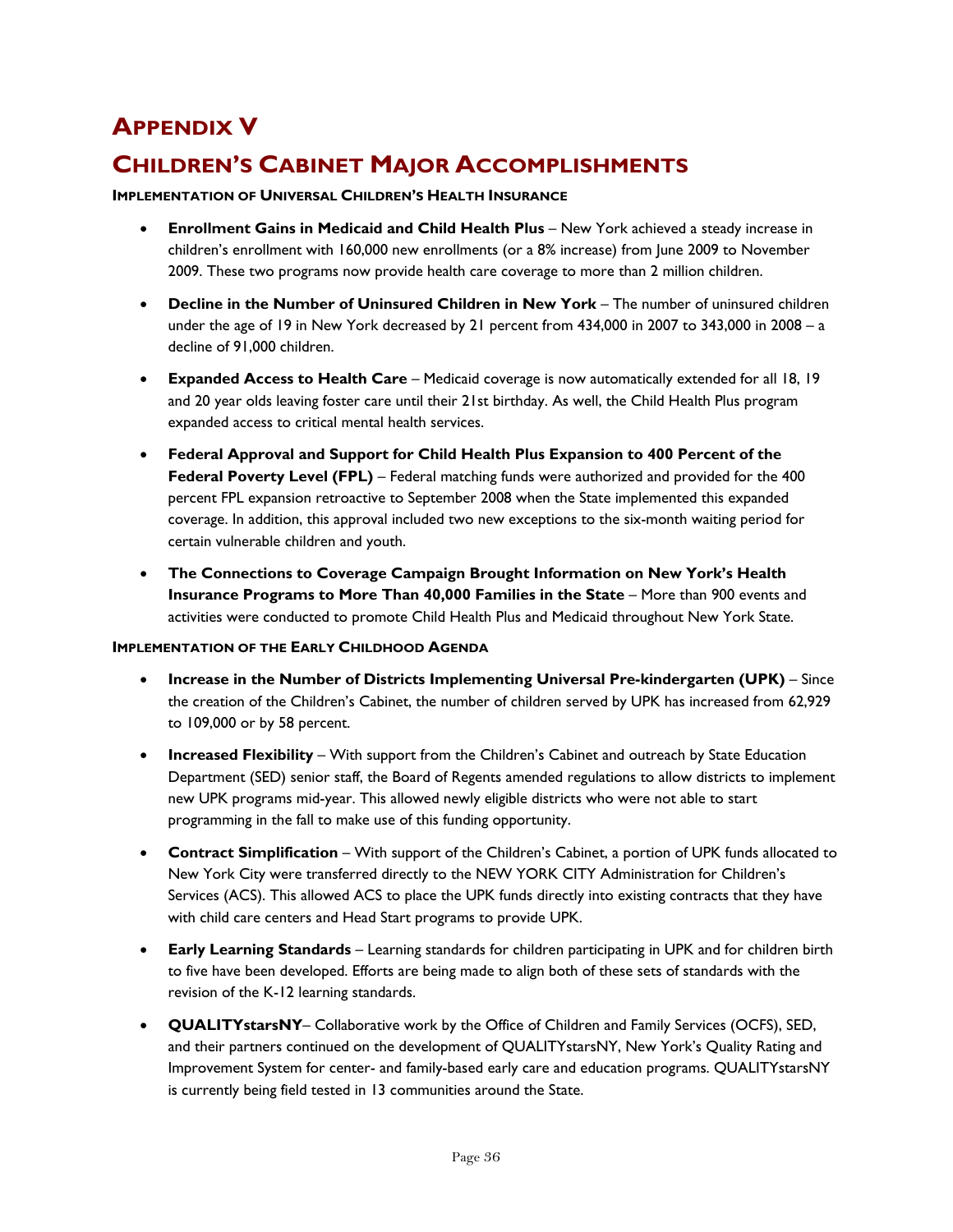# Appendix V

# Children's Cabinet Major Accomplishments

**Implementation of Universal Children's Health Insurance**

- **Enrollment Gains in Medicaid and Child Health Plus** – New York achieved a steady increase in children's enrollment with 160,000 new enrollments (or a 8% increase) from June 2009 to November 2009. These two programs now provide health care coverage to more than 2 million children.
- **Decline in the Number of Uninsured Children in New York** – The number of uninsured children under the age of 19 in New York decreased by 21 percent from 434,000 in 2007 to 343,000 in 2008 – a decline of 91,000 children.
- **Expanded Access to Health Care** – Medicaid coverage is now automatically extended for all 18, 19 and 20 year olds leaving foster care until their 21st birthday. As well, the Child Health Plus program expanded access to critical mental health services.
- **Federal Approval and Support for Child Health Plus Expansion to 400 Percent of the Federal Poverty Level (FPL)** – Federal matching funds were authorized and provided for the 400 percent FPL expansion retroactive to September 2008 when the State implemented this expanded coverage. In addition, this approval included two new exceptions to the six-month waiting period for certain vulnerable children and youth.
- **The Connections to Coverage Campaign Brought Information on New York's Health Insurance Programs to More Than 40,000 Families in the State** – More than 900 events and activities were conducted to promote Child Health Plus and Medicaid throughout New York State.

**Implementation of the Early Childhood Agenda**

- **Increase in the Number of Districts Implementing Universal Pre-kindergarten (UPK)** – Since the creation of the Children's Cabinet, the number of children served by UPK has increased from 62,929 to 109,000 or by 58 percent.
- **Increased Flexibility** – With support from the Children's Cabinet and outreach by State Education Department (SED) senior staff, the Board of Regents amended regulations to allow districts to implement new UPK programs mid-year. This allowed newly eligible districts who were not able to start programming in the fall to make use of this funding opportunity.
- **Contract Simplification** – With support of the Children's Cabinet, a portion of UPK funds allocated to New York City were transferred directly to the NEW YORK CITY Administration for Children's Services (ACS). This allowed ACS to place the UPK funds directly into existing contracts that they have with child care centers and Head Start programs to provide UPK.
- **Early Learning Standards** – Learning standards for children participating in UPK and for children birth to five have been developed. Efforts are being made to align both of these sets of standards with the revision of the K-12 learning standards.
- **QUALITYstarsNY**– Collaborative work by the Office of Children and Family Services (OCFS), SED, and their partners continued on the development of QUALITYstarsNY, New York's Quality Rating and Improvement System for center- and family-based early care and education programs. QUALITYstarsNY is currently being field tested in 13 communities around the State.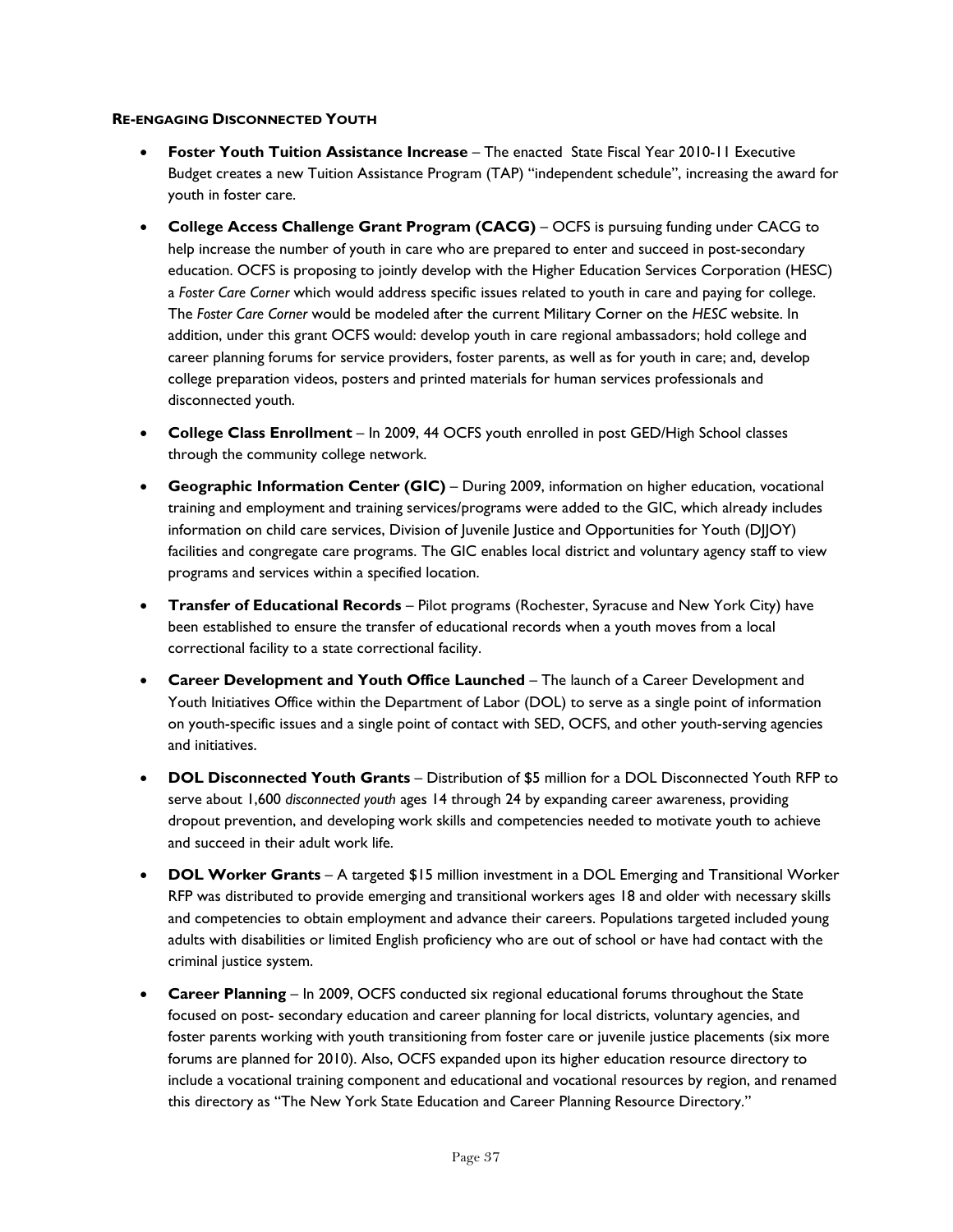**RE-ENGAGING DISCONNECTED YOUTH**

- **Foster Youth Tuition Assistance Increase** – The enacted State Fiscal Year 2010-11 Executive Budget creates a new Tuition Assistance Program (TAP) "independent schedule", increasing the award for youth in foster care.
- **College Access Challenge Grant Program (CACG)** – OCFS is pursuing funding under CACG to help increase the number of youth in care who are prepared to enter and succeed in post-secondary education. OCFS is proposing to jointly develop with the Higher Education Services Corporation (HESC) a *Foster Care Corner* which would address specific issues related to youth in care and paying for college. The *Foster Care Corner* would be modeled after the current Military Corner on the *HESC* website. In addition, under this grant OCFS would: develop youth in care regional ambassadors; hold college and career planning forums for service providers, foster parents, as well as for youth in care; and, develop college preparation videos, posters and printed materials for human services professionals and disconnected youth.
- **College Class Enrollment** – In 2009, 44 OCFS youth enrolled in post GED/High School classes through the community college network.
- **Geographic Information Center (GIC)** – During 2009, information on higher education, vocational training and employment and training services/programs were added to the GIC, which already includes information on child care services, Division of Juvenile Justice and Opportunities for Youth (DJJOY) facilities and congregate care programs. The GIC enables local district and voluntary agency staff to view programs and services within a specified location.
- **Transfer of Educational Records** – Pilot programs (Rochester, Syracuse and New York City) have been established to ensure the transfer of educational records when a youth moves from a local correctional facility to a state correctional facility.
- **Career Development and Youth Office Launched** – The launch of a Career Development and Youth Initiatives Office within the Department of Labor (DOL) to serve as a single point of information on youth-specific issues and a single point of contact with SED, OCFS, and other youth-serving agencies and initiatives.
- **DOL Disconnected Youth Grants** – Distribution of $5 million for a DOL Disconnected Youth RFP to serve about 1,600 *disconnected youth* ages 14 through 24 by expanding career awareness, providing dropout prevention, and developing work skills and competencies needed to motivate youth to achieve and succeed in their adult work life.
- **DOL Worker Grants** – A targeted $15 million investment in a DOL Emerging and Transitional Worker RFP was distributed to provide emerging and transitional workers ages 18 and older with necessary skills and competencies to obtain employment and advance their careers. Populations targeted included young adults with disabilities or limited English proficiency who are out of school or have had contact with the criminal justice system.
- **Career Planning** – In 2009, OCFS conducted six regional educational forums throughout the State focused on post- secondary education and career planning for local districts, voluntary agencies, and foster parents working with youth transitioning from foster care or juvenile justice placements (six more forums are planned for 2010). Also, OCFS expanded upon its higher education resource directory to include a vocational training component and educational and vocational resources by region, and renamed this directory as "The New York State Education and Career Planning Resource Directory."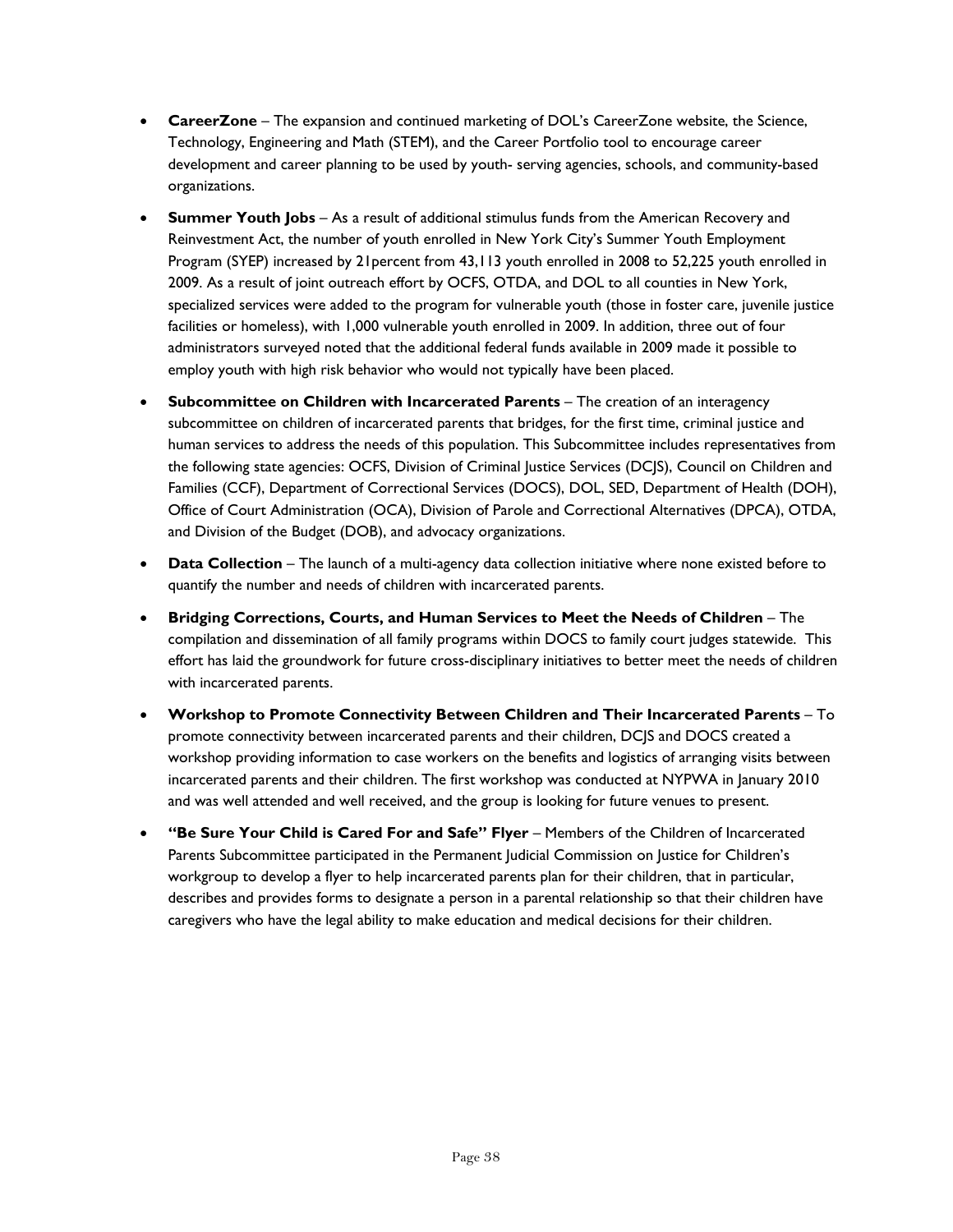- **CareerZone** – The expansion and continued marketing of DOL's CareerZone website, the Science, Technology, Engineering and Math (STEM), and the Career Portfolio tool to encourage career development and career planning to be used by youth- serving agencies, schools, and community-based organizations.
- **Summer Youth Jobs** – As a result of additional stimulus funds from the American Recovery and Reinvestment Act, the number of youth enrolled in New York City's Summer Youth Employment Program (SYEP) increased by 21percent from 43,113 youth enrolled in 2008 to 52,225 youth enrolled in 2009. As a result of joint outreach effort by OCFS, OTDA, and DOL to all counties in New York, specialized services were added to the program for vulnerable youth (those in foster care, juvenile justice facilities or homeless), with 1,000 vulnerable youth enrolled in 2009. In addition, three out of four administrators surveyed noted that the additional federal funds available in 2009 made it possible to employ youth with high risk behavior who would not typically have been placed.
- **Subcommittee on Children with Incarcerated Parents** – The creation of an interagency subcommittee on children of incarcerated parents that bridges, for the first time, criminal justice and human services to address the needs of this population. This Subcommittee includes representatives from the following state agencies: OCFS, Division of Criminal Justice Services (DCJS), Council on Children and Families (CCF), Department of Correctional Services (DOCS), DOL, SED, Department of Health (DOH), Office of Court Administration (OCA), Division of Parole and Correctional Alternatives (DPCA), OTDA, and Division of the Budget (DOB), and advocacy organizations.
- **Data Collection** – The launch of a multi-agency data collection initiative where none existed before to quantify the number and needs of children with incarcerated parents.
- **Bridging Corrections, Courts, and Human Services to Meet the Needs of Children** – The compilation and dissemination of all family programs within DOCS to family court judges statewide. This effort has laid the groundwork for future cross-disciplinary initiatives to better meet the needs of children with incarcerated parents.
- **Workshop to Promote Connectivity Between Children and Their Incarcerated Parents** – To promote connectivity between incarcerated parents and their children, DCJS and DOCS created a workshop providing information to case workers on the benefits and logistics of arranging visits between incarcerated parents and their children. The first workshop was conducted at NYPWA in January 2010 and was well attended and well received, and the group is looking for future venues to present.
- **"Be Sure Your Child is Cared For and Safe" Flyer** – Members of the Children of Incarcerated Parents Subcommittee participated in the Permanent Judicial Commission on Justice for Children's workgroup to develop a flyer to help incarcerated parents plan for their children, that in particular, describes and provides forms to designate a person in a parental relationship so that their children have caregivers who have the legal ability to make education and medical decisions for their children.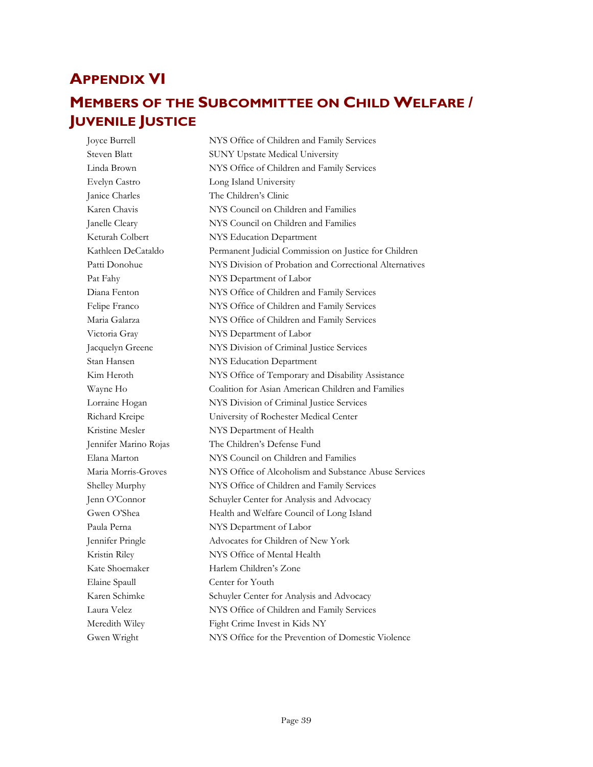# Appendix VI

# Members of the Subcommittee on Child Welfare / Juvenile Justice

| | |
|---|---|
| Joyce Burrell | NYS Office of Children and Family Services |
| Steven Blatt | SUNY Upstate Medical University |
| Linda Brown | NYS Office of Children and Family Services |
| Evelyn Castro | Long Island University |
| Janice Charles | The Children's Clinic |
| Karen Chavis | NYS Council on Children and Families |
| Janelle Cleary | NYS Council on Children and Families |
| Keturah Colbert | NYS Education Department |
| Kathleen DeCataldo | Permanent Judicial Commission on Justice for Children |
| Patti Donohue | NYS Division of Probation and Correctional Alternatives |
| Pat Fahy | NYS Department of Labor |
| Diana Fenton | NYS Office of Children and Family Services |
| Felipe Franco | NYS Office of Children and Family Services |
| Maria Galarza | NYS Office of Children and Family Services |
| Victoria Gray | NYS Department of Labor |
| Jacquelyn Greene | NYS Division of Criminal Justice Services |
| Stan Hansen | NYS Education Department |
| Kim Heroth | NYS Office of Temporary and Disability Assistance |
| Wayne Ho | Coalition for Asian American Children and Families |
| Lorraine Hogan | NYS Division of Criminal Justice Services |
| Richard Kreipe | University of Rochester Medical Center |
| Kristine Mesler | NYS Department of Health |
| Jennifer Marino Rojas | The Children's Defense Fund |
| Elana Marton | NYS Council on Children and Families |
| Maria Morris-Groves | NYS Office of Alcoholism and Substance Abuse Services |
| Shelley Murphy | NYS Office of Children and Family Services |
| Jenn O'Connor | Schuyler Center for Analysis and Advocacy |
| Gwen O'Shea | Health and Welfare Council of Long Island |
| Paula Perna | NYS Department of Labor |
| Jennifer Pringle | Advocates for Children of New York |
| Kristin Riley | NYS Office of Mental Health |
| Kate Shoemaker | Harlem Children's Zone |
| Elaine Spaull | Center for Youth |
| Karen Schimke | Schuyler Center for Analysis and Advocacy |
| Laura Velez | NYS Office of Children and Family Services |
| Meredith Wiley | Fight Crime Invest in Kids NY |
| Gwen Wright | NYS Office for the Prevention of Domestic Violence |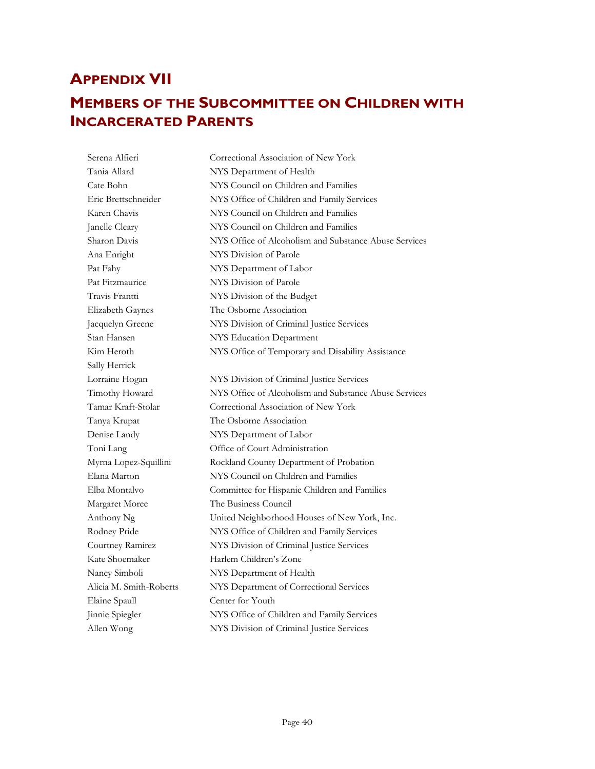# APPENDIX VII

# MEMBERS OF THE SUBCOMMITTEE ON CHILDREN WITH INCARCERATED PARENTS

| | |
|---|---|
| Serena Alfieri | Correctional Association of New York |
| Tania Allard | NYS Department of Health |
| Cate Bohn | NYS Council on Children and Families |
| Eric Brettschneider | NYS Office of Children and Family Services |
| Karen Chavis | NYS Council on Children and Families |
| Janelle Cleary | NYS Council on Children and Families |
| Sharon Davis | NYS Office of Alcoholism and Substance Abuse Services |
| Ana Enright | NYS Division of Parole |
| Pat Fahy | NYS Department of Labor |
| Pat Fitzmaurice | NYS Division of Parole |
| Travis Frantti | NYS Division of the Budget |
| Elizabeth Gaynes | The Osborne Association |
| Jacquelyn Greene | NYS Division of Criminal Justice Services |
| Stan Hansen | NYS Education Department |
| Kim Heroth | NYS Office of Temporary and Disability Assistance |
| Sally Herrick | |
| Lorraine Hogan | NYS Division of Criminal Justice Services |
| Timothy Howard | NYS Office of Alcoholism and Substance Abuse Services |
| Tamar Kraft-Stolar | Correctional Association of New York |
| Tanya Krupat | The Osborne Association |
| Denise Landy | NYS Department of Labor |
| Toni Lang | Office of Court Administration |
| Myrna Lopez-Squillini | Rockland County Department of Probation |
| Elana Marton | NYS Council on Children and Families |
| Elba Montalvo | Committee for Hispanic Children and Families |
| Margaret Moree | The Business Council |
| Anthony Ng | United Neighborhood Houses of New York, Inc. |
| Rodney Pride | NYS Office of Children and Family Services |
| Courtney Ramirez | NYS Division of Criminal Justice Services |
| Kate Shoemaker | Harlem Children's Zone |
| Nancy Simboli | NYS Department of Health |
| Alicia M. Smith-Roberts | NYS Department of Correctional Services |
| Elaine Spaull | Center for Youth |
| Jinnie Spiegler | NYS Office of Children and Family Services |
| Allen Wong | NYS Division of Criminal Justice Services |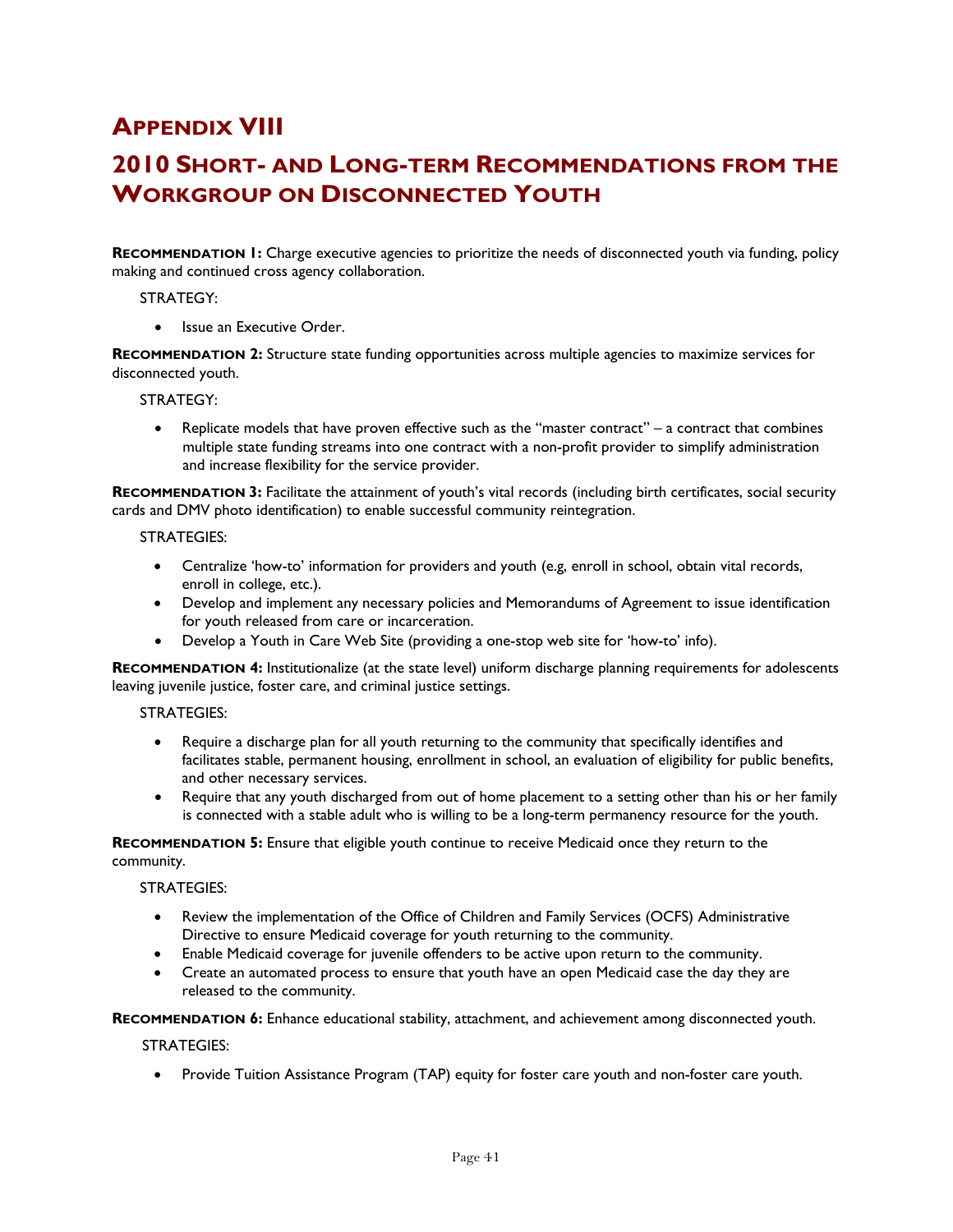# Appendix VIII

# 2010 Short- and Long-term Recommendations from the Workgroup on Disconnected Youth

**Recommendation 1:** Charge executive agencies to prioritize the needs of disconnected youth via funding, policy making and continued cross agency collaboration.

STRATEGY:

- Issue an Executive Order.

**Recommendation 2:** Structure state funding opportunities across multiple agencies to maximize services for disconnected youth.

STRATEGY:

- Replicate models that have proven effective such as the "master contract" – a contract that combines multiple state funding streams into one contract with a non-profit provider to simplify administration and increase flexibility for the service provider.

**Recommendation 3:** Facilitate the attainment of youth's vital records (including birth certificates, social security cards and DMV photo identification) to enable successful community reintegration.

STRATEGIES:

- Centralize 'how-to' information for providers and youth (e.g, enroll in school, obtain vital records, enroll in college, etc.).
- Develop and implement any necessary policies and Memorandums of Agreement to issue identification for youth released from care or incarceration.
- Develop a Youth in Care Web Site (providing a one-stop web site for 'how-to' info).

**Recommendation 4:** Institutionalize (at the state level) uniform discharge planning requirements for adolescents leaving juvenile justice, foster care, and criminal justice settings.

STRATEGIES:

- Require a discharge plan for all youth returning to the community that specifically identifies and facilitates stable, permanent housing, enrollment in school, an evaluation of eligibility for public benefits, and other necessary services.
- Require that any youth discharged from out of home placement to a setting other than his or her family is connected with a stable adult who is willing to be a long-term permanency resource for the youth.

**Recommendation 5:** Ensure that eligible youth continue to receive Medicaid once they return to the community.

STRATEGIES:

- Review the implementation of the Office of Children and Family Services (OCFS) Administrative Directive to ensure Medicaid coverage for youth returning to the community.
- Enable Medicaid coverage for juvenile offenders to be active upon return to the community.
- Create an automated process to ensure that youth have an open Medicaid case the day they are released to the community.

**Recommendation 6:** Enhance educational stability, attachment, and achievement among disconnected youth.

STRATEGIES:

- Provide Tuition Assistance Program (TAP) equity for foster care youth and non-foster care youth.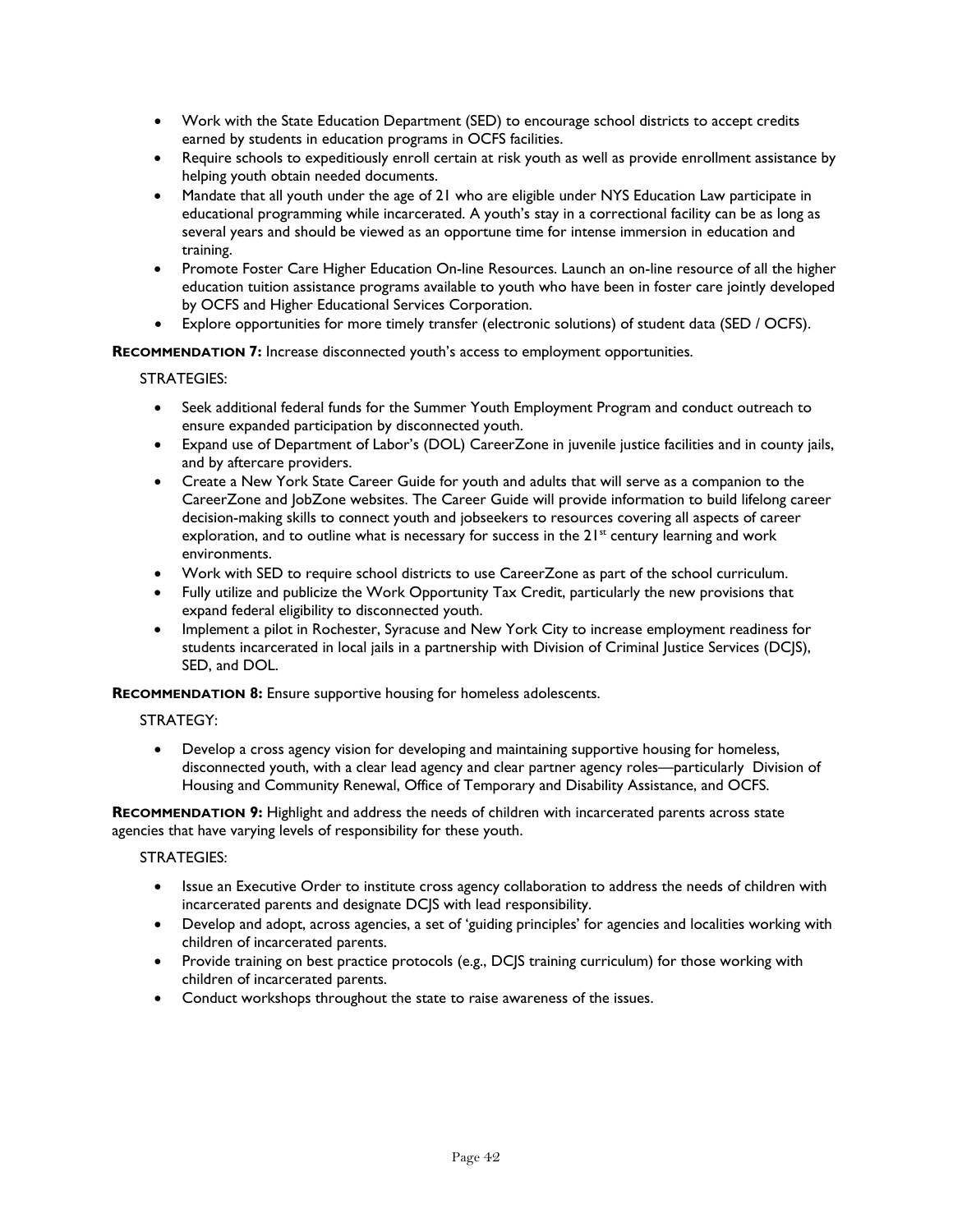- Work with the State Education Department (SED) to encourage school districts to accept credits earned by students in education programs in OCFS facilities.
- Require schools to expeditiously enroll certain at risk youth as well as provide enrollment assistance by helping youth obtain needed documents.
- Mandate that all youth under the age of 21 who are eligible under NYS Education Law participate in educational programming while incarcerated. A youth's stay in a correctional facility can be as long as several years and should be viewed as an opportune time for intense immersion in education and training.
- Promote Foster Care Higher Education On-line Resources. Launch an on-line resource of all the higher education tuition assistance programs available to youth who have been in foster care jointly developed by OCFS and Higher Educational Services Corporation.
- Explore opportunities for more timely transfer (electronic solutions) of student data (SED / OCFS).

**RECOMMENDATION 7:** Increase disconnected youth's access to employment opportunities.

STRATEGIES:

- Seek additional federal funds for the Summer Youth Employment Program and conduct outreach to ensure expanded participation by disconnected youth.
- Expand use of Department of Labor's (DOL) CareerZone in juvenile justice facilities and in county jails, and by aftercare providers.
- Create a New York State Career Guide for youth and adults that will serve as a companion to the CareerZone and JobZone websites. The Career Guide will provide information to build lifelong career decision-making skills to connect youth and jobseekers to resources covering all aspects of career exploration, and to outline what is necessary for success in the 21st century learning and work environments.
- Work with SED to require school districts to use CareerZone as part of the school curriculum.
- Fully utilize and publicize the Work Opportunity Tax Credit, particularly the new provisions that expand federal eligibility to disconnected youth.
- Implement a pilot in Rochester, Syracuse and New York City to increase employment readiness for students incarcerated in local jails in a partnership with Division of Criminal Justice Services (DCJS), SED, and DOL.

**RECOMMENDATION 8:** Ensure supportive housing for homeless adolescents.

STRATEGY:

- Develop a cross agency vision for developing and maintaining supportive housing for homeless, disconnected youth, with a clear lead agency and clear partner agency roles—particularly Division of Housing and Community Renewal, Office of Temporary and Disability Assistance, and OCFS.

**RECOMMENDATION 9:** Highlight and address the needs of children with incarcerated parents across state agencies that have varying levels of responsibility for these youth.

STRATEGIES:

- Issue an Executive Order to institute cross agency collaboration to address the needs of children with incarcerated parents and designate DCJS with lead responsibility.
- Develop and adopt, across agencies, a set of 'guiding principles' for agencies and localities working with children of incarcerated parents.
- Provide training on best practice protocols (e.g., DCJS training curriculum) for those working with children of incarcerated parents.
- Conduct workshops throughout the state to raise awareness of the issues.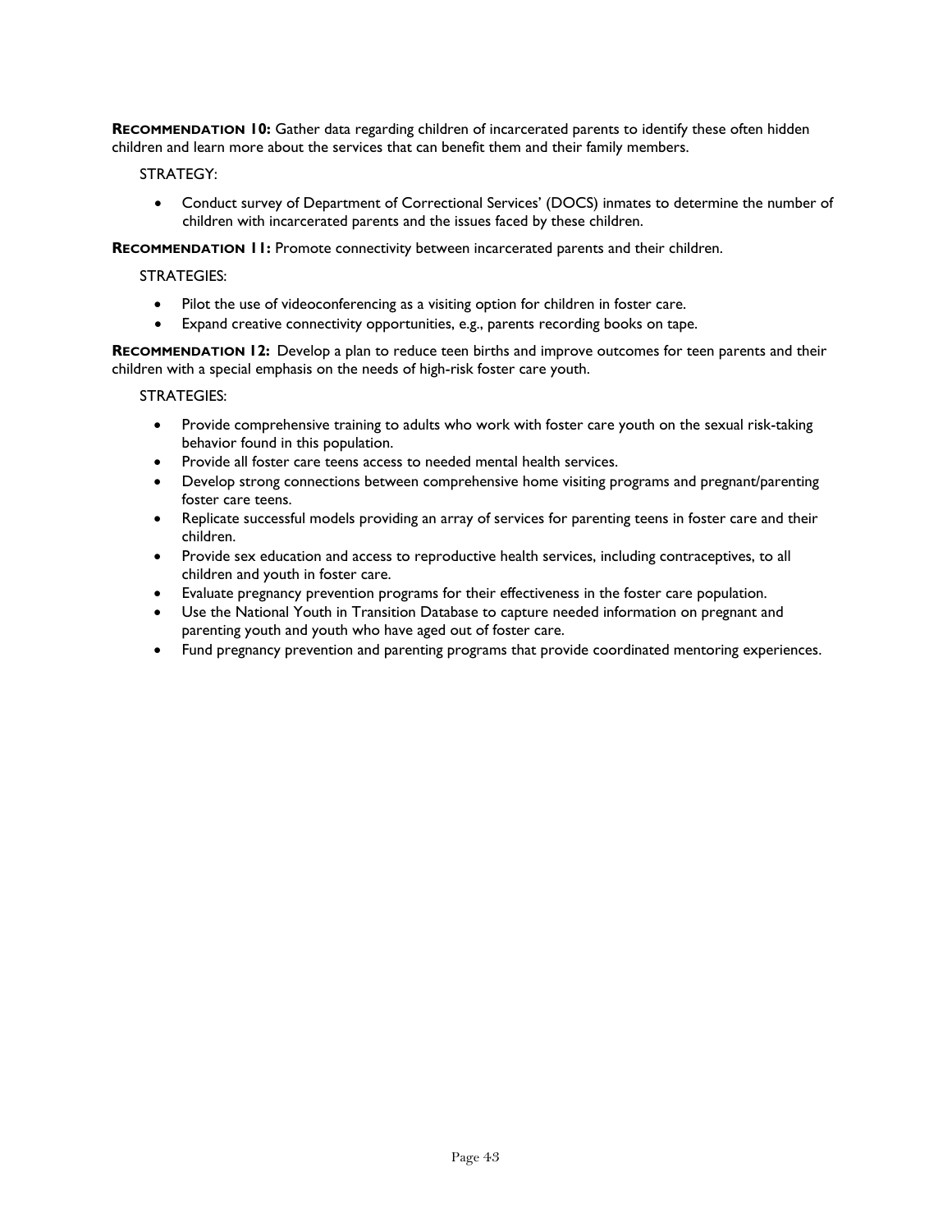**RECOMMENDATION 10:** Gather data regarding children of incarcerated parents to identify these often hidden children and learn more about the services that can benefit them and their family members.

STRATEGY:

- Conduct survey of Department of Correctional Services' (DOCS) inmates to determine the number of children with incarcerated parents and the issues faced by these children.

**RECOMMENDATION 11:** Promote connectivity between incarcerated parents and their children.

STRATEGIES:

- Pilot the use of videoconferencing as a visiting option for children in foster care.
- Expand creative connectivity opportunities, e.g., parents recording books on tape.

**RECOMMENDATION 12:** Develop a plan to reduce teen births and improve outcomes for teen parents and their children with a special emphasis on the needs of high-risk foster care youth.

STRATEGIES:

- Provide comprehensive training to adults who work with foster care youth on the sexual risk-taking behavior found in this population.
- Provide all foster care teens access to needed mental health services.
- Develop strong connections between comprehensive home visiting programs and pregnant/parenting foster care teens.
- Replicate successful models providing an array of services for parenting teens in foster care and their children.
- Provide sex education and access to reproductive health services, including contraceptives, to all children and youth in foster care.
- Evaluate pregnancy prevention programs for their effectiveness in the foster care population.
- Use the National Youth in Transition Database to capture needed information on pregnant and parenting youth and youth who have aged out of foster care.
- Fund pregnancy prevention and parenting programs that provide coordinated mentoring experiences.